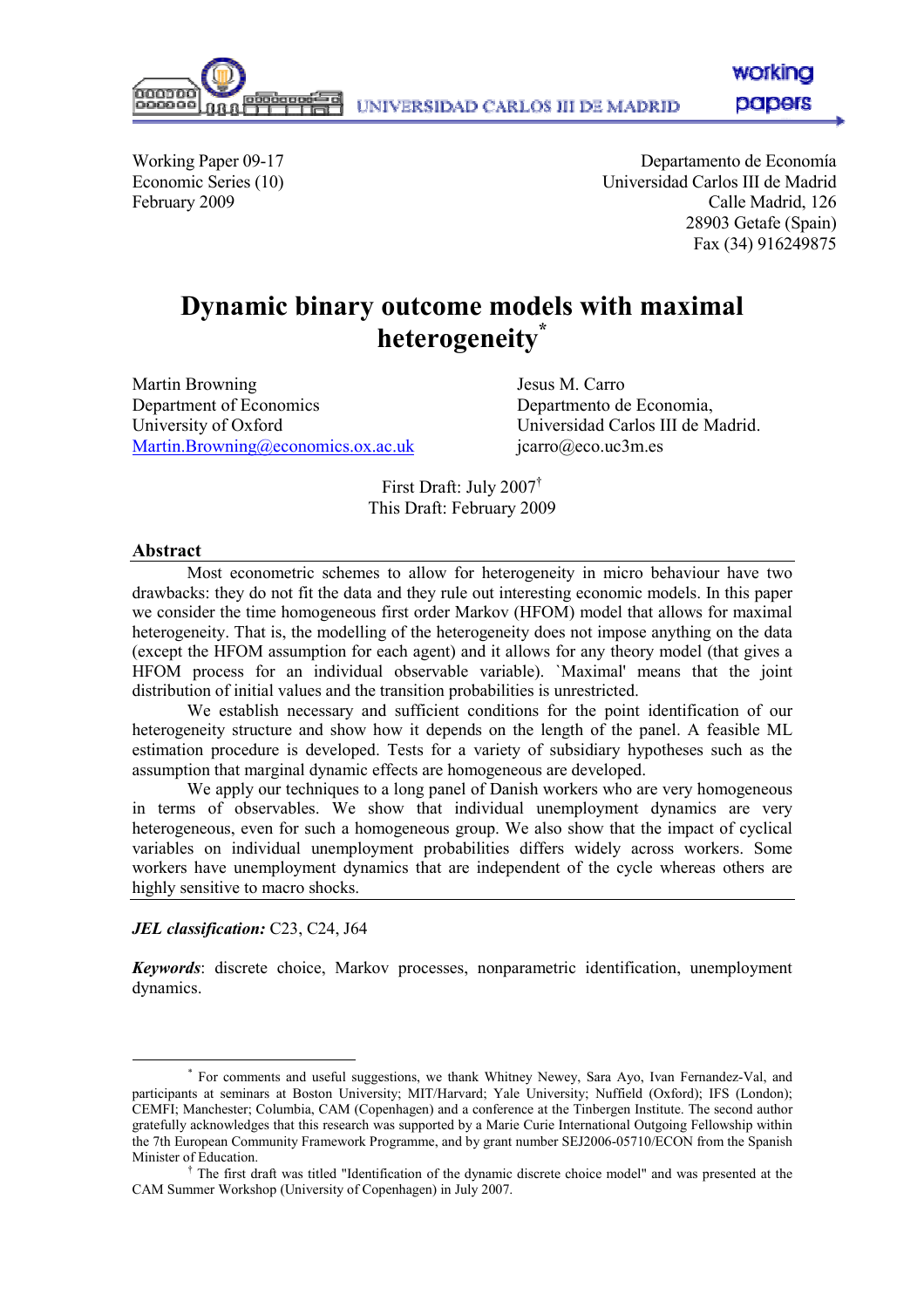Working Paper 09-17
Economic Series (10)
February 2009

Departamento de Economía
Universidad Carlos III de Madrid
Calle Madrid, 126
28903 Getafe (Spain)
Fax (34) 916249875

# Dynamic binary outcome models with maximal heterogeneity[*]

Martin Browning
Department of Economics
University of Oxford
Martin.Browning@economics.ox.ac.uk

Jesus M. Carro
Departmento de Economia,
Universidad Carlos III de Madrid.
jcarro@eco.uc3m.es

First Draft: July 2007[†]
This Draft: February 2009

## Abstract

Most econometric schemes to allow for heterogeneity in micro behaviour have two drawbacks: they do not fit the data and they rule out interesting economic models. In this paper we consider the time homogeneous first order Markov (HFOM) model that allows for maximal heterogeneity. That is, the modelling of the heterogeneity does not impose anything on the data (except the HFOM assumption for each agent) and it allows for any theory model (that gives a HFOM process for an individual observable variable). `Maximal' means that the joint distribution of initial values and the transition probabilities is unrestricted.

We establish necessary and sufficient conditions for the point identification of our heterogeneity structure and show how it depends on the length of the panel. A feasible ML estimation procedure is developed. Tests for a variety of subsidiary hypotheses such as the assumption that marginal dynamic effects are homogeneous are developed.

We apply our techniques to a long panel of Danish workers who are very homogeneous in terms of observables. We show that individual unemployment dynamics are very heterogeneous, even for such a homogeneous group. We also show that the impact of cyclical variables on individual unemployment probabilities differs widely across workers. Some workers have unemployment dynamics that are independent of the cycle whereas others are highly sensitive to macro shocks.

***JEL classification:*** C23, C24, J64

***Keywords***: discrete choice, Markov processes, nonparametric identification, unemployment dynamics.

---

[*] For comments and useful suggestions, we thank Whitney Newey, Sara Ayo, Ivan Fernandez-Val, and participants at seminars at Boston University; MIT/Harvard; Yale University; Nuffield (Oxford); IFS (London); CEMFI; Manchester; Columbia, CAM (Copenhagen) and a conference at the Tinbergen Institute. The second author gratefully acknowledges that this research was supported by a Marie Curie International Outgoing Fellowship within the 7th European Community Framework Programme, and by grant number SEJ2006-05710/ECON from the Spanish Minister of Education.

[†] The first draft was titled "Identification of the dynamic discrete choice model" and was presented at the CAM Summer Workshop (University of Copenhagen) in July 2007.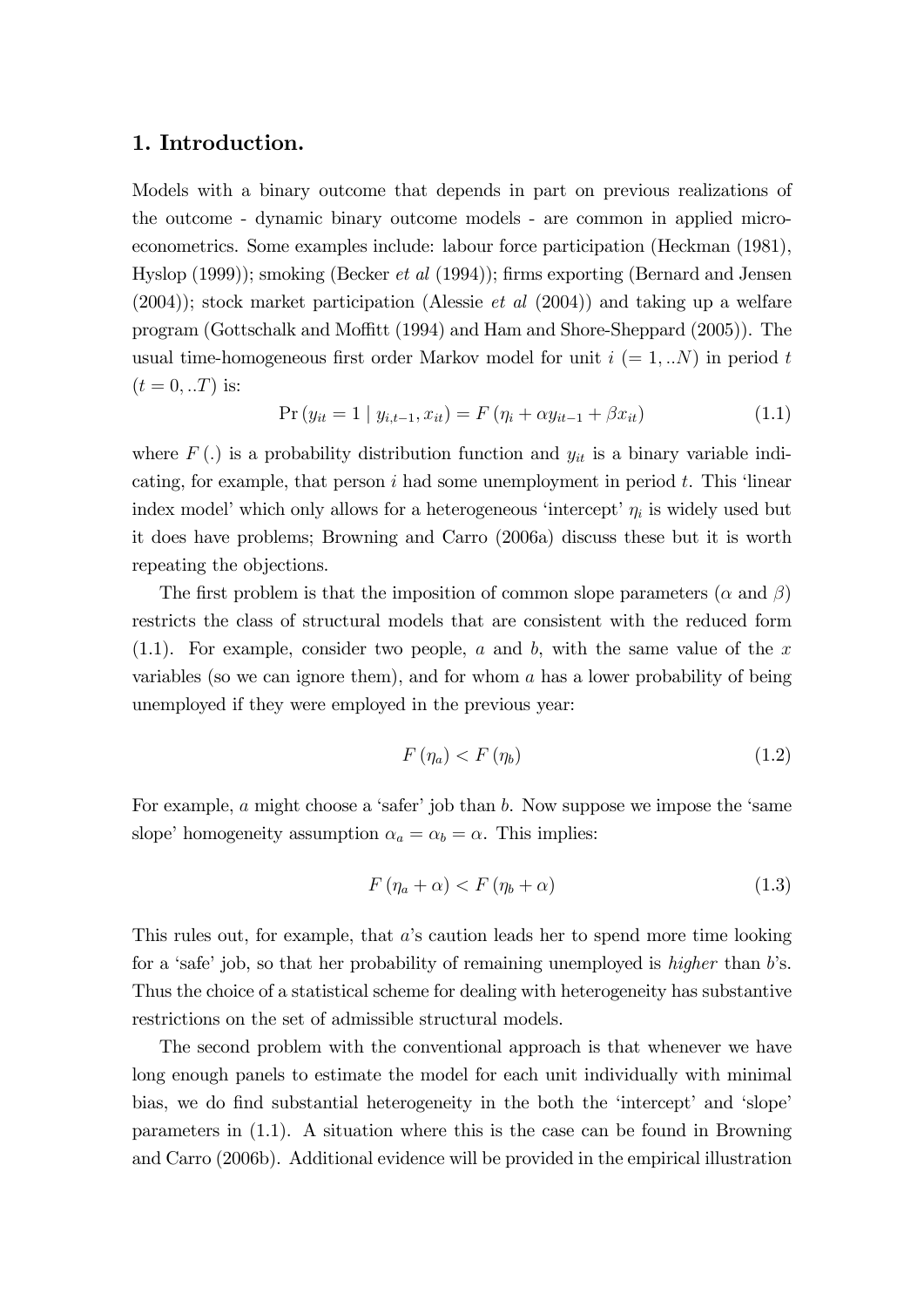## 1. Introduction.

Models with a binary outcome that depends in part on previous realizations of the outcome - dynamic binary outcome models - are common in applied microeconometrics. Some examples include: labour force participation (Heckman (1981), Hyslop (1999)); smoking (Becker *et al* (1994)); firms exporting (Bernard and Jensen (2004)); stock market participation (Alessie *et al* (2004)) and taking up a welfare program (Gottschalk and Moffitt (1994) and Ham and Shore-Sheppard (2005)). The usual time-homogeneous first order Markov model for unit $i$ $(= 1, ..N)$ in period $t$ $(t = 0, ..T)$ is:

$$\Pr(y_{it} = 1 \mid y_{i,t-1}, x_{it}) = F(\eta_i + \alpha y_{it-1} + \beta x_{it}) \tag{1.1}$$

where $F(.)$ is a probability distribution function and $y_{it}$ is a binary variable indicating, for example, that person $i$ had some unemployment in period $t$. This 'linear index model' which only allows for a heterogeneous 'intercept' $\eta_i$ is widely used but it does have problems; Browning and Carro (2006a) discuss these but it is worth repeating the objections.

The first problem is that the imposition of common slope parameters ($\alpha$ and $\beta$) restricts the class of structural models that are consistent with the reduced form (1.1). For example, consider two people, $a$ and $b$, with the same value of the $x$ variables (so we can ignore them), and for whom $a$ has a lower probability of being unemployed if they were employed in the previous year:

$$F(\eta_a) < F(\eta_b) \tag{1.2}$$

For example, $a$ might choose a 'safer' job than $b$. Now suppose we impose the 'same slope' homogeneity assumption $\alpha_a = \alpha_b = \alpha$. This implies:

$$F(\eta_a + \alpha) < F(\eta_b + \alpha) \tag{1.3}$$

This rules out, for example, that $a$'s caution leads her to spend more time looking for a 'safe' job, so that her probability of remaining unemployed is *higher* than $b$'s. Thus the choice of a statistical scheme for dealing with heterogeneity has substantive restrictions on the set of admissible structural models.

The second problem with the conventional approach is that whenever we have long enough panels to estimate the model for each unit individually with minimal bias, we do find substantial heterogeneity in the both the 'intercept' and 'slope' parameters in (1.1). A situation where this is the case can be found in Browning and Carro (2006b). Additional evidence will be provided in the empirical illustration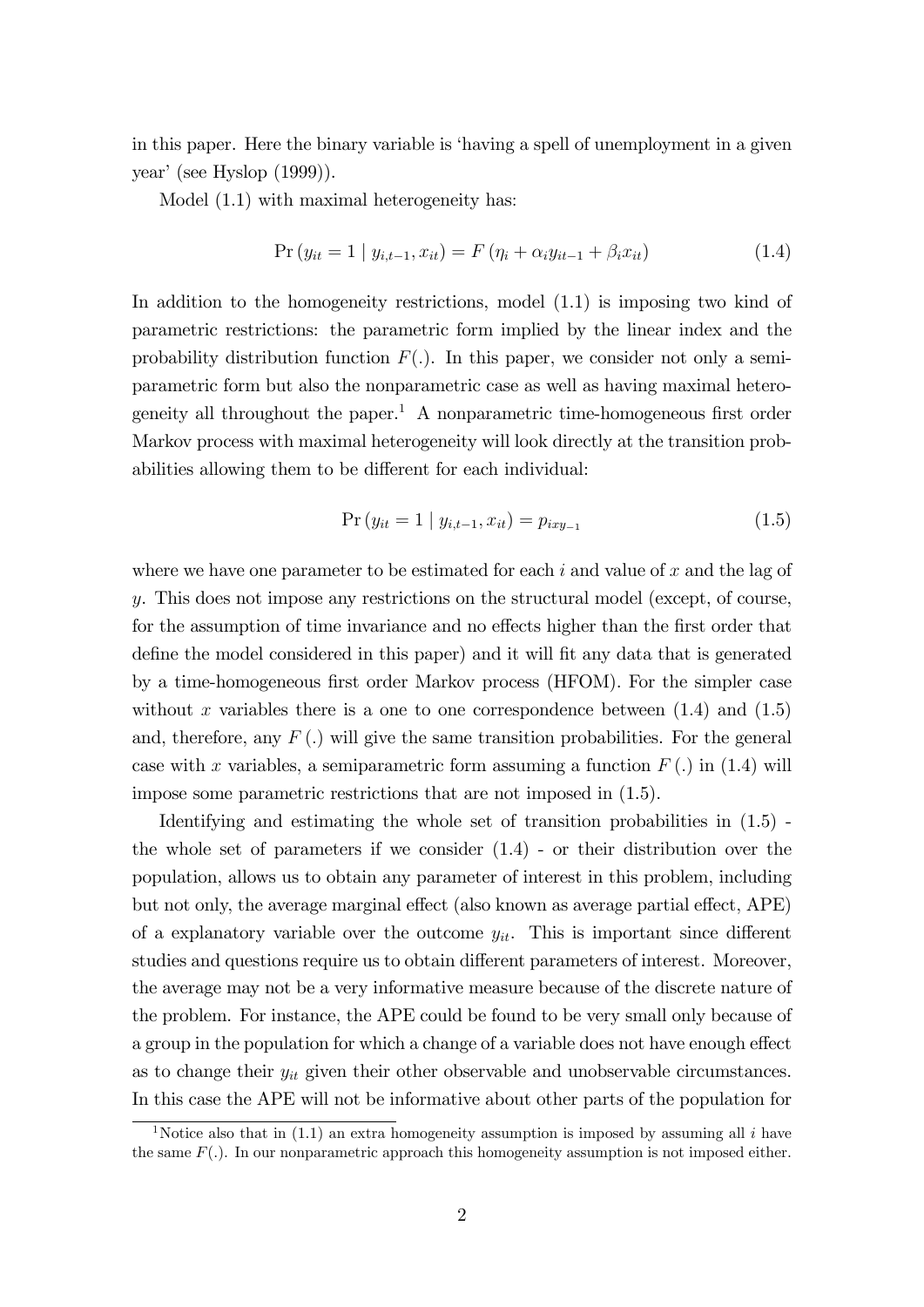in this paper. Here the binary variable is 'having a spell of unemployment in a given year' (see Hyslop (1999)).

Model (1.1) with maximal heterogeneity has:

$$\Pr\left(y_{it}=1 \mid y_{i,t-1}, x_{it}\right) = F\left(\eta_i + \alpha_i y_{it-1} + \beta_i x_{it}\right) \tag{1.4}$$

In addition to the homogeneity restrictions, model (1.1) is imposing two kind of parametric restrictions: the parametric form implied by the linear index and the probability distribution function $F(.)$. In this paper, we consider not only a semiparametric form but also the nonparametric case as well as having maximal heterogeneity all throughout the paper.[1] A nonparametric time-homogeneous first order Markov process with maximal heterogeneity will look directly at the transition probabilities allowing them to be different for each individual:

$$\Pr\left(y_{it}=1 \mid y_{i,t-1}, x_{it}\right) = p_{ixy_{-1}} \tag{1.5}$$

where we have one parameter to be estimated for each $i$ and value of $x$ and the lag of $y$. This does not impose any restrictions on the structural model (except, of course, for the assumption of time invariance and no effects higher than the first order that define the model considered in this paper) and it will fit any data that is generated by a time-homogeneous first order Markov process (HFOM). For the simpler case without $x$ variables there is a one to one correspondence between (1.4) and (1.5) and, therefore, any $F(.)$ will give the same transition probabilities. For the general case with $x$ variables, a semiparametric form assuming a function $F(.)$ in (1.4) will impose some parametric restrictions that are not imposed in (1.5).

Identifying and estimating the whole set of transition probabilities in (1.5) - the whole set of parameters if we consider (1.4) - or their distribution over the population, allows us to obtain any parameter of interest in this problem, including but not only, the average marginal effect (also known as average partial effect, APE) of a explanatory variable over the outcome $y_{it}$. This is important since different studies and questions require us to obtain different parameters of interest. Moreover, the average may not be a very informative measure because of the discrete nature of the problem. For instance, the APE could be found to be very small only because of a group in the population for which a change of a variable does not have enough effect as to change their $y_{it}$ given their other observable and unobservable circumstances. In this case the APE will not be informative about other parts of the population for

[1] Notice also that in (1.1) an extra homogeneity assumption is imposed by assuming all $i$ have the same $F(.)$. In our nonparametric approach this homogeneity assumption is not imposed either.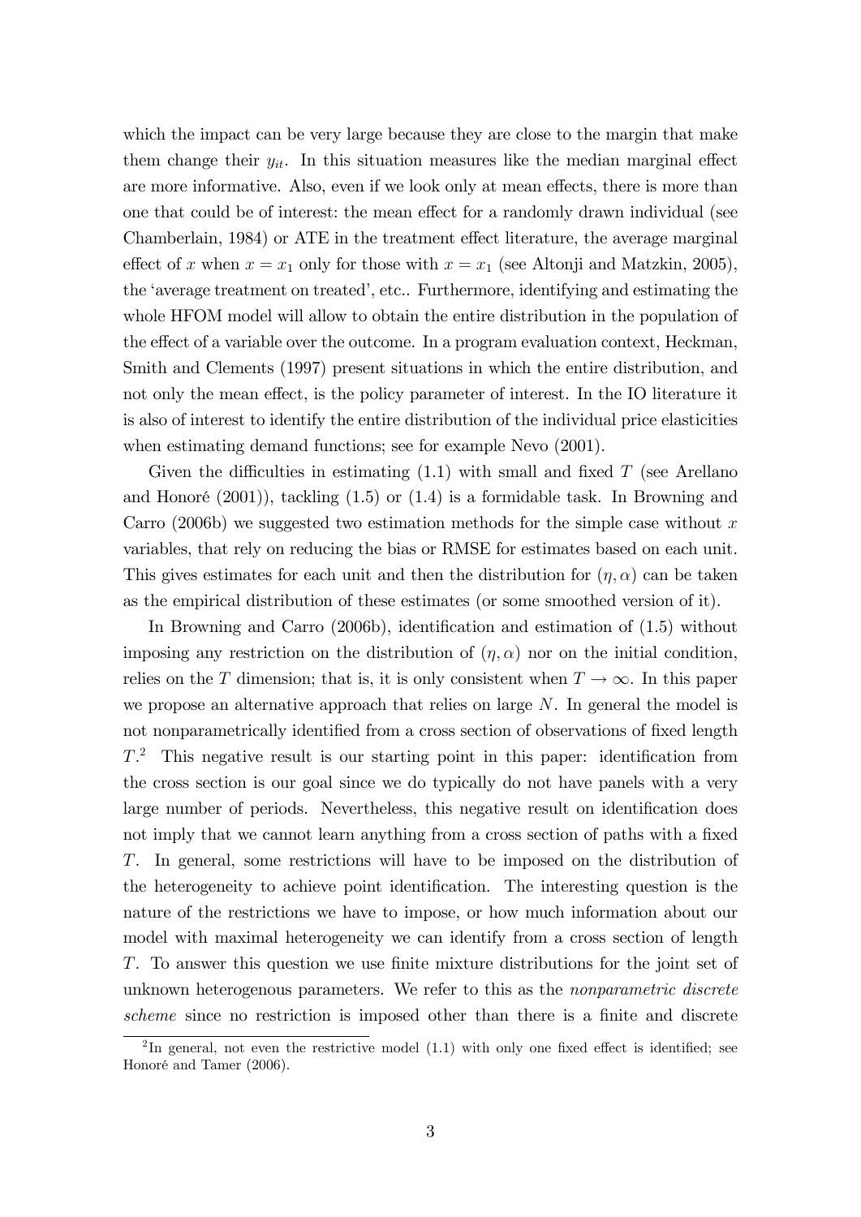which the impact can be very large because they are close to the margin that make them change their $y_{it}$. In this situation measures like the median marginal effect are more informative. Also, even if we look only at mean effects, there is more than one that could be of interest: the mean effect for a randomly drawn individual (see Chamberlain, 1984) or ATE in the treatment effect literature, the average marginal effect of $x$ when $x = x_1$ only for those with $x = x_1$ (see Altonji and Matzkin, 2005), the 'average treatment on treated', etc.. Furthermore, identifying and estimating the whole HFOM model will allow to obtain the entire distribution in the population of the effect of a variable over the outcome. In a program evaluation context, Heckman, Smith and Clements (1997) present situations in which the entire distribution, and not only the mean effect, is the policy parameter of interest. In the IO literature it is also of interest to identify the entire distribution of the individual price elasticities when estimating demand functions; see for example Nevo (2001).

Given the difficulties in estimating (1.1) with small and fixed $T$ (see Arellano and Honoré (2001)), tackling (1.5) or (1.4) is a formidable task. In Browning and Carro (2006b) we suggested two estimation methods for the simple case without $x$ variables, that rely on reducing the bias or RMSE for estimates based on each unit. This gives estimates for each unit and then the distribution for $(\eta, \alpha)$ can be taken as the empirical distribution of these estimates (or some smoothed version of it).

In Browning and Carro (2006b), identification and estimation of (1.5) without imposing any restriction on the distribution of $(\eta, \alpha)$ nor on the initial condition, relies on the $T$ dimension; that is, it is only consistent when $T \rightarrow \infty$. In this paper we propose an alternative approach that relies on large $N$. In general the model is not nonparametrically identified from a cross section of observations of fixed length $T$.[2] This negative result is our starting point in this paper: identification from the cross section is our goal since we do typically do not have panels with a very large number of periods. Nevertheless, this negative result on identification does not imply that we cannot learn anything from a cross section of paths with a fixed $T$. In general, some restrictions will have to be imposed on the distribution of the heterogeneity to achieve point identification. The interesting question is the nature of the restrictions we have to impose, or how much information about our model with maximal heterogeneity we can identify from a cross section of length $T$. To answer this question we use finite mixture distributions for the joint set of unknown heterogenous parameters. We refer to this as the *nonparametric discrete scheme* since no restriction is imposed other than there is a finite and discrete

[2] In general, not even the restrictive model (1.1) with only one fixed effect is identified; see Honoré and Tamer (2006).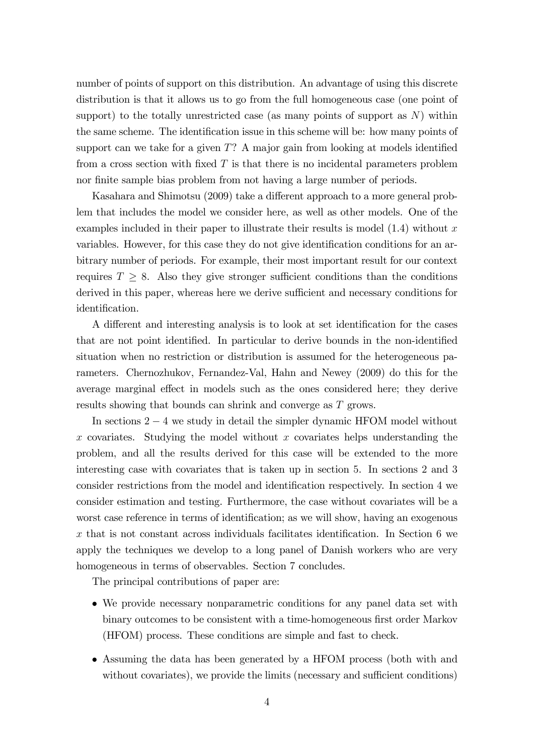number of points of support on this distribution. An advantage of using this discrete distribution is that it allows us to go from the full homogeneous case (one point of support) to the totally unrestricted case (as many points of support as $N$) within the same scheme. The identification issue in this scheme will be: how many points of support can we take for a given $T$? A major gain from looking at models identified from a cross section with fixed $T$ is that there is no incidental parameters problem nor finite sample bias problem from not having a large number of periods.

Kasahara and Shimotsu (2009) take a different approach to a more general problem that includes the model we consider here, as well as other models. One of the examples included in their paper to illustrate their results is model (1.4) without $x$ variables. However, for this case they do not give identification conditions for an arbitrary number of periods. For example, their most important result for our context requires $T \geq 8$. Also they give stronger sufficient conditions than the conditions derived in this paper, whereas here we derive sufficient and necessary conditions for identification.

A different and interesting analysis is to look at set identification for the cases that are not point identified. In particular to derive bounds in the non-identified situation when no restriction or distribution is assumed for the heterogeneous parameters. Chernozhukov, Fernandez-Val, Hahn and Newey (2009) do this for the average marginal effect in models such as the ones considered here; they derive results showing that bounds can shrink and converge as $T$ grows.

In sections $2-4$ we study in detail the simpler dynamic HFOM model without $x$ covariates. Studying the model without $x$ covariates helps understanding the problem, and all the results derived for this case will be extended to the more interesting case with covariates that is taken up in section 5. In sections 2 and 3 consider restrictions from the model and identification respectively. In section 4 we consider estimation and testing. Furthermore, the case without covariates will be a worst case reference in terms of identification; as we will show, having an exogenous $x$ that is not constant across individuals facilitates identification. In Section 6 we apply the techniques we develop to a long panel of Danish workers who are very homogeneous in terms of observables. Section 7 concludes.

The principal contributions of paper are:

- We provide necessary nonparametric conditions for any panel data set with binary outcomes to be consistent with a time-homogeneous first order Markov (HFOM) process. These conditions are simple and fast to check.
- Assuming the data has been generated by a HFOM process (both with and without covariates), we provide the limits (necessary and sufficient conditions)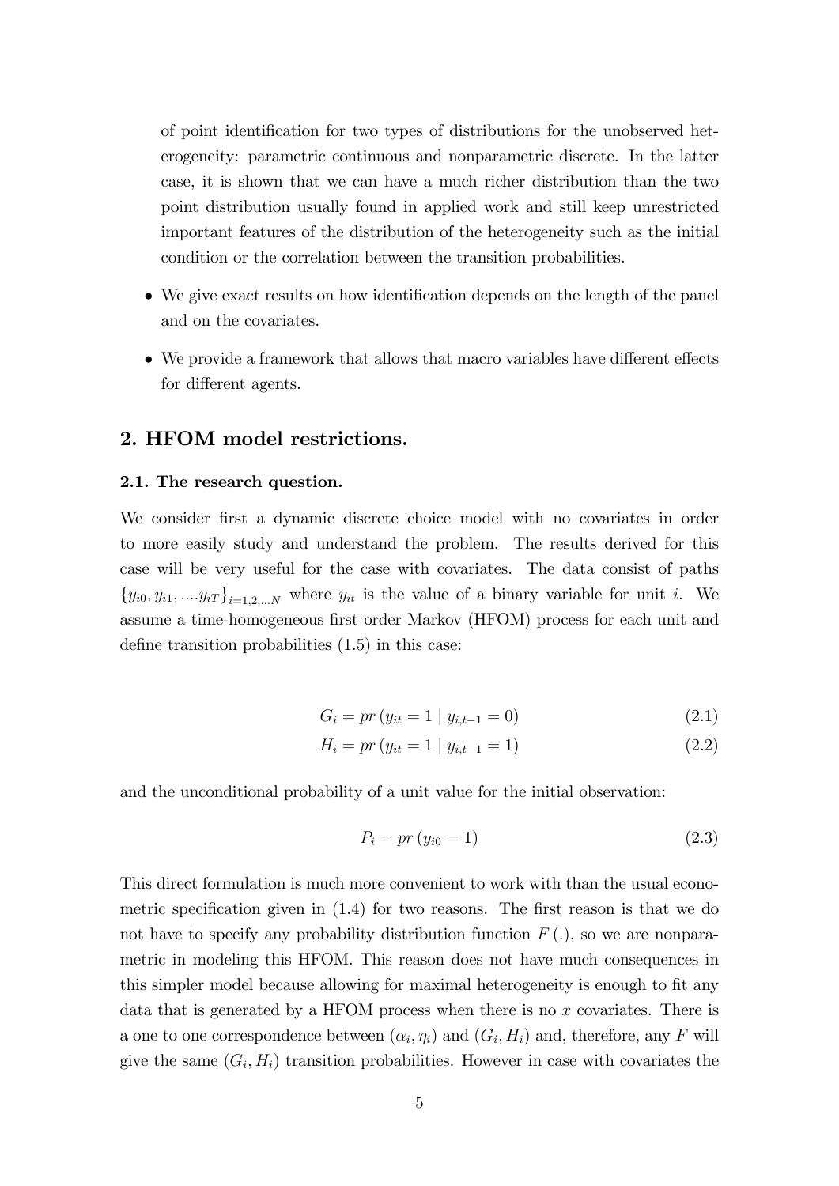of point identification for two types of distributions for the unobserved heterogeneity: parametric continuous and nonparametric discrete. In the latter case, it is shown that we can have a much richer distribution than the two point distribution usually found in applied work and still keep unrestricted important features of the distribution of the heterogeneity such as the initial condition or the correlation between the transition probabilities.

- We give exact results on how identification depends on the length of the panel and on the covariates.
- We provide a framework that allows that macro variables have different effects for different agents.

## 2. HFOM model restrictions.

### 2.1. The research question.

We consider first a dynamic discrete choice model with no covariates in order to more easily study and understand the problem. The results derived for this case will be very useful for the case with covariates. The data consist of paths $\{y_{i0}, y_{i1}, ....y_{iT}\}_{i=1,2,...N}$ where $y_{it}$ is the value of a binary variable for unit $i$. We assume a time-homogeneous first order Markov (HFOM) process for each unit and define transition probabilities (1.5) in this case:

$$G_i = pr\left(y_{it} = 1 \mid y_{i,t-1} = 0\right) \tag{2.1}$$

$$H_i = pr\left(y_{it} = 1 \mid y_{i,t-1} = 1\right) \tag{2.2}$$

and the unconditional probability of a unit value for the initial observation:

$$P_i = pr\left(y_{i0} = 1\right) \tag{2.3}$$

This direct formulation is much more convenient to work with than the usual econometric specification given in (1.4) for two reasons. The first reason is that we do not have to specify any probability distribution function $F(.)$, so we are nonparametric in modeling this HFOM. This reason does not have much consequences in this simpler model because allowing for maximal heterogeneity is enough to fit any data that is generated by a HFOM process when there is no $x$ covariates. There is a one to one correspondence between $(\alpha_i, \eta_i)$ and $(G_i, H_i)$ and, therefore, any $F$ will give the same $(G_i, H_i)$ transition probabilities. However in case with covariates the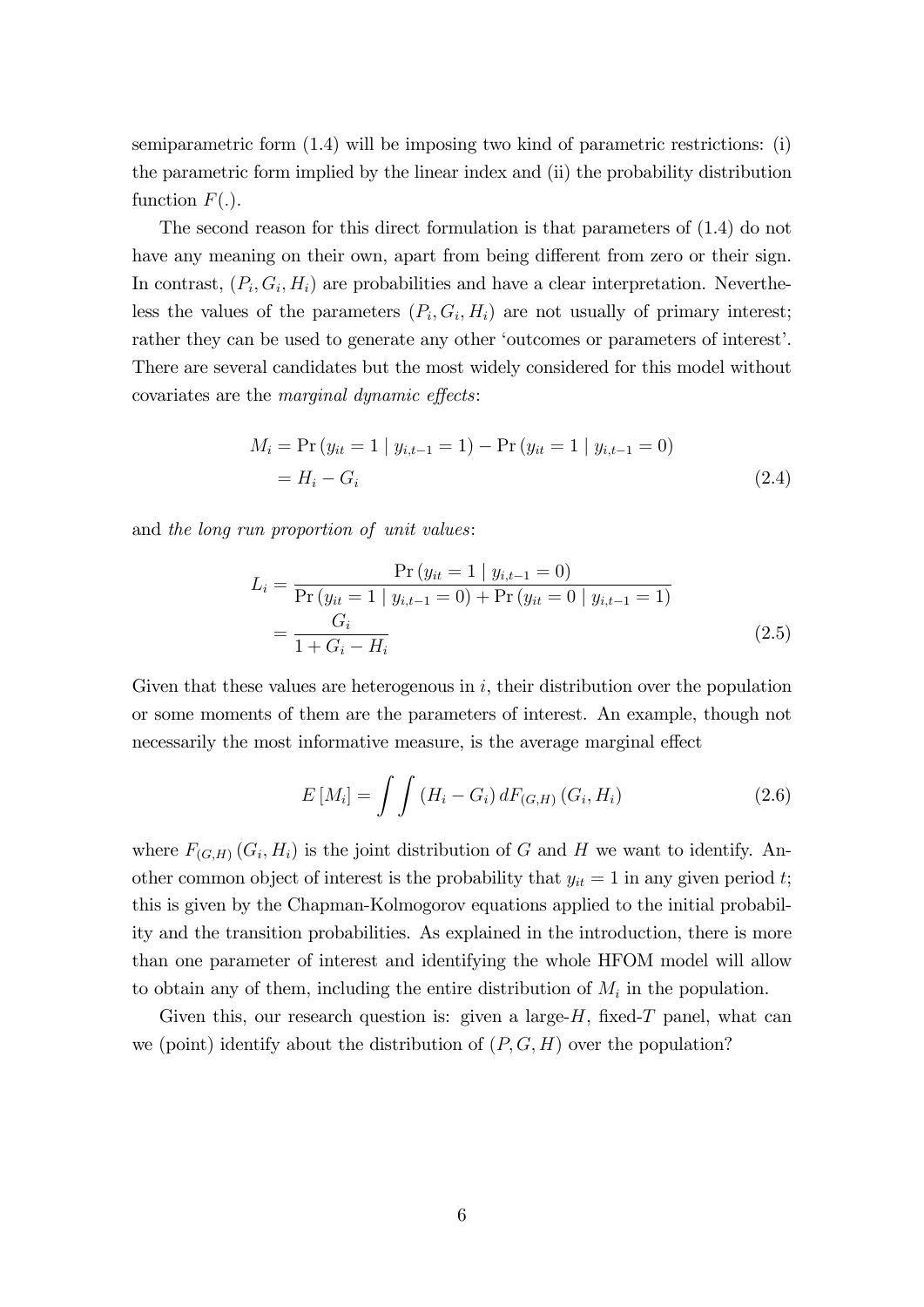semiparametric form (1.4) will be imposing two kind of parametric restrictions: (i) the parametric form implied by the linear index and (ii) the probability distribution function $F(.)$.

The second reason for this direct formulation is that parameters of (1.4) do not have any meaning on their own, apart from being different from zero or their sign. In contrast, $(P_i, G_i, H_i)$ are probabilities and have a clear interpretation. Nevertheless the values of the parameters $(P_i, G_i, H_i)$ are not usually of primary interest; rather they can be used to generate any other 'outcomes or parameters of interest'. There are several candidates but the most widely considered for this model without covariates are the *marginal dynamic effects*:

$$\begin{aligned} M_i &= \Pr\left(y_{it} = 1 \mid y_{i,t-1} = 1\right) - \Pr\left(y_{it} = 1 \mid y_{i,t-1} = 0\right) \\ &= H_i - G_i \end{aligned} \tag{2.4}$$

and *the long run proportion of unit values*:

$$\begin{aligned} L_i &= \frac{\Pr\left(y_{it} = 1 \mid y_{i,t-1} = 0\right)}{\Pr\left(y_{it} = 1 \mid y_{i,t-1} = 0\right) + \Pr\left(y_{it} = 0 \mid y_{i,t-1} = 1\right)} \\ &= \frac{G_i}{1 + G_i - H_i} \end{aligned} \tag{2.5}$$

Given that these values are heterogenous in $i$, their distribution over the population or some moments of them are the parameters of interest. An example, though not necessarily the most informative measure, is the average marginal effect

$$E\left[M_i\right] = \int\int \left(H_i - G_i\right) dF_{(G,H)}\left(G_i, H_i\right) \tag{2.6}$$

where $F_{(G,H)}\left(G_i, H_i\right)$ is the joint distribution of $G$ and $H$ we want to identify. Another common object of interest is the probability that $y_{it} = 1$ in any given period $t$; this is given by the Chapman-Kolmogorov equations applied to the initial probability and the transition probabilities. As explained in the introduction, there is more than one parameter of interest and identifying the whole HFOM model will allow to obtain any of them, including the entire distribution of $M_i$ in the population.

Given this, our research question is: given a large-$H$, fixed-$T$ panel, what can we (point) identify about the distribution of $(P, G, H)$ over the population?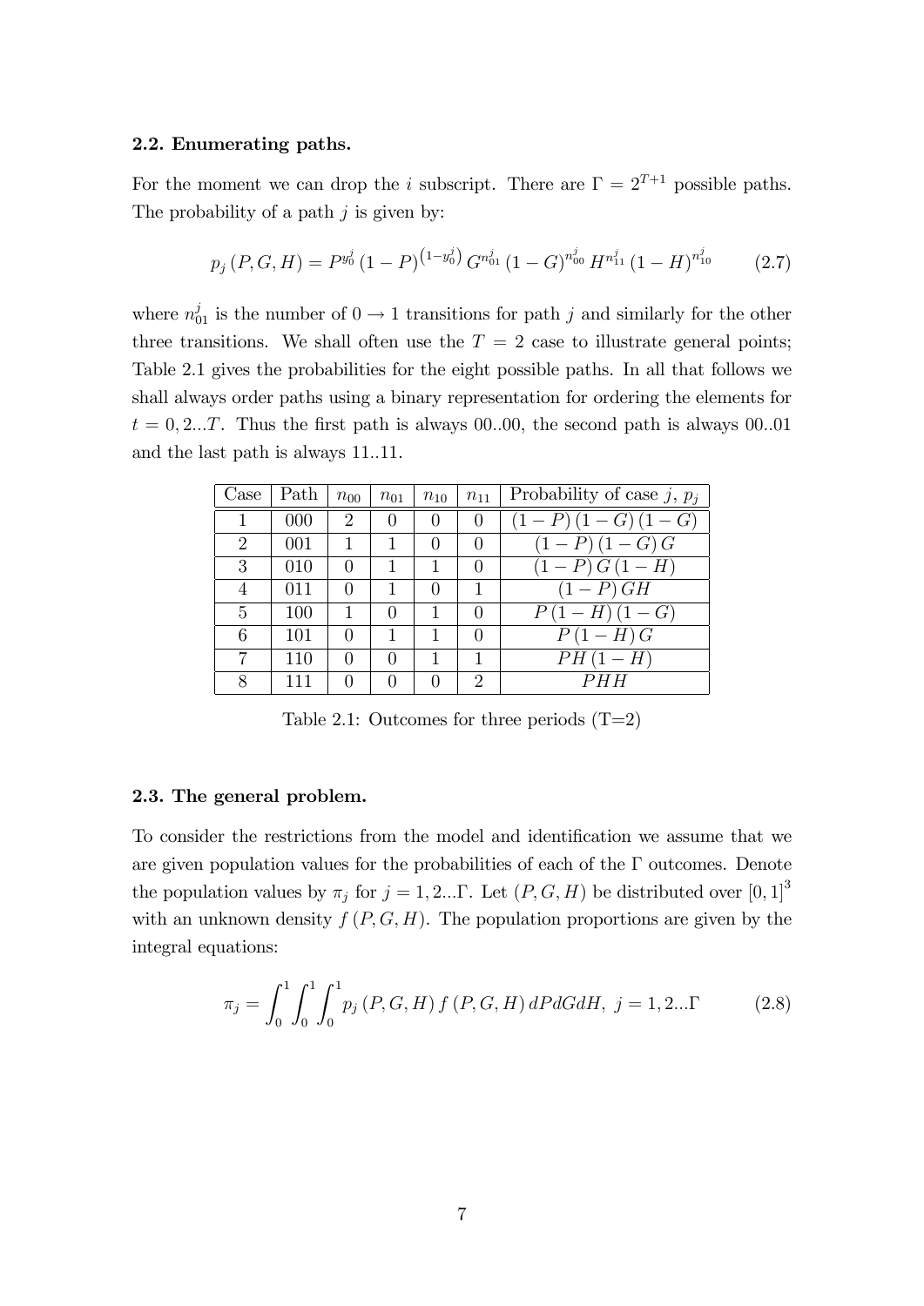### 2.2. Enumerating paths.

For the moment we can drop the $i$ subscript. There are $\Gamma = 2^{T+1}$ possible paths. The probability of a path $j$ is given by:

$$p_j(P, G, H) = P^{y_0^j}(1-P)^{\left(1-y_0^j\right)} G^{n_{01}^j}(1-G)^{n_{00}^j} H^{n_{11}^j}(1-H)^{n_{10}^j} \tag{2.7}$$

where $n_{01}^j$ is the number of $0 \to 1$ transitions for path $j$ and similarly for the other three transitions. We shall often use the $T = 2$ case to illustrate general points; Table 2.1 gives the probabilities for the eight possible paths. In all that follows we shall always order paths using a binary representation for ordering the elements for $t = 0, 2...T$. Thus the first path is always 00..00, the second path is always 00..01 and the last path is always 11..11.

| Case | Path | $n_{00}$ | $n_{01}$ | $n_{10}$ | $n_{11}$ | Probability of case $j$, $p_j$ |
|---|---|---|---|---|---|---|
| 1 | 000 | 2 | 0 | 0 | 0 | $(1-P)(1-G)(1-G)$ |
| 2 | 001 | 1 | 1 | 0 | 0 | $(1-P)(1-G)G$ |
| 3 | 010 | 0 | 1 | 1 | 0 | $(1-P)G(1-H)$ |
| 4 | 011 | 0 | 1 | 0 | 1 | $(1-P)GH$ |
| 5 | 100 | 1 | 0 | 1 | 0 | $P(1-H)(1-G)$ |
| 6 | 101 | 0 | 1 | 1 | 0 | $P(1-H)G$ |
| 7 | 110 | 0 | 0 | 1 | 1 | $PH(1-H)$ |
| 8 | 111 | 0 | 0 | 0 | 2 | $PHH$ |

Table 2.1: Outcomes for three periods (T=2)

### 2.3. The general problem.

To consider the restrictions from the model and identification we assume that we are given population values for the probabilities of each of the $\Gamma$ outcomes. Denote the population values by $\pi_j$ for $j = 1, 2...\Gamma$. Let $(P, G, H)$ be distributed over $[0,1]^3$ with an unknown density $f(P, G, H)$. The population proportions are given by the integral equations:

$$\pi_j = \int_0^1 \int_0^1 \int_0^1 p_j(P, G, H) f(P, G, H) \, dPdGdH, \; j = 1, 2...\Gamma \tag{2.8}$$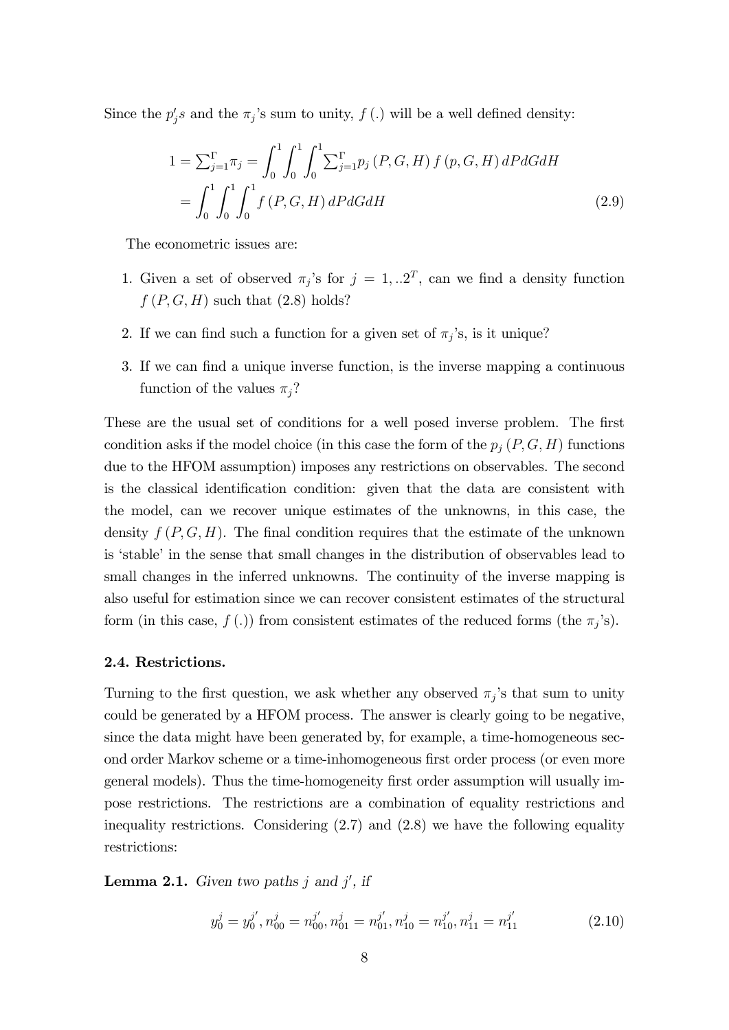Since the $p_j's$ and the $\pi_j$'s sum to unity, $f(.)$ will be a well defined density:

$$
\begin{aligned}
1 = \sum_{j=1}^{\Gamma} \pi_j &= \int_0^1 \int_0^1 \int_0^1 \sum_{j=1}^{\Gamma} p_j(P, G, H) f(p, G, H) \, dP dG dH \\
&= \int_0^1 \int_0^1 \int_0^1 f(P, G, H) \, dP dG dH
\end{aligned} \tag{2.9}
$$

The econometric issues are:

1. Given a set of observed $\pi_j$'s for $j = 1, ..2^T$, can we find a density function $f(P, G, H)$ such that (2.8) holds?
2. If we can find such a function for a given set of $\pi_j$'s, is it unique?
3. If we can find a unique inverse function, is the inverse mapping a continuous function of the values $\pi_j$?

These are the usual set of conditions for a well posed inverse problem. The first condition asks if the model choice (in this case the form of the $p_j(P, G, H)$ functions due to the HFOM assumption) imposes any restrictions on observables. The second is the classical identification condition: given that the data are consistent with the model, can we recover unique estimates of the unknowns, in this case, the density $f(P, G, H)$. The final condition requires that the estimate of the unknown is 'stable' in the sense that small changes in the distribution of observables lead to small changes in the inferred unknowns. The continuity of the inverse mapping is also useful for estimation since we can recover consistent estimates of the structural form (in this case, $f(.)$) from consistent estimates of the reduced forms (the $\pi_j$'s).

### 2.4. Restrictions.

Turning to the first question, we ask whether any observed $\pi_j$'s that sum to unity could be generated by a HFOM process. The answer is clearly going to be negative, since the data might have been generated by, for example, a time-homogeneous second order Markov scheme or a time-inhomogeneous first order process (or even more general models). Thus the time-homogeneity first order assumption will usually impose restrictions. The restrictions are a combination of equality restrictions and inequality restrictions. Considering (2.7) and (2.8) we have the following equality restrictions:

**Lemma 2.1.** *Given two paths $j$ and $j'$, if*

$$
y_0^j = y_0^{j'}, n_{00}^j = n_{00}^{j'}, n_{01}^j = n_{01}^{j'}, n_{10}^j = n_{10}^{j'}, n_{11}^j = n_{11}^{j'} \tag{2.10}
$$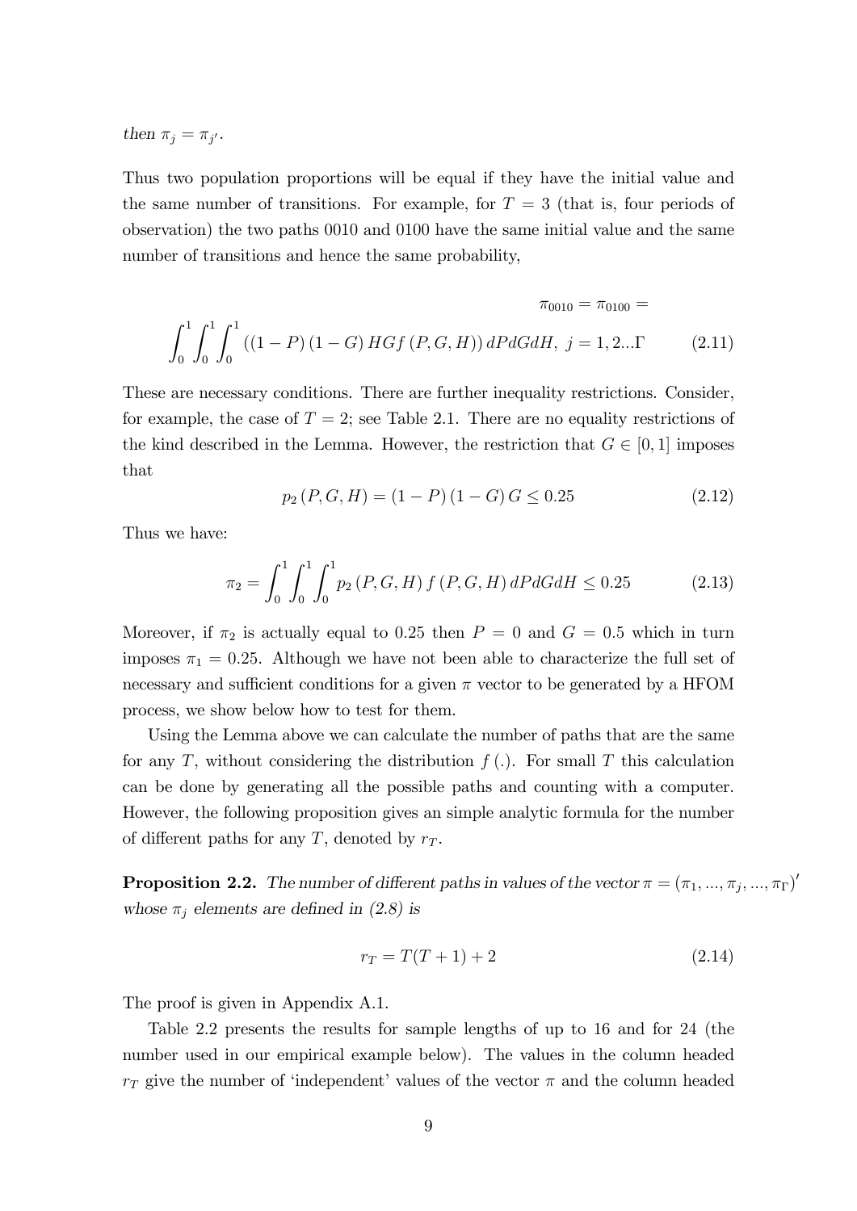*then* $\pi_j = \pi_{j'}$.

Thus two population proportions will be equal if they have the initial value and the same number of transitions. For example, for $T = 3$ (that is, four periods of observation) the two paths 0010 and 0100 have the same initial value and the same number of transitions and hence the same probability,

$$\pi_{0010} = \pi_{0100} =$$

$$\int_0^1 \int_0^1 \int_0^1 \left( (1-P)(1-G) HGf(P,G,H) \right) dPdGdH, \; j = 1, 2...\Gamma \tag{2.11}$$

These are necessary conditions. There are further inequality restrictions. Consider, for example, the case of $T = 2$; see Table 2.1. There are no equality restrictions of the kind described in the Lemma. However, the restriction that $G \in [0,1]$ imposes that

$$p_2(P,G,H) = (1-P)(1-G)G \leq 0.25 \tag{2.12}$$

Thus we have:

$$\pi_2 = \int_0^1 \int_0^1 \int_0^1 p_2(P,G,H) f(P,G,H) \, dPdGdH \leq 0.25 \tag{2.13}$$

Moreover, if $\pi_2$ is actually equal to 0.25 then $P = 0$ and $G = 0.5$ which in turn imposes $\pi_1 = 0.25$. Although we have not been able to characterize the full set of necessary and sufficient conditions for a given $\pi$ vector to be generated by a HFOM process, we show below how to test for them.

Using the Lemma above we can calculate the number of paths that are the same for any $T$, without considering the distribution $f(.)$. For small $T$ this calculation can be done by generating all the possible paths and counting with a computer. However, the following proposition gives an simple analytic formula for the number of different paths for any $T$, denoted by $r_T$.

**Proposition 2.2.** *The number of different paths in values of the vector* $\pi = (\pi_1, ..., \pi_j, ..., \pi_\Gamma)'$ *whose* $\pi_j$ *elements are defined in (2.8) is*

$$r_T = T(T+1) + 2 \tag{2.14}$$

The proof is given in Appendix A.1.

Table 2.2 presents the results for sample lengths of up to 16 and for 24 (the number used in our empirical example below). The values in the column headed $r_T$ give the number of 'independent' values of the vector $\pi$ and the column headed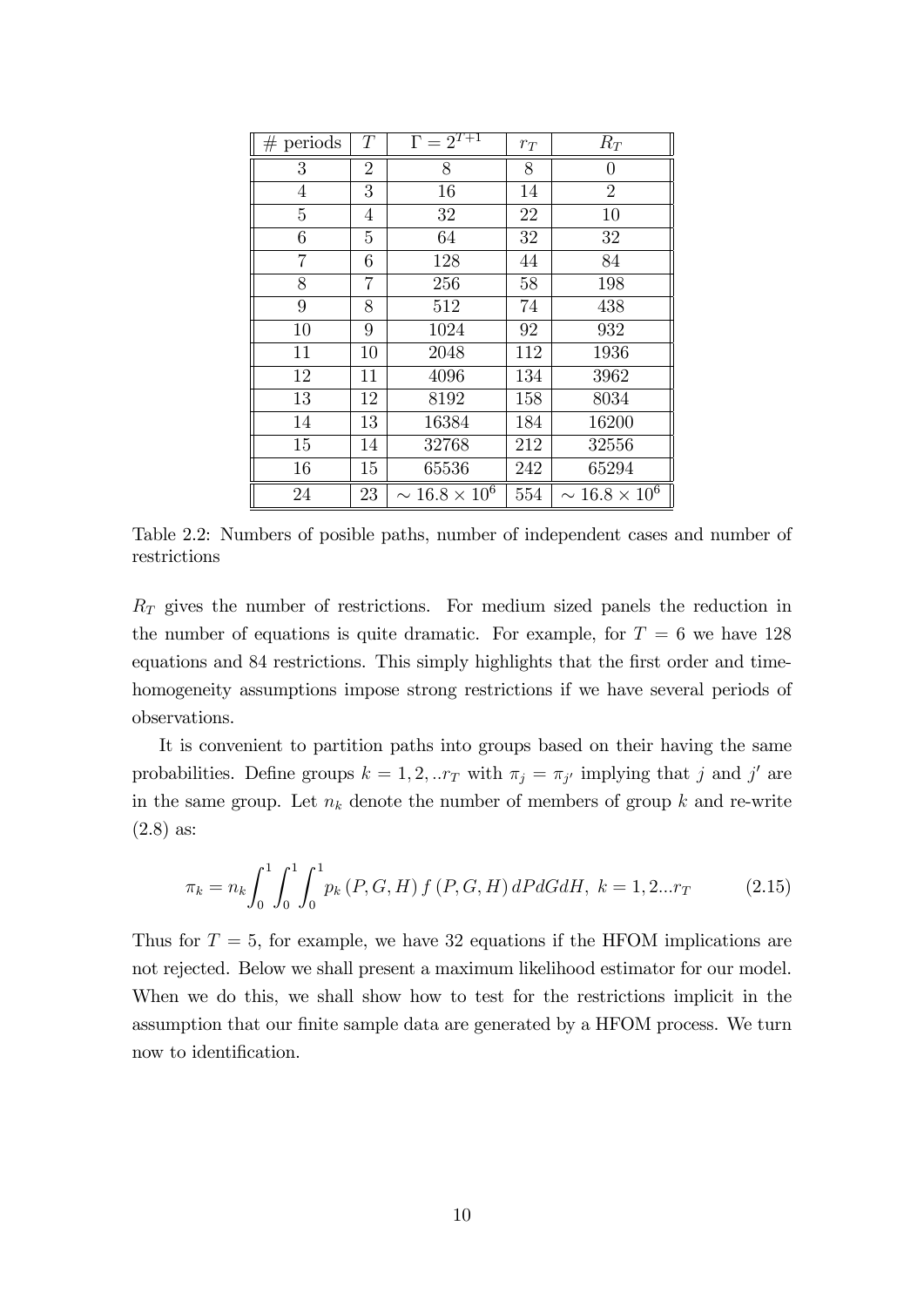| # periods | $T$ | $\Gamma = 2^{T+1}$ | $r_T$ | $R_T$ |
|---|---|---|---|---|
| 3 | 2 | 8 | 8 | 0 |
| 4 | 3 | 16 | 14 | 2 |
| 5 | 4 | 32 | 22 | 10 |
| 6 | 5 | 64 | 32 | 32 |
| 7 | 6 | 128 | 44 | 84 |
| 8 | 7 | 256 | 58 | 198 |
| 9 | 8 | 512 | 74 | 438 |
| 10 | 9 | 1024 | 92 | 932 |
| 11 | 10 | 2048 | 112 | 1936 |
| 12 | 11 | 4096 | 134 | 3962 |
| 13 | 12 | 8192 | 158 | 8034 |
| 14 | 13 | 16384 | 184 | 16200 |
| 15 | 14 | 32768 | 212 | 32556 |
| 16 | 15 | 65536 | 242 | 65294 |
| 24 | 23 | $\sim 16.8 \times 10^6$ | 554 | $\sim 16.8 \times 10^6$ |

Table 2.2: Numbers of posible paths, number of independent cases and number of restrictions

$R_T$ gives the number of restrictions. For medium sized panels the reduction in the number of equations is quite dramatic. For example, for $T = 6$ we have 128 equations and 84 restrictions. This simply highlights that the first order and time-homogeneity assumptions impose strong restrictions if we have several periods of observations.

It is convenient to partition paths into groups based on their having the same probabilities. Define groups $k = 1, 2, ..r_T$ with $\pi_j = \pi_{j'}$ implying that $j$ and $j'$ are in the same group. Let $n_k$ denote the number of members of group $k$ and re-write (2.8) as:

$$\pi_k = n_k \int_0^1 \int_0^1 \int_0^1 p_k (P, G, H) f (P, G, H) \, dPdGdH, \; k = 1, 2...r_T \tag{2.15}$$

Thus for $T = 5$, for example, we have 32 equations if the HFOM implications are not rejected. Below we shall present a maximum likelihood estimator for our model. When we do this, we shall show how to test for the restrictions implicit in the assumption that our finite sample data are generated by a HFOM process. We turn now to identification.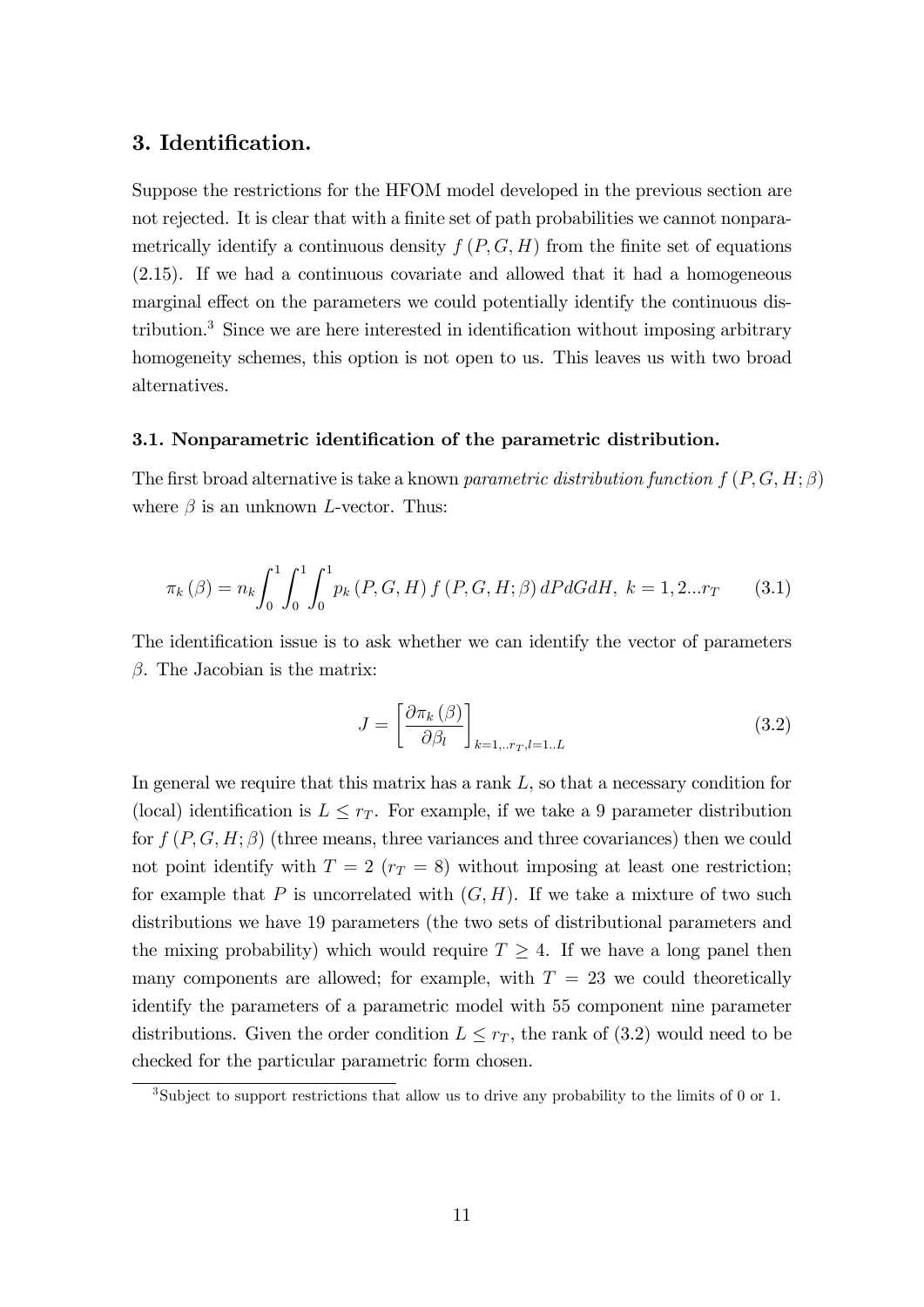## 3. Identification.

Suppose the restrictions for the HFOM model developed in the previous section are not rejected. It is clear that with a finite set of path probabilities we cannot nonparametrically identify a continuous density $f(P, G, H)$ from the finite set of equations (2.15). If we had a continuous covariate and allowed that it had a homogeneous marginal effect on the parameters we could potentially identify the continuous distribution.[3] Since we are here interested in identification without imposing arbitrary homogeneity schemes, this option is not open to us. This leaves us with two broad alternatives.

### 3.1. Nonparametric identification of the parametric distribution.

The first broad alternative is take a known *parametric distribution function* $f(P, G, H; \beta)$ where $\beta$ is an unknown $L$-vector. Thus:

$$\pi_k(\beta) = n_k \int_0^1 \int_0^1 \int_0^1 p_k(P, G, H) f(P, G, H; \beta) \, dP dG dH, \; k = 1, 2...r_T \tag{3.1}$$

The identification issue is to ask whether we can identify the vector of parameters $\beta$. The Jacobian is the matrix:

$$J = \left[ \frac{\partial \pi_k(\beta)}{\partial \beta_l} \right]_{k=1,..r_T, l=1..L} \tag{3.2}$$

In general we require that this matrix has a rank $L$, so that a necessary condition for (local) identification is $L \leq r_T$. For example, if we take a 9 parameter distribution for $f(P, G, H; \beta)$ (three means, three variances and three covariances) then we could not point identify with $T = 2$ ($r_T = 8$) without imposing at least one restriction; for example that $P$ is uncorrelated with $(G, H)$. If we take a mixture of two such distributions we have 19 parameters (the two sets of distributional parameters and the mixing probability) which would require $T \geq 4$. If we have a long panel then many components are allowed; for example, with $T = 23$ we could theoretically identify the parameters of a parametric model with 55 component nine parameter distributions. Given the order condition $L \leq r_T$, the rank of (3.2) would need to be checked for the particular parametric form chosen.

[3] Subject to support restrictions that allow us to drive any probability to the limits of 0 or 1.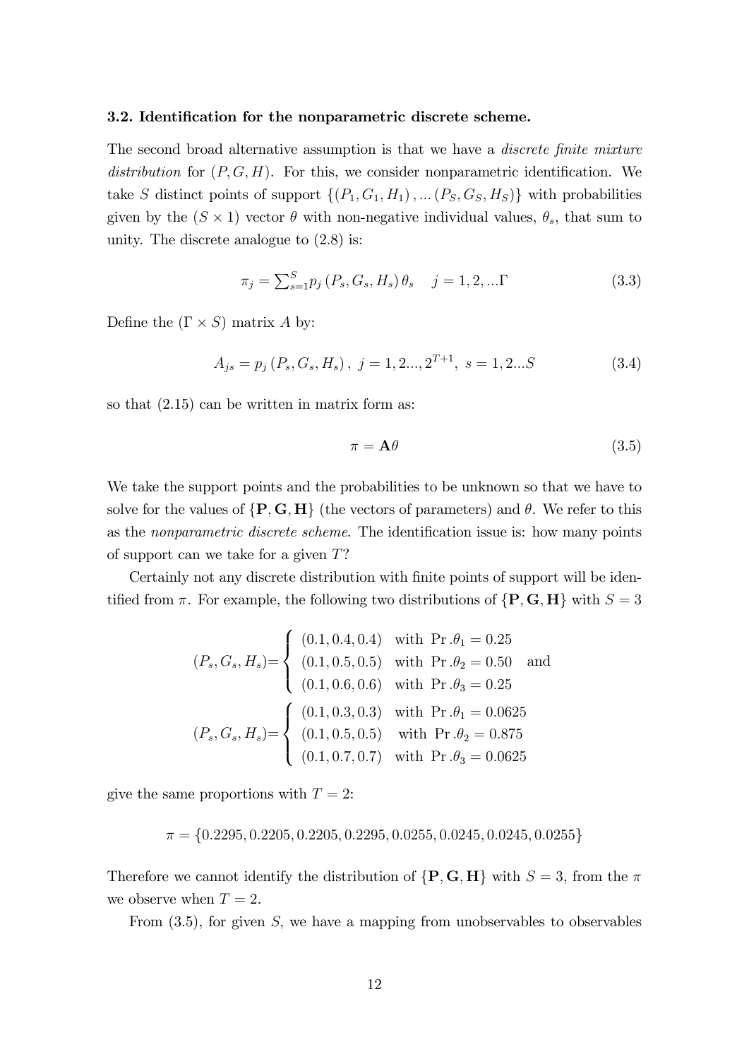### 3.2. Identification for the nonparametric discrete scheme.

The second broad alternative assumption is that we have a *discrete finite mixture distribution* for $(P, G, H)$. For this, we consider nonparametric identification. We take $S$ distinct points of support $\{(P_1, G_1, H_1), \ldots (P_S, G_S, H_S)\}$ with probabilities given by the $(S \times 1)$ vector $\theta$ with non-negative individual values, $\theta_s$, that sum to unity. The discrete analogue to (2.8) is:

$$\pi_j = \sum_{s=1}^{S} p_j (P_s, G_s, H_s) \theta_s \quad j = 1, 2, \ldots \Gamma \tag{3.3}$$

Define the $(\Gamma \times S)$ matrix $A$ by:

$$A_{js} = p_j (P_s, G_s, H_s), \; j = 1, 2 \ldots, 2^{T+1}, \; s = 1, 2 \ldots S \tag{3.4}$$

so that (2.15) can be written in matrix form as:

$$\pi = \mathbf{A}\theta \tag{3.5}$$

We take the support points and the probabilities to be unknown so that we have to solve for the values of $\{\mathbf{P}, \mathbf{G}, \mathbf{H}\}$ (the vectors of parameters) and $\theta$. We refer to this as the *nonparametric discrete scheme*. The identification issue is: how many points of support can we take for a given $T$?

Certainly not any discrete distribution with finite points of support will be identified from $\pi$. For example, the following two distributions of $\{\mathbf{P}, \mathbf{G}, \mathbf{H}\}$ with $S = 3$

$$(P_s, G_s, H_s) = \begin{cases} (0.1, 0.4, 0.4) & \text{with } \Pr.\theta_1 = 0.25 \\ (0.1, 0.5, 0.5) & \text{with } \Pr.\theta_2 = 0.50 \\ (0.1, 0.6, 0.6) & \text{with } \Pr.\theta_3 = 0.25 \end{cases} \quad \text{and}$$

$$(P_s, G_s, H_s) = \begin{cases} (0.1, 0.3, 0.3) & \text{with } \Pr.\theta_1 = 0.0625 \\ (0.1, 0.5, 0.5) & \text{with } \Pr.\theta_2 = 0.875 \\ (0.1, 0.7, 0.7) & \text{with } \Pr.\theta_3 = 0.0625 \end{cases}$$

give the same proportions with $T = 2$:

$$\pi = \{0.2295, 0.2205, 0.2205, 0.2295, 0.0255, 0.0245, 0.0245, 0.0255\}$$

Therefore we cannot identify the distribution of $\{\mathbf{P}, \mathbf{G}, \mathbf{H}\}$ with $S = 3$, from the $\pi$ we observe when $T = 2$.

From (3.5), for given $S$, we have a mapping from unobservables to observables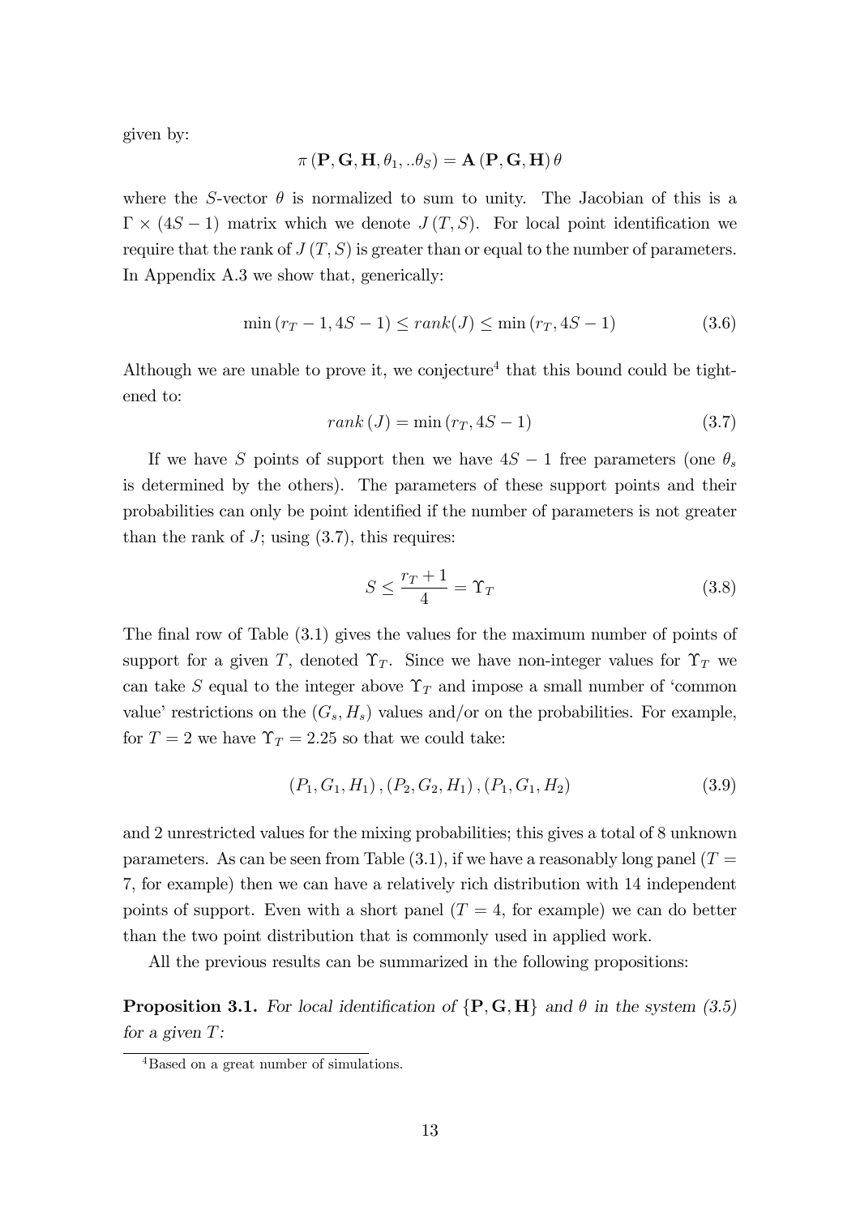given by:

$$\pi\left(\mathbf{P},\mathbf{G},\mathbf{H},\theta_1,..\theta_S\right)=\mathbf{A}\left(\mathbf{P},\mathbf{G},\mathbf{H}\right)\theta$$

where the $S$-vector $\theta$ is normalized to sum to unity. The Jacobian of this is a $\Gamma\times(4S-1)$ matrix which we denote $J(T,S)$. For local point identification we require that the rank of $J(T,S)$ is greater than or equal to the number of parameters. In Appendix A.3 we show that, generically:

$$\min\left(r_T-1,4S-1\right)\leq rank(J)\leq\min\left(r_T,4S-1\right)\tag{3.6}$$

Although we are unable to prove it, we conjecture[4] that this bound could be tightened to:

$$rank\left(J\right)=\min\left(r_T,4S-1\right)\tag{3.7}$$

If we have $S$ points of support then we have $4S-1$ free parameters (one $\theta_s$ is determined by the others). The parameters of these support points and their probabilities can only be point identified if the number of parameters is not greater than the rank of $J$; using (3.7), this requires:

$$S\leq\frac{r_T+1}{4}=\Upsilon_T\tag{3.8}$$

The final row of Table (3.1) gives the values for the maximum number of points of support for a given $T$, denoted $\Upsilon_T$. Since we have non-integer values for $\Upsilon_T$ we can take $S$ equal to the integer above $\Upsilon_T$ and impose a small number of 'common value' restrictions on the $(G_s,H_s)$ values and/or on the probabilities. For example, for $T=2$ we have $\Upsilon_T=2.25$ so that we could take:

$$\left(P_1,G_1,H_1\right),\left(P_2,G_2,H_1\right),\left(P_1,G_1,H_2\right)\tag{3.9}$$

and 2 unrestricted values for the mixing probabilities; this gives a total of 8 unknown parameters. As can be seen from Table (3.1), if we have a reasonably long panel ($T=7$, for example) then we can have a relatively rich distribution with 14 independent points of support. Even with a short panel ($T=4$, for example) we can do better than the two point distribution that is commonly used in applied work.

All the previous results can be summarized in the following propositions:

**Proposition 3.1.** *For local identification of* $\{\mathbf{P},\mathbf{G},\mathbf{H}\}$ *and* $\theta$ *in the system (3.5) for a given* $T$*:*

[4] Based on a great number of simulations.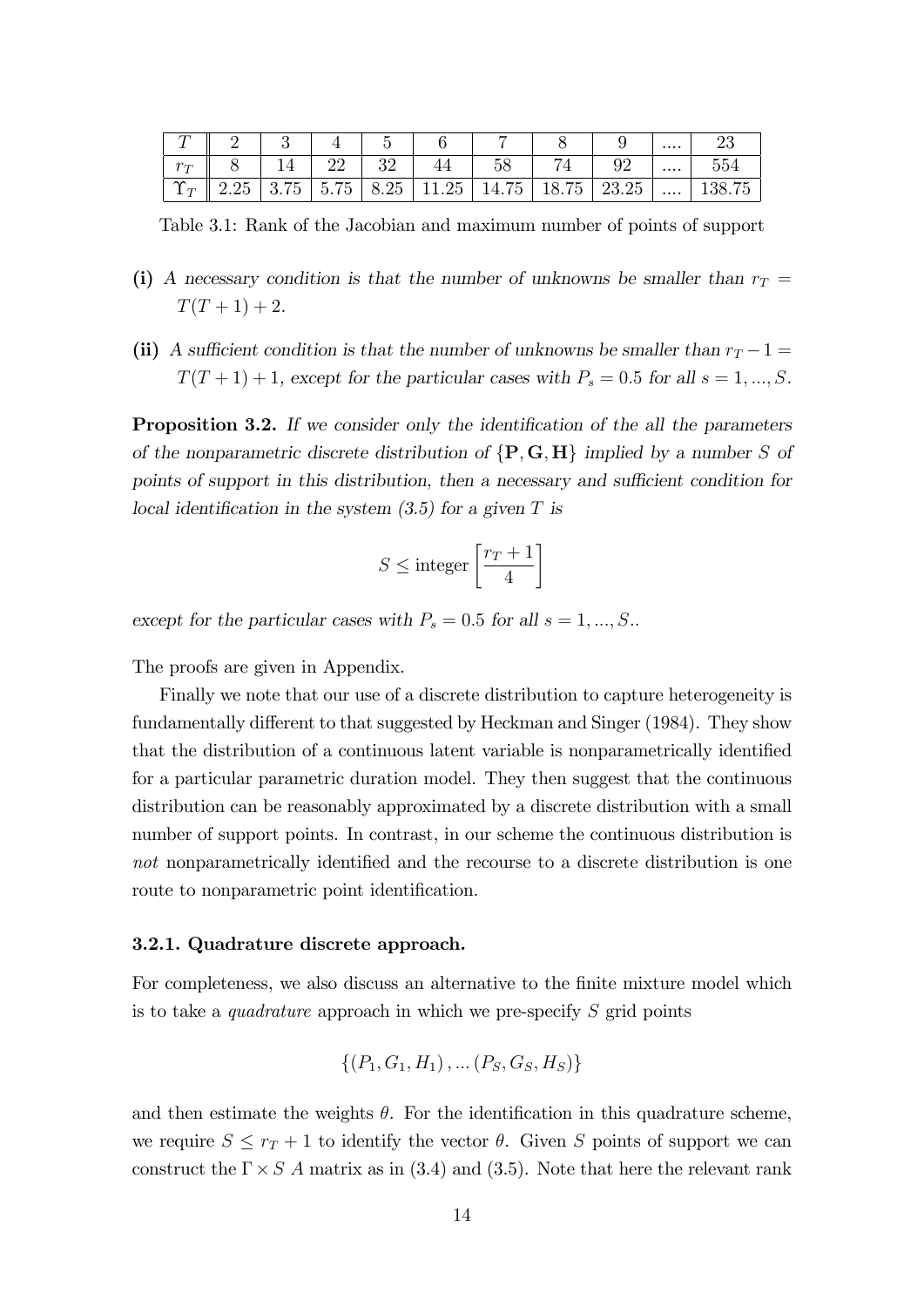| $T$ | 2 | 3 | 4 | 5 | 6 | 7 | 8 | 9 | .... | 23 |
|---|---|---|---|---|---|---|---|---|---|---|
| $r_T$ | 8 | 14 | 22 | 32 | 44 | 58 | 74 | 92 | .... | 554 |
| $\Upsilon_T$ | 2.25 | 3.75 | 5.75 | 8.25 | 11.25 | 14.75 | 18.75 | 23.25 | .... | 138.75 |

Table 3.1: Rank of the Jacobian and maximum number of points of support

**(i)** *A necessary condition is that the number of unknowns be smaller than* $r_T = T(T+1)+2$.

**(ii)** *A sufficient condition is that the number of unknowns be smaller than* $r_T - 1 = T(T+1)+1$, *except for the particular cases with* $P_s = 0.5$ *for all* $s = 1, ..., S$.

**Proposition 3.2.** *If we consider only the identification of the all the parameters of the nonparametric discrete distribution of* $\{\mathbf{P}, \mathbf{G}, \mathbf{H}\}$ *implied by a number* $S$ *of points of support in this distribution, then a necessary and sufficient condition for local identification in the system (3.5) for a given* $T$ *is*

$$S \leq \text{integer}\left[\frac{r_T + 1}{4}\right]$$

*except for the particular cases with* $P_s = 0.5$ *for all* $s = 1, ..., S$..

The proofs are given in Appendix.

Finally we note that our use of a discrete distribution to capture heterogeneity is fundamentally different to that suggested by Heckman and Singer (1984). They show that the distribution of a continuous latent variable is nonparametrically identified for a particular parametric duration model. They then suggest that the continuous distribution can be reasonably approximated by a discrete distribution with a small number of support points. In contrast, in our scheme the continuous distribution is *not* nonparametrically identified and the recourse to a discrete distribution is one route to nonparametric point identification.

### 3.2.1. Quadrature discrete approach.

For completeness, we also discuss an alternative to the finite mixture model which is to take a *quadrature* approach in which we pre-specify $S$ grid points

$$\{(P_1, G_1, H_1), ...(P_S, G_S, H_S)\}$$

and then estimate the weights $\theta$. For the identification in this quadrature scheme, we require $S \leq r_T + 1$ to identify the vector $\theta$. Given $S$ points of support we can construct the $\Gamma \times S$ $A$ matrix as in (3.4) and (3.5). Note that here the relevant rank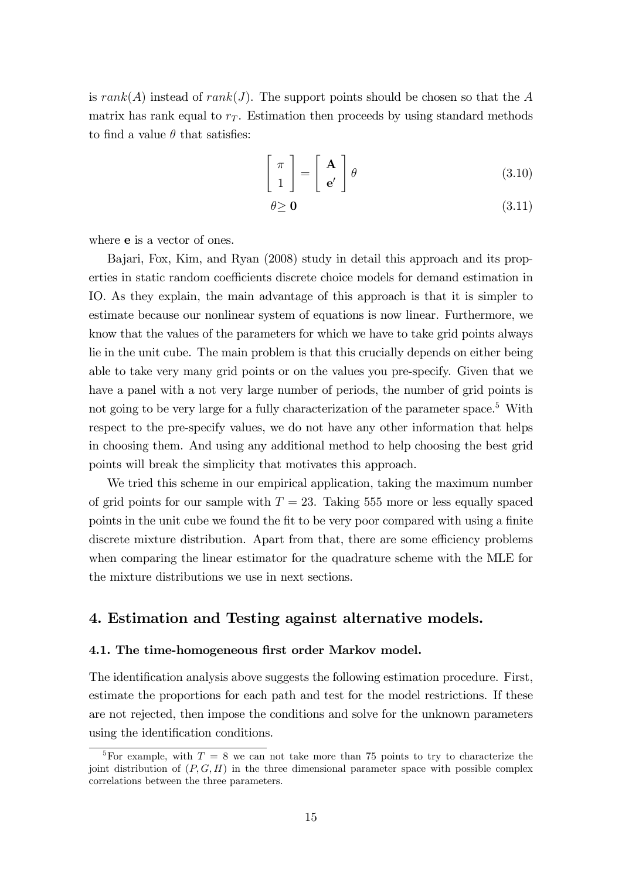is $rank(A)$ instead of $rank(J)$. The support points should be chosen so that the $A$ matrix has rank equal to $r_T$. Estimation then proceeds by using standard methods to find a value $\theta$ that satisfies:

$$\begin{bmatrix} \pi \\ 1 \end{bmatrix} = \begin{bmatrix} \mathbf{A} \\ \mathbf{e}' \end{bmatrix} \theta \tag{3.10}$$

$$\theta \geq \mathbf{0} \tag{3.11}$$

where $\mathbf{e}$ is a vector of ones.

Bajari, Fox, Kim, and Ryan (2008) study in detail this approach and its properties in static random coefficients discrete choice models for demand estimation in IO. As they explain, the main advantage of this approach is that it is simpler to estimate because our nonlinear system of equations is now linear. Furthermore, we know that the values of the parameters for which we have to take grid points always lie in the unit cube. The main problem is that this crucially depends on either being able to take very many grid points or on the values you pre-specify. Given that we have a panel with a not very large number of periods, the number of grid points is not going to be very large for a fully characterization of the parameter space.[5] With respect to the pre-specify values, we do not have any other information that helps in choosing them. And using any additional method to help choosing the best grid points will break the simplicity that motivates this approach.

We tried this scheme in our empirical application, taking the maximum number of grid points for our sample with $T = 23$. Taking 555 more or less equally spaced points in the unit cube we found the fit to be very poor compared with using a finite discrete mixture distribution. Apart from that, there are some efficiency problems when comparing the linear estimator for the quadrature scheme with the MLE for the mixture distributions we use in next sections.

## 4. Estimation and Testing against alternative models.

### 4.1. The time-homogeneous first order Markov model.

The identification analysis above suggests the following estimation procedure. First, estimate the proportions for each path and test for the model restrictions. If these are not rejected, then impose the conditions and solve for the unknown parameters using the identification conditions.

[5] For example, with $T = 8$ we can not take more than 75 points to try to characterize the joint distribution of $(P, G, H)$ in the three dimensional parameter space with possible complex correlations between the three parameters.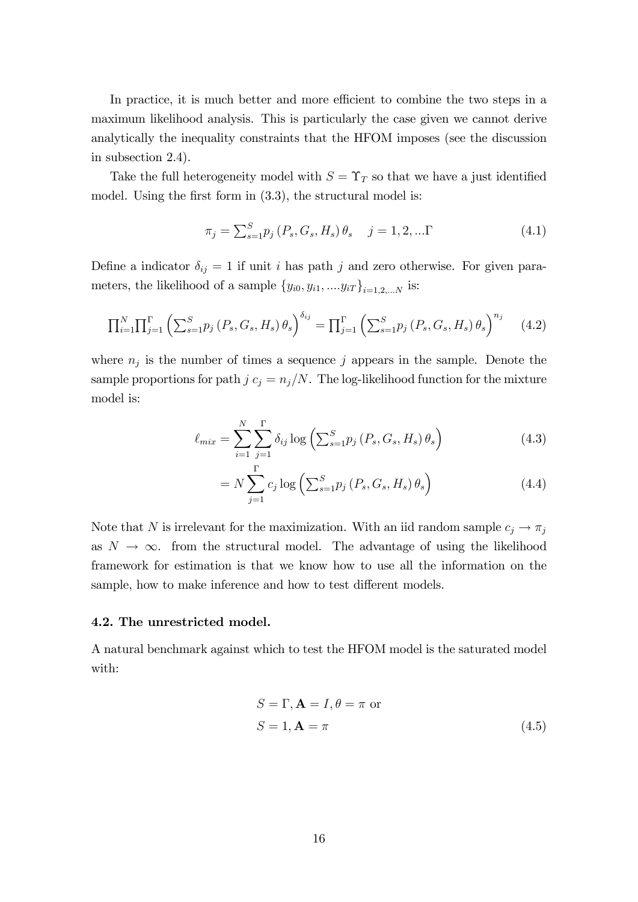In practice, it is much better and more efficient to combine the two steps in a maximum likelihood analysis. This is particularly the case given we cannot derive analytically the inequality constraints that the HFOM imposes (see the discussion in subsection 2.4).

Take the full heterogeneity model with $S = \Upsilon_T$ so that we have a just identified model. Using the first form in (3.3), the structural model is:

$$\pi_j = \textstyle\sum_{s=1}^{S} p_j\left(P_s, G_s, H_s\right)\theta_s \quad j = 1, 2, ...\Gamma \tag{4.1}$$

Define a indicator $\delta_{ij} = 1$ if unit $i$ has path $j$ and zero otherwise. For given parameters, the likelihood of a sample $\{y_{i0}, y_{i1}, ....y_{iT}\}_{i=1,2,...N}$ is:

$$\textstyle\prod_{i=1}^{N}\prod_{j=1}^{\Gamma}\left(\sum_{s=1}^{S} p_j\left(P_s, G_s, H_s\right)\theta_s\right)^{\delta_{ij}} = \prod_{j=1}^{\Gamma}\left(\sum_{s=1}^{S} p_j\left(P_s, G_s, H_s\right)\theta_s\right)^{n_j} \tag{4.2}$$

where $n_j$ is the number of times a sequence $j$ appears in the sample. Denote the sample proportions for path $j$ $c_j = n_j/N$. The log-likelihood function for the mixture model is:

$$\ell_{mix} = \sum_{i=1}^{N}\sum_{j=1}^{\Gamma}\delta_{ij}\log\left(\textstyle\sum_{s=1}^{S} p_j\left(P_s, G_s, H_s\right)\theta_s\right) \tag{4.3}$$

$$= N\sum_{j=1}^{\Gamma}c_j\log\left(\textstyle\sum_{s=1}^{S} p_j\left(P_s, G_s, H_s\right)\theta_s\right) \tag{4.4}$$

Note that $N$ is irrelevant for the maximization. With an iid random sample $c_j \to \pi_j$ as $N \to \infty$. from the structural model. The advantage of using the likelihood framework for estimation is that we know how to use all the information on the sample, how to make inference and how to test different models.

### 4.2. The unrestricted model.

A natural benchmark against which to test the HFOM model is the saturated model with:

$$\begin{aligned} &S = \Gamma, \mathbf{A} = I, \theta = \pi \text{ or} \\ &S = 1, \mathbf{A} = \pi \end{aligned} \tag{4.5}$$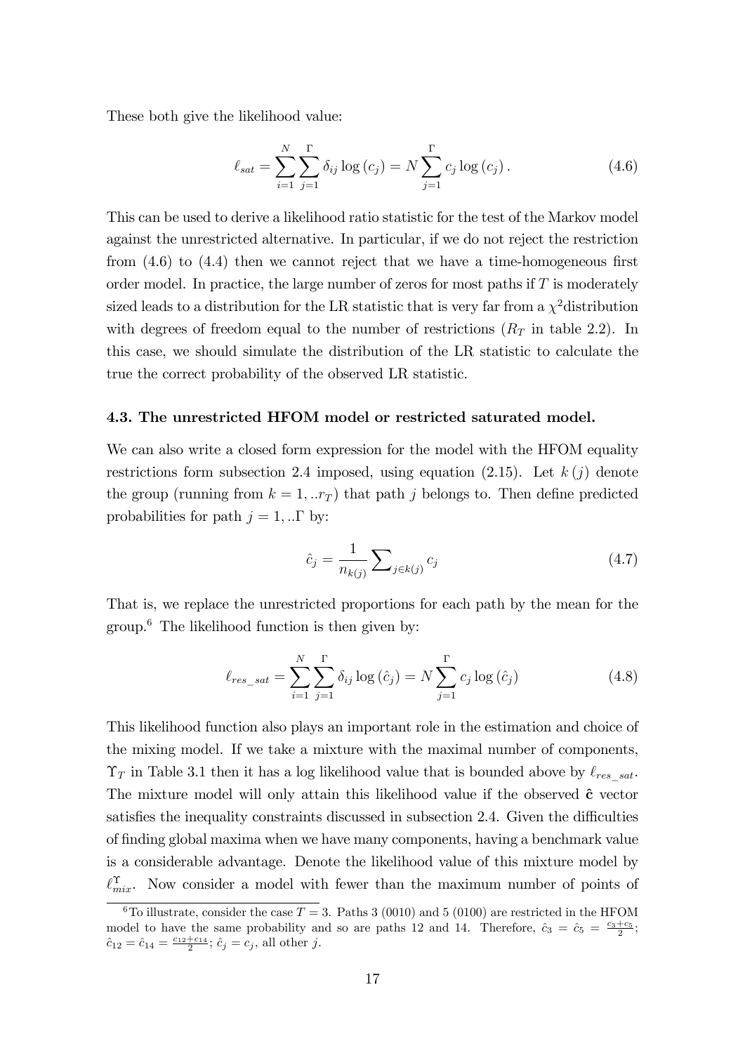These both give the likelihood value:

$$\ell_{sat} = \sum_{i=1}^{N} \sum_{j=1}^{\Gamma} \delta_{ij} \log(c_j) = N \sum_{j=1}^{\Gamma} c_j \log(c_j). \tag{4.6}$$

This can be used to derive a likelihood ratio statistic for the test of the Markov model against the unrestricted alternative. In particular, if we do not reject the restriction from (4.6) to (4.4) then we cannot reject that we have a time-homogeneous first order model. In practice, the large number of zeros for most paths if $T$ is moderately sized leads to a distribution for the LR statistic that is very far from a $\chi^2$distribution with degrees of freedom equal to the number of restrictions ($R_T$ in table 2.2). In this case, we should simulate the distribution of the LR statistic to calculate the true the correct probability of the observed LR statistic.

### 4.3. The unrestricted HFOM model or restricted saturated model.

We can also write a closed form expression for the model with the HFOM equality restrictions form subsection 2.4 imposed, using equation (2.15). Let $k(j)$ denote the group (running from $k = 1, ..r_T$) that path $j$ belongs to. Then define predicted probabilities for path $j = 1, ..\Gamma$ by:

$$\hat{c}_j = \frac{1}{n_{k(j)}} \sum\nolimits_{j \in k(j)} c_j \tag{4.7}$$

That is, we replace the unrestricted proportions for each path by the mean for the group.[6] The likelihood function is then given by:

$$\ell_{res\_sat} = \sum_{i=1}^{N} \sum_{j=1}^{\Gamma} \delta_{ij} \log(\hat{c}_j) = N \sum_{j=1}^{\Gamma} c_j \log(\hat{c}_j) \tag{4.8}$$

This likelihood function also plays an important role in the estimation and choice of the mixing model. If we take a mixture with the maximal number of components, $\Upsilon_T$ in Table 3.1 then it has a log likelihood value that is bounded above by $\ell_{res\_sat}$. The mixture model will only attain this likelihood value if the observed $\hat{\mathbf{c}}$ vector satisfies the inequality constraints discussed in subsection 2.4. Given the difficulties of finding global maxima when we have many components, having a benchmark value is a considerable advantage. Denote the likelihood value of this mixture model by $\ell_{mix}^{\Upsilon}$. Now consider a model with fewer than the maximum number of points of

---

[6] To illustrate, consider the case $T = 3$. Paths 3 (0010) and 5 (0100) are restricted in the HFOM model to have the same probability and so are paths 12 and 14. Therefore, $\hat{c}_3 = \hat{c}_5 = \frac{c_3 + c_5}{2}$; $\hat{c}_{12} = \hat{c}_{14} = \frac{c_{12} + c_{14}}{2}$; $\hat{c}_j = c_j$, all other $j$.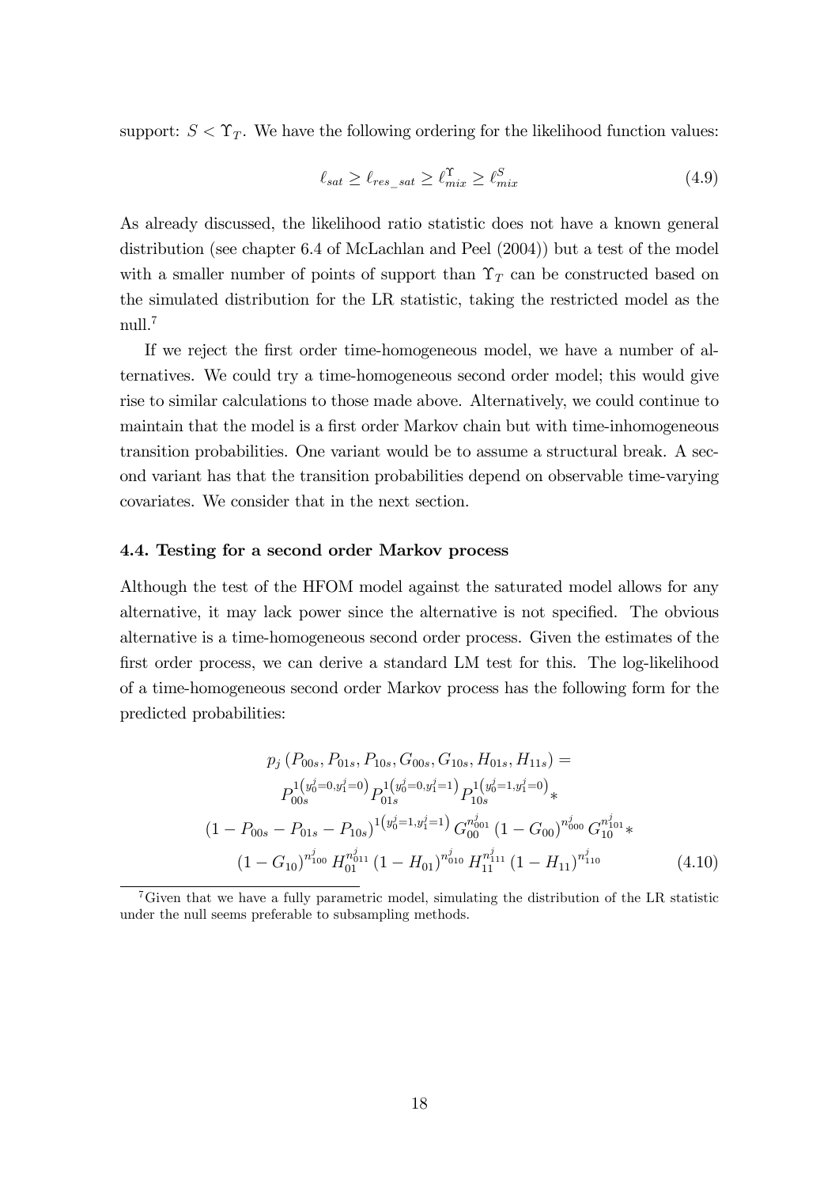support: $S < \Upsilon_T$. We have the following ordering for the likelihood function values:

$$\ell_{sat} \geq \ell_{res\_sat} \geq \ell_{mix}^{\Upsilon} \geq \ell_{mix}^{S} \tag{4.9}$$

As already discussed, the likelihood ratio statistic does not have a known general distribution (see chapter 6.4 of McLachlan and Peel (2004)) but a test of the model with a smaller number of points of support than $\Upsilon_T$ can be constructed based on the simulated distribution for the LR statistic, taking the restricted model as the null.[7]

If we reject the first order time-homogeneous model, we have a number of alternatives. We could try a time-homogeneous second order model; this would give rise to similar calculations to those made above. Alternatively, we could continue to maintain that the model is a first order Markov chain but with time-inhomogeneous transition probabilities. One variant would be to assume a structural break. A second variant has that the transition probabilities depend on observable time-varying covariates. We consider that in the next section.

### 4.4. Testing for a second order Markov process

Although the test of the HFOM model against the saturated model allows for any alternative, it may lack power since the alternative is not specified. The obvious alternative is a time-homogeneous second order process. Given the estimates of the first order process, we can derive a standard LM test for this. The log-likelihood of a time-homogeneous second order Markov process has the following form for the predicted probabilities:

$$\begin{gathered} p_j\left(P_{00s}, P_{01s}, P_{10s}, G_{00s}, G_{10s}, H_{01s}, H_{11s}\right) = \\ P_{00s}^{1\left(y_0^j=0, y_1^j=0\right)} P_{01s}^{1\left(y_0^j=0, y_1^j=1\right)} P_{10s}^{1\left(y_0^j=1, y_1^j=0\right)} * \\ \left(1 - P_{00s} - P_{01s} - P_{10s}\right)^{1\left(y_0^j=1, y_1^j=1\right)} G_{00}^{n_{001}^j} \left(1 - G_{00}\right)^{n_{000}^j} G_{10}^{n_{101}^j} * \\ \left(1 - G_{10}\right)^{n_{100}^j} H_{01}^{n_{011}^j} \left(1 - H_{01}\right)^{n_{010}^j} H_{11}^{n_{111}^j} \left(1 - H_{11}\right)^{n_{110}^j} \end{gathered} \tag{4.10}$$

[7] Given that we have a fully parametric model, simulating the distribution of the LR statistic under the null seems preferable to subsampling methods.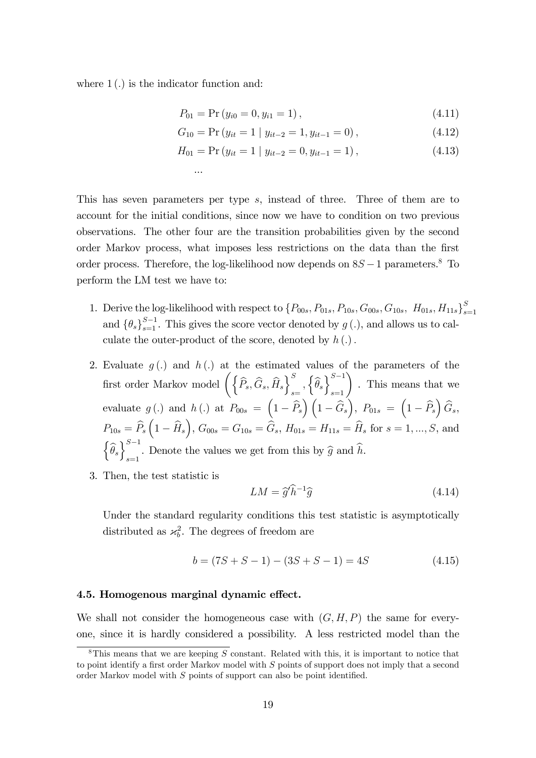where $1(.)$ is the indicator function and:

$$P_{01} = \Pr(y_{i0} = 0, y_{i1} = 1), \tag{4.11}$$

$$G_{10} = \Pr(y_{it} = 1 \mid y_{it-2} = 1, y_{it-1} = 0), \tag{4.12}$$

$$H_{01} = \Pr(y_{it} = 1 \mid y_{it-2} = 0, y_{it-1} = 1), \tag{4.13}$$

$$...$$

This has seven parameters per type $s$, instead of three. Three of them are to account for the initial conditions, since now we have to condition on two previous observations. The other four are the transition probabilities given by the second order Markov process, what imposes less restrictions on the data than the first order process. Therefore, the log-likelihood now depends on $8S - 1$ parameters.[8] To perform the LM test we have to:

1. Derive the log-likelihood with respect to $\{P_{00s}, P_{01s}, P_{10s}, G_{00s}, G_{10s}, \ H_{01s}, H_{11s}\}_{s=1}^{S}$ and $\{\theta_s\}_{s=1}^{S-1}$. This gives the score vector denoted by $g(.)$, and allows us to calculate the outer-product of the score, denoted by $h(.)$.

2. Evaluate $g(.)$ and $h(.)$ at the estimated values of the parameters of the first order Markov model $\left(\left\{\widehat{P}_s, \widehat{G}_s, \widehat{H}_s\right\}_{s=}^{S}, \left\{\widehat{\theta}_s\right\}_{s=1}^{S-1}\right)$. This means that we evaluate $g(.)$ and $h(.)$ at $P_{00s} = \left(1 - \widehat{P}_s\right)\left(1 - \widehat{G}_s\right)$, $P_{01s} = \left(1 - \widehat{P}_s\right)\widehat{G}_s$, $P_{10s} = \widehat{P}_s\left(1 - \widehat{H}_s\right)$, $G_{00s} = G_{10s} = \widehat{G}_s$, $H_{01s} = H_{11s} = \widehat{H}_s$ for $s = 1, ..., S$, and $\left\{\widehat{\theta}_s\right\}_{s=1}^{S-1}$. Denote the values we get from this by $\widehat{g}$ and $\widehat{h}$.

3. Then, the test statistic is

$$LM = \widehat{g}'\widehat{h}^{-1}\widehat{g} \tag{4.14}$$

Under the standard regularity conditions this test statistic is asymptotically distributed as $\varkappa_b^2$. The degrees of freedom are

$$b = (7S + S - 1) - (3S + S - 1) = 4S \tag{4.15}$$

### 4.5. Homogenous marginal dynamic effect.

We shall not consider the homogeneous case with $(G, H, P)$ the same for everyone, since it is hardly considered a possibility. A less restricted model than the

[8] This means that we are keeping $S$ constant. Related with this, it is important to notice that to point identify a first order Markov model with $S$ points of support does not imply that a second order Markov model with $S$ points of support can also be point identified.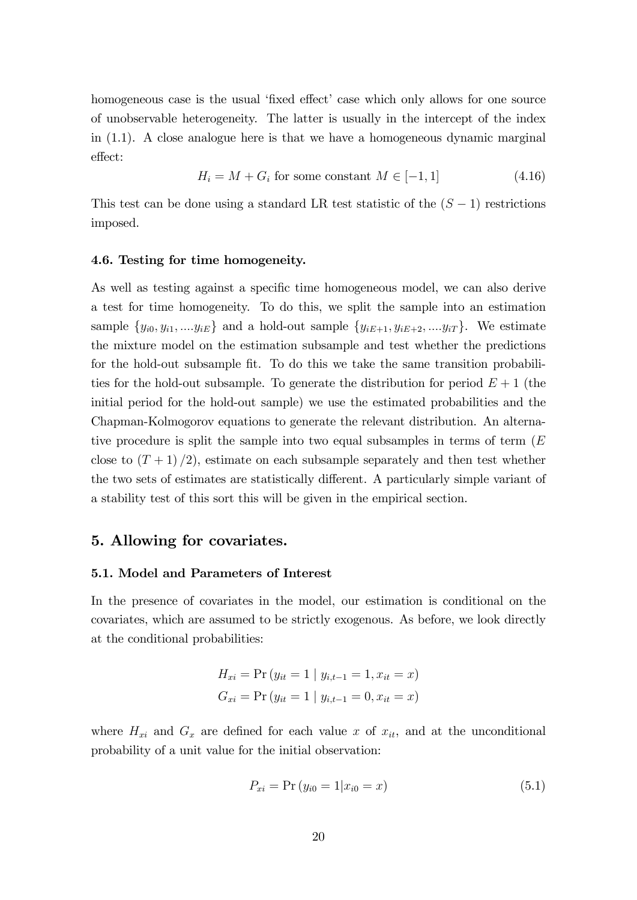homogeneous case is the usual 'fixed effect' case which only allows for one source of unobservable heterogeneity. The latter is usually in the intercept of the index in (1.1). A close analogue here is that we have a homogeneous dynamic marginal effect:

$$H_i = M + G_i \text{ for some constant } M \in [-1, 1] \tag{4.16}$$

This test can be done using a standard LR test statistic of the $(S-1)$ restrictions imposed.

### 4.6. Testing for time homogeneity.

As well as testing against a specific time homogeneous model, we can also derive a test for time homogeneity. To do this, we split the sample into an estimation sample $\{y_{i0}, y_{i1}, ....y_{iE}\}$ and a hold-out sample $\{y_{iE+1}, y_{iE+2}, ....y_{iT}\}$. We estimate the mixture model on the estimation subsample and test whether the predictions for the hold-out subsample fit. To do this we take the same transition probabilities for the hold-out subsample. To generate the distribution for period $E+1$ (the initial period for the hold-out sample) we use the estimated probabilities and the Chapman-Kolmogorov equations to generate the relevant distribution. An alternative procedure is split the sample into two equal subsamples in terms of term ($E$ close to $(T+1)/2$), estimate on each subsample separately and then test whether the two sets of estimates are statistically different. A particularly simple variant of a stability test of this sort this will be given in the empirical section.

## 5. Allowing for covariates.

### 5.1. Model and Parameters of Interest

In the presence of covariates in the model, our estimation is conditional on the covariates, which are assumed to be strictly exogenous. As before, we look directly at the conditional probabilities:

$$H_{xi} = \Pr(y_{it} = 1 \mid y_{i,t-1} = 1, x_{it} = x)$$
$$G_{xi} = \Pr(y_{it} = 1 \mid y_{i,t-1} = 0, x_{it} = x)$$

where $H_{xi}$ and $G_x$ are defined for each value $x$ of $x_{it}$, and at the unconditional probability of a unit value for the initial observation:

$$P_{xi} = \Pr(y_{i0} = 1 | x_{i0} = x) \tag{5.1}$$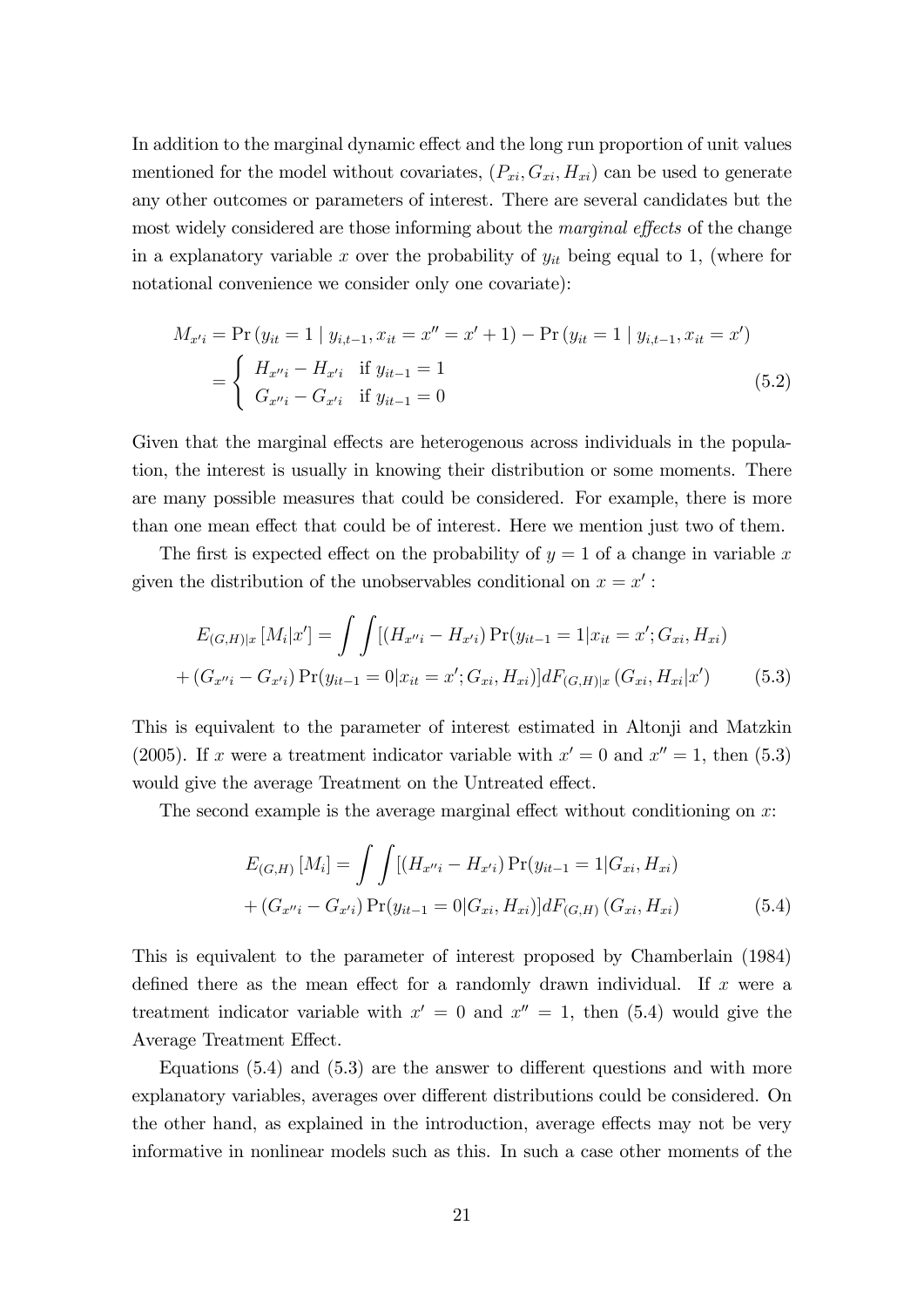In addition to the marginal dynamic effect and the long run proportion of unit values mentioned for the model without covariates, $(P_{xi}, G_{xi}, H_{xi})$ can be used to generate any other outcomes or parameters of interest. There are several candidates but the most widely considered are those informing about the *marginal effects* of the change in a explanatory variable $x$ over the probability of $y_{it}$ being equal to 1, (where for notational convenience we consider only one covariate):

$$
\begin{aligned}
M_{x'i} &= \Pr\left(y_{it} = 1 \mid y_{i,t-1}, x_{it} = x'' = x' + 1\right) - \Pr\left(y_{it} = 1 \mid y_{i,t-1}, x_{it} = x'\right) \\
&= \begin{cases} H_{x''i} - H_{x'i} & \text{if } y_{it-1} = 1 \\ G_{x''i} - G_{x'i} & \text{if } y_{it-1} = 0 \end{cases}
\end{aligned}
\tag{5.2}
$$

Given that the marginal effects are heterogenous across individuals in the population, the interest is usually in knowing their distribution or some moments. There are many possible measures that could be considered. For example, there is more than one mean effect that could be of interest. Here we mention just two of them.

The first is expected effect on the probability of $y = 1$ of a change in variable $x$ given the distribution of the unobservables conditional on $x = x'$ :

$$
\begin{aligned}
E_{(G,H)|x}\left[M_i|x'\right] = \int\int [&(H_{x''i} - H_{x'i}) \Pr(y_{it-1} = 1|x_{it} = x'; G_{xi}, H_{xi}) \\
+ &(G_{x''i} - G_{x'i}) \Pr(y_{it-1} = 0|x_{it} = x'; G_{xi}, H_{xi})] dF_{(G,H)|x}\left(G_{xi}, H_{xi}|x'\right)
\end{aligned}
\tag{5.3}
$$

This is equivalent to the parameter of interest estimated in Altonji and Matzkin (2005). If $x$ were a treatment indicator variable with $x' = 0$ and $x'' = 1$, then (5.3) would give the average Treatment on the Untreated effect.

The second example is the average marginal effect without conditioning on $x$:

$$
\begin{aligned}
E_{(G,H)}\left[M_i\right] = \int\int [&(H_{x''i} - H_{x'i}) \Pr(y_{it-1} = 1|G_{xi}, H_{xi}) \\
+ &(G_{x''i} - G_{x'i}) \Pr(y_{it-1} = 0|G_{xi}, H_{xi})] dF_{(G,H)}\left(G_{xi}, H_{xi}\right)
\end{aligned}
\tag{5.4}
$$

This is equivalent to the parameter of interest proposed by Chamberlain (1984) defined there as the mean effect for a randomly drawn individual. If $x$ were a treatment indicator variable with $x' = 0$ and $x'' = 1$, then (5.4) would give the Average Treatment Effect.

Equations (5.4) and (5.3) are the answer to different questions and with more explanatory variables, averages over different distributions could be considered. On the other hand, as explained in the introduction, average effects may not be very informative in nonlinear models such as this. In such a case other moments of the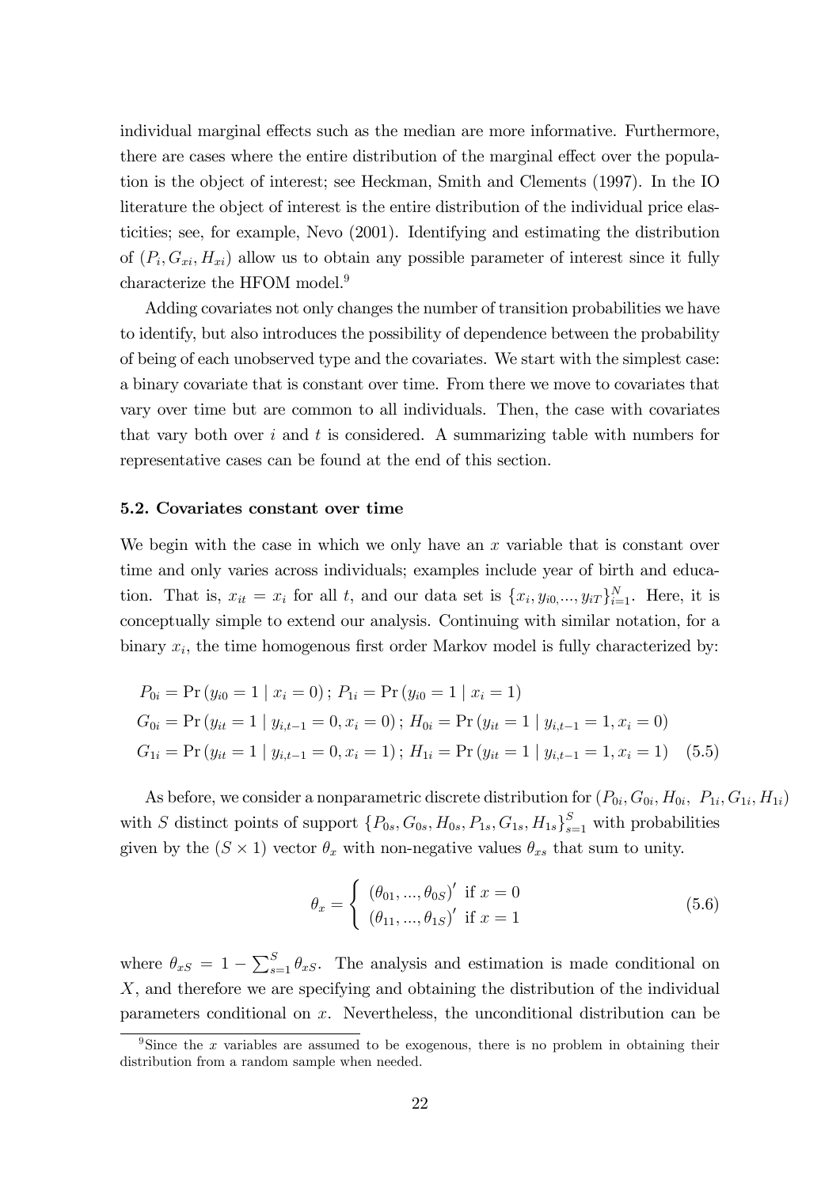individual marginal effects such as the median are more informative. Furthermore, there are cases where the entire distribution of the marginal effect over the population is the object of interest; see Heckman, Smith and Clements (1997). In the IO literature the object of interest is the entire distribution of the individual price elasticities; see, for example, Nevo (2001). Identifying and estimating the distribution of $(P_i, G_{xi}, H_{xi})$ allow us to obtain any possible parameter of interest since it fully characterize the HFOM model.[9]

Adding covariates not only changes the number of transition probabilities we have to identify, but also introduces the possibility of dependence between the probability of being of each unobserved type and the covariates. We start with the simplest case: a binary covariate that is constant over time. From there we move to covariates that vary over time but are common to all individuals. Then, the case with covariates that vary both over $i$ and $t$ is considered. A summarizing table with numbers for representative cases can be found at the end of this section.

### 5.2. Covariates constant over time

We begin with the case in which we only have an $x$ variable that is constant over time and only varies across individuals; examples include year of birth and education. That is, $x_{it} = x_i$ for all $t$, and our data set is $\{x_i, y_{i0}, ..., y_{iT}\}_{i=1}^{N}$. Here, it is conceptually simple to extend our analysis. Continuing with similar notation, for a binary $x_i$, the time homogenous first order Markov model is fully characterized by:

$$
\begin{aligned}
&P_{0i} = \Pr(y_{i0} = 1 \mid x_i = 0)\,;\; P_{1i} = \Pr(y_{i0} = 1 \mid x_i = 1) \\
&G_{0i} = \Pr(y_{it} = 1 \mid y_{i,t-1} = 0, x_i = 0)\,;\; H_{0i} = \Pr(y_{it} = 1 \mid y_{i,t-1} = 1, x_i = 0) \\
&G_{1i} = \Pr(y_{it} = 1 \mid y_{i,t-1} = 0, x_i = 1)\,;\; H_{1i} = \Pr(y_{it} = 1 \mid y_{i,t-1} = 1, x_i = 1) \quad (5.5)
\end{aligned}
$$

As before, we consider a nonparametric discrete distribution for $(P_{0i}, G_{0i}, H_{0i},\ P_{1i}, G_{1i}, H_{1i})$ with $S$ distinct points of support $\{P_{0s}, G_{0s}, H_{0s}, P_{1s}, G_{1s}, H_{1s}\}_{s=1}^{S}$ with probabilities given by the $(S \times 1)$ vector $\theta_x$ with non-negative values $\theta_{xs}$ that sum to unity.

$$
\theta_x = \begin{cases} (\theta_{01}, ..., \theta_{0S})' & \text{if } x = 0 \\ (\theta_{11}, ..., \theta_{1S})' & \text{if } x = 1 \end{cases} \quad (5.6)
$$

where $\theta_{xS} = 1 - \sum_{s=1}^{S} \theta_{xS}$. The analysis and estimation is made conditional on $X$, and therefore we are specifying and obtaining the distribution of the individual parameters conditional on $x$. Nevertheless, the unconditional distribution can be

[9] Since the $x$ variables are assumed to be exogenous, there is no problem in obtaining their distribution from a random sample when needed.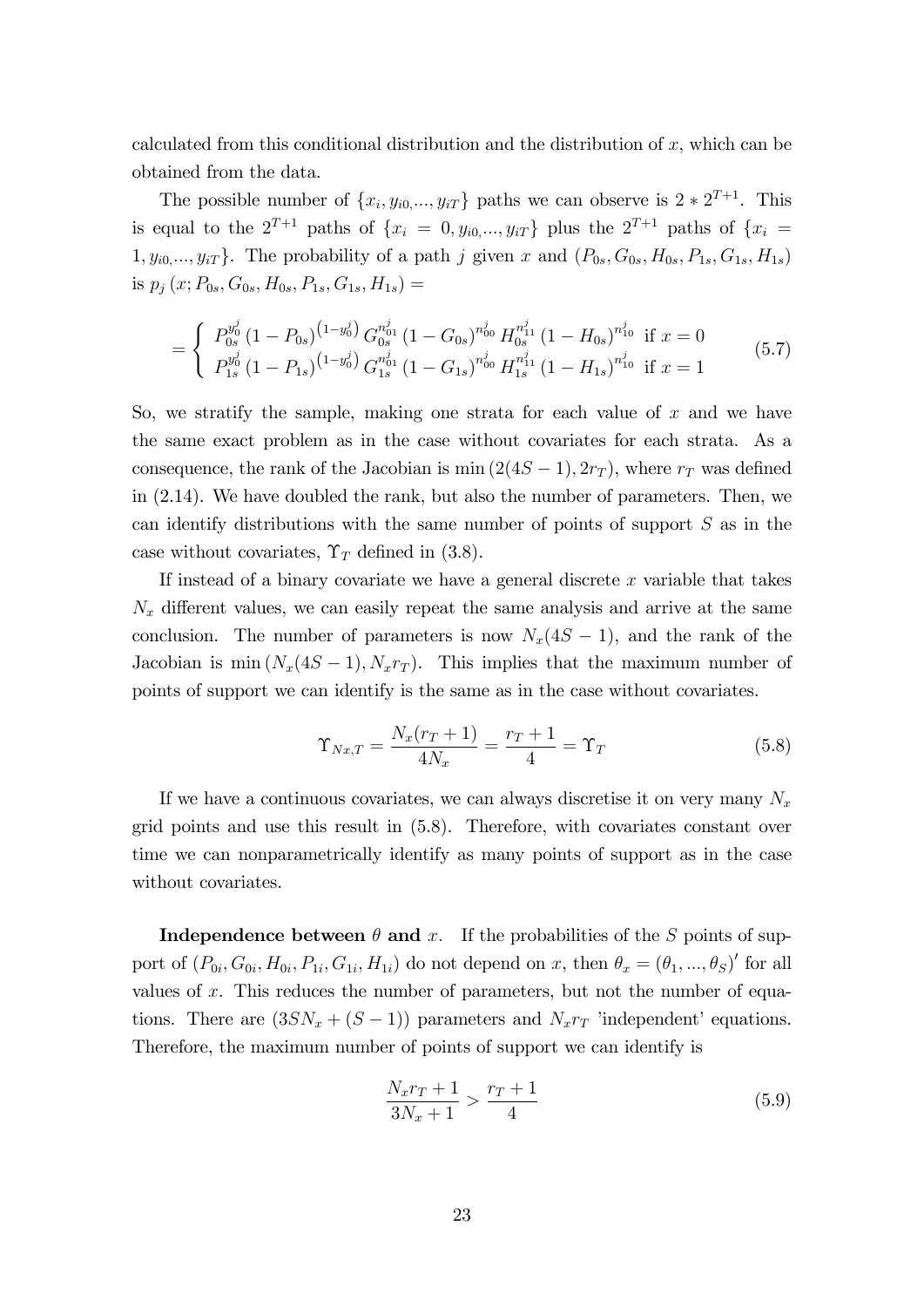calculated from this conditional distribution and the distribution of $x$, which can be obtained from the data.

The possible number of $\{x_i, y_{i0,...,} y_{iT}\}$ paths we can observe is $2 * 2^{T+1}$. This is equal to the $2^{T+1}$ paths of $\{x_i = 0, y_{i0,...,} y_{iT}\}$ plus the $2^{T+1}$ paths of $\{x_i = 1, y_{i0,...,} y_{iT}\}$. The probability of a path $j$ given $x$ and $(P_{0s}, G_{0s}, H_{0s}, P_{1s}, G_{1s}, H_{1s})$ is $p_j (x; P_{0s}, G_{0s}, H_{0s}, P_{1s}, G_{1s}, H_{1s}) =$

$$
= \begin{cases} P_{0s}^{y_0^j} (1 - P_{0s})^{(1-y_0^j)} G_{0s}^{n_{01}^j} (1 - G_{0s})^{n_{00}^j} H_{0s}^{n_{11}^j} (1 - H_{0s})^{n_{10}^j} & \text{if } x = 0 \\ P_{1s}^{y_0^j} (1 - P_{1s})^{(1-y_0^j)} G_{1s}^{n_{01}^j} (1 - G_{1s})^{n_{00}^j} H_{1s}^{n_{11}^j} (1 - H_{1s})^{n_{10}^j} & \text{if } x = 1 \end{cases} \tag{5.7}
$$

So, we stratify the sample, making one strata for each value of $x$ and we have the same exact problem as in the case without covariates for each strata. As a consequence, the rank of the Jacobian is $\min (2(4S - 1), 2r_T)$, where $r_T$ was defined in (2.14). We have doubled the rank, but also the number of parameters. Then, we can identify distributions with the same number of points of support $S$ as in the case without covariates, $\Upsilon_T$ defined in (3.8).

If instead of a binary covariate we have a general discrete $x$ variable that takes $N_x$ different values, we can easily repeat the same analysis and arrive at the same conclusion. The number of parameters is now $N_x(4S - 1)$, and the rank of the Jacobian is $\min (N_x(4S - 1), N_x r_T)$. This implies that the maximum number of points of support we can identify is the same as in the case without covariates.

$$
\Upsilon_{Nx,T} = \frac{N_x(r_T + 1)}{4N_x} = \frac{r_T + 1}{4} = \Upsilon_T \tag{5.8}
$$

If we have a continuous covariates, we can always discretise it on very many $N_x$ grid points and use this result in (5.8). Therefore, with covariates constant over time we can nonparametrically identify as many points of support as in the case without covariates.

**Independence between $\theta$ and $x$.** If the probabilities of the $S$ points of support of $(P_{0i}, G_{0i}, H_{0i}, P_{1i}, G_{1i}, H_{1i})$ do not depend on $x$, then $\theta_x = (\theta_1, ..., \theta_S)'$ for all values of $x$. This reduces the number of parameters, but not the number of equations. There are $(3SN_x + (S - 1))$ parameters and $N_x r_T$ 'independent' equations. Therefore, the maximum number of points of support we can identify is

$$
\frac{N_x r_T + 1}{3N_x + 1} > \frac{r_T + 1}{4} \tag{5.9}
$$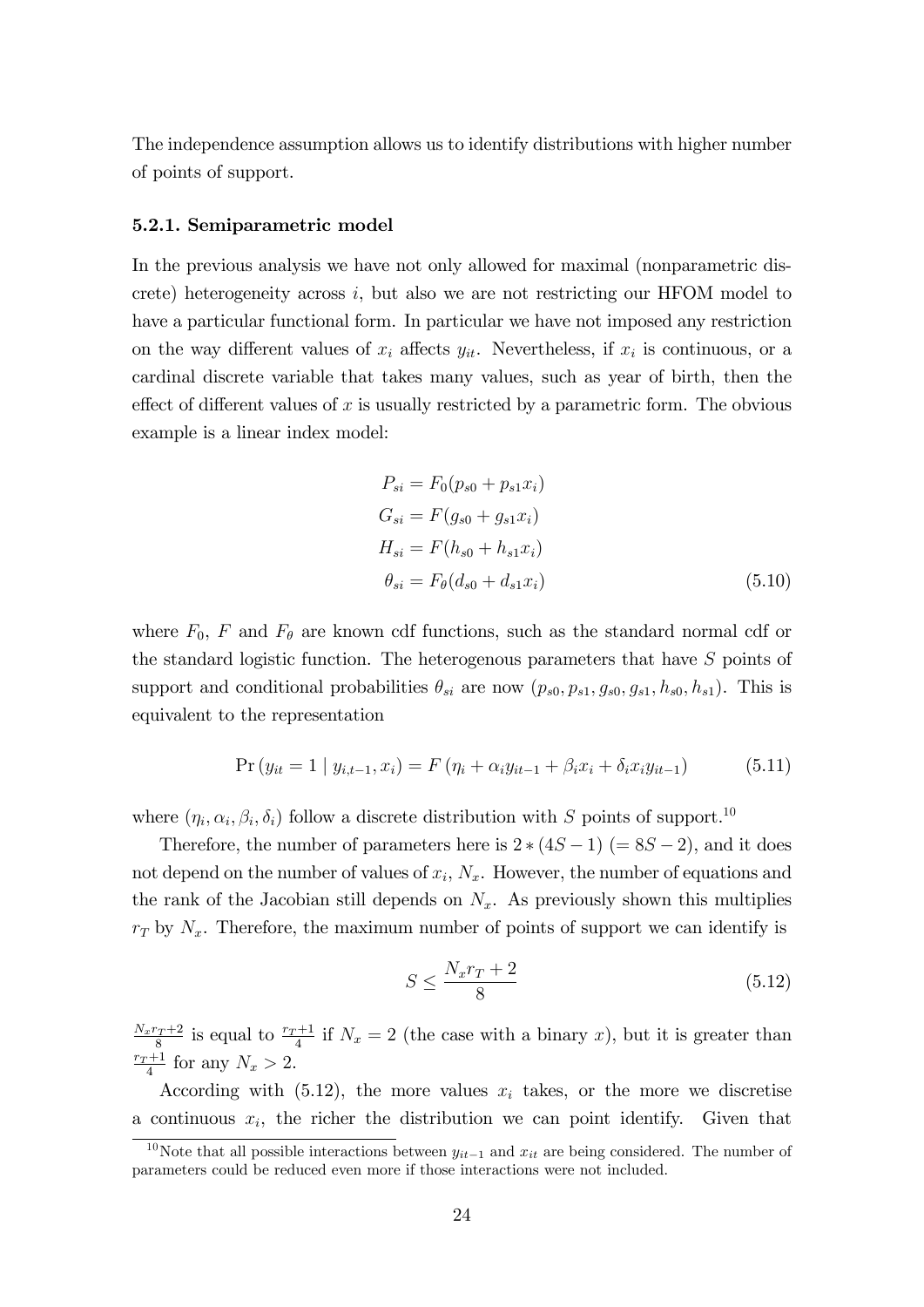The independence assumption allows us to identify distributions with higher number of points of support.

### 5.2.1. Semiparametric model

In the previous analysis we have not only allowed for maximal (nonparametric discrete) heterogeneity across $i$, but also we are not restricting our HFOM model to have a particular functional form. In particular we have not imposed any restriction on the way different values of $x_i$ affects $y_{it}$. Nevertheless, if $x_i$ is continuous, or a cardinal discrete variable that takes many values, such as year of birth, then the effect of different values of $x$ is usually restricted by a parametric form. The obvious example is a linear index model:

$$
\begin{aligned}
P_{si} &= F_0(p_{s0} + p_{s1}x_i) \\
G_{si} &= F(g_{s0} + g_{s1}x_i) \\
H_{si} &= F(h_{s0} + h_{s1}x_i) \\
\theta_{si} &= F_\theta(d_{s0} + d_{s1}x_i)
\end{aligned}
\tag{5.10}
$$

where $F_0$, $F$ and $F_\theta$ are known cdf functions, such as the standard normal cdf or the standard logistic function. The heterogenous parameters that have $S$ points of support and conditional probabilities $\theta_{si}$ are now $(p_{s0}, p_{s1}, g_{s0}, g_{s1}, h_{s0}, h_{s1})$. This is equivalent to the representation

$$
\Pr\left(y_{it} = 1 \mid y_{i,t-1}, x_i\right) = F\left(\eta_i + \alpha_i y_{it-1} + \beta_i x_i + \delta_i x_i y_{it-1}\right) \tag{5.11}
$$

where $(\eta_i, \alpha_i, \beta_i, \delta_i)$ follow a discrete distribution with $S$ points of support.[10]

Therefore, the number of parameters here is $2 * (4S - 1)$ $(= 8S - 2)$, and it does not depend on the number of values of $x_i$, $N_x$. However, the number of equations and the rank of the Jacobian still depends on $N_x$. As previously shown this multiplies $r_T$ by $N_x$. Therefore, the maximum number of points of support we can identify is

$$
S \leq \frac{N_x r_T + 2}{8} \tag{5.12}
$$

$\frac{N_x r_T + 2}{8}$ is equal to $\frac{r_T + 1}{4}$ if $N_x = 2$ (the case with a binary $x$), but it is greater than $\frac{r_T + 1}{4}$ for any $N_x > 2$.

According with (5.12), the more values $x_i$ takes, or the more we discretise a continuous $x_i$, the richer the distribution we can point identify. Given that

[10] Note that all possible interactions between $y_{it-1}$ and $x_{it}$ are being considered. The number of parameters could be reduced even more if those interactions were not included.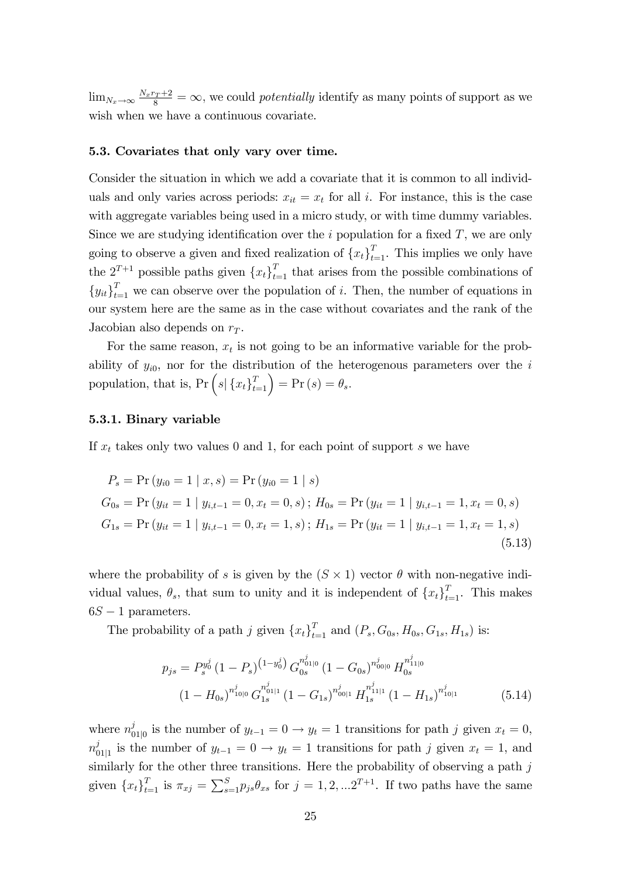$\lim_{N_x \to \infty} \frac{N_x r_T + 2}{8} = \infty$, we could *potentially* identify as many points of support as we wish when we have a continuous covariate.

### 5.3. Covariates that only vary over time.

Consider the situation in which we add a covariate that it is common to all individuals and only varies across periods: $x_{it} = x_t$ for all $i$. For instance, this is the case with aggregate variables being used in a micro study, or with time dummy variables. Since we are studying identification over the $i$ population for a fixed $T$, we are only going to observe a given and fixed realization of $\{x_t\}_{t=1}^T$. This implies we only have the $2^{T+1}$ possible paths given $\{x_t\}_{t=1}^T$ that arises from the possible combinations of $\{y_{it}\}_{t=1}^T$ we can observe over the population of $i$. Then, the number of equations in our system here are the same as in the case without covariates and the rank of the Jacobian also depends on $r_T$.

For the same reason, $x_t$ is not going to be an informative variable for the probability of $y_{i0}$, nor for the distribution of the heterogenous parameters over the $i$ population, that is, $\Pr\left(s | \{x_t\}_{t=1}^T\right) = \Pr(s) = \theta_s$.

#### 5.3.1. Binary variable

If $x_t$ takes only two values 0 and 1, for each point of support $s$ we have

$$
\begin{aligned}
&P_s = \Pr(y_{i0} = 1 \mid x, s) = \Pr(y_{i0} = 1 \mid s) \\
&G_{0s} = \Pr(y_{it} = 1 \mid y_{i,t-1} = 0, x_t = 0, s)\,;\; H_{0s} = \Pr(y_{it} = 1 \mid y_{i,t-1} = 1, x_t = 0, s) \\
&G_{1s} = \Pr(y_{it} = 1 \mid y_{i,t-1} = 0, x_t = 1, s)\,;\; H_{1s} = \Pr(y_{it} = 1 \mid y_{i,t-1} = 1, x_t = 1, s)
\end{aligned} \tag{5.13}
$$

where the probability of $s$ is given by the $(S \times 1)$ vector $\theta$ with non-negative individual values, $\theta_s$, that sum to unity and it is independent of $\{x_t\}_{t=1}^T$. This makes $6S - 1$ parameters.

The probability of a path $j$ given $\{x_t\}_{t=1}^T$ and $(P_s, G_{0s}, H_{0s}, G_{1s}, H_{1s})$ is:

$$
\begin{aligned}
p_{js} = {} & P_s^{y_0^j} (1 - P_s)^{\left(1 - y_0^j\right)} G_{0s}^{n_{01|0}^j} (1 - G_{0s})^{n_{00|0}^j} H_{0s}^{n_{11|0}^j} \\
& (1 - H_{0s})^{n_{10|0}^j} G_{1s}^{n_{01|1}^j} (1 - G_{1s})^{n_{00|1}^j} H_{1s}^{n_{11|1}^j} (1 - H_{1s})^{n_{10|1}^j}
\end{aligned} \tag{5.14}
$$

where $n_{01|0}^j$ is the number of $y_{t-1} = 0 \rightarrow y_t = 1$ transitions for path $j$ given $x_t = 0$, $n_{01|1}^j$ is the number of $y_{t-1} = 0 \rightarrow y_t = 1$ transitions for path $j$ given $x_t = 1$, and similarly for the other three transitions. Here the probability of observing a path $j$ given $\{x_t\}_{t=1}^T$ is $\pi_{xj} = \sum_{s=1}^S p_{js} \theta_{xs}$ for $j = 1, 2, ... 2^{T+1}$. If two paths have the same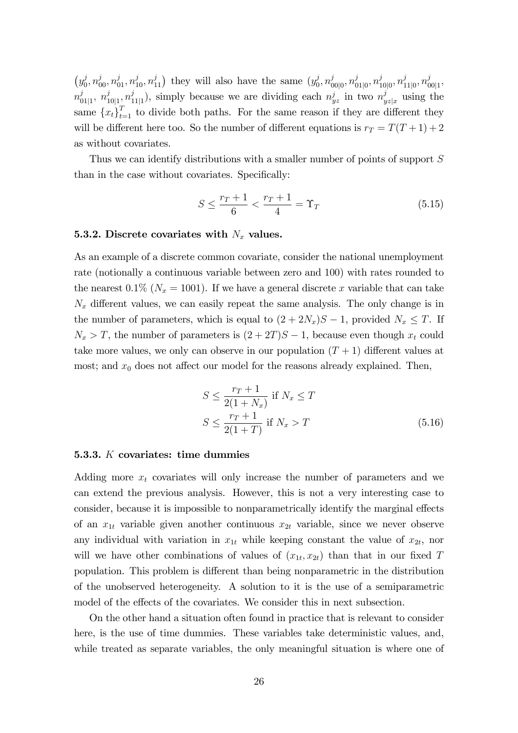$\left(y_0^j, n_{00}^j, n_{01}^j, n_{10}^j, n_{11}^j\right)$ they will also have the same $(y_0^j, n_{00|0}^j, n_{01|0}^j, n_{10|0}^j, n_{11|0}^j, n_{00|1}^j, n_{01|1}^j, n_{10|1}^j, n_{11|1}^j)$, simply because we are dividing each $n_{yz}^j$ in two $n_{yz|x}^j$ using the same $\{x_t\}_{t=1}^T$ to divide both paths. For the same reason if they are different they will be different here too. So the number of different equations is $r_T = T(T+1)+2$ as without covariates.

Thus we can identify distributions with a smaller number of points of support $S$ than in the case without covariates. Specifically:

$$S \leq \frac{r_T + 1}{6} < \frac{r_T + 1}{4} = \Upsilon_T \tag{5.15}$$

#### 5.3.2. Discrete covariates with $N_x$ values.

As an example of a discrete common covariate, consider the national unemployment rate (notionally a continuous variable between zero and 100) with rates rounded to the nearest 0.1% ($N_x = 1001$). If we have a general discrete $x$ variable that can take $N_x$ different values, we can easily repeat the same analysis. The only change is in the number of parameters, which is equal to $(2 + 2N_x)S - 1$, provided $N_x \leq T$. If $N_x > T$, the number of parameters is $(2 + 2T)S - 1$, because even though $x_t$ could take more values, we only can observe in our population $(T + 1)$ different values at most; and $x_0$ does not affect our model for the reasons already explained. Then,

$$\begin{aligned} S &\leq \frac{r_T + 1}{2(1 + N_x)} \text{ if } N_x \leq T \\ S &\leq \frac{r_T + 1}{2(1 + T)} \text{ if } N_x > T \end{aligned} \tag{5.16}$$

#### 5.3.3. $K$ covariates: time dummies

Adding more $x_t$ covariates will only increase the number of parameters and we can extend the previous analysis. However, this is not a very interesting case to consider, because it is impossible to nonparametrically identify the marginal effects of an $x_{1t}$ variable given another continuous $x_{2t}$ variable, since we never observe any individual with variation in $x_{1t}$ while keeping constant the value of $x_{2t}$, nor will we have other combinations of values of $(x_{1t}, x_{2t})$ than that in our fixed $T$ population. This problem is different than being nonparametric in the distribution of the unobserved heterogeneity. A solution to it is the use of a semiparametric model of the effects of the covariates. We consider this in next subsection.

On the other hand a situation often found in practice that is relevant to consider here, is the use of time dummies. These variables take deterministic values, and, while treated as separate variables, the only meaningful situation is where one of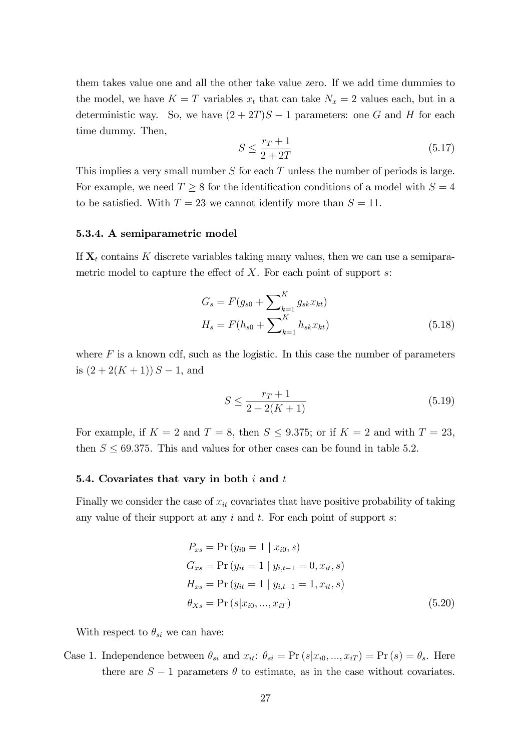them takes value one and all the other take value zero. If we add time dummies to the model, we have $K = T$ variables $x_t$ that can take $N_x = 2$ values each, but in a deterministic way. So, we have $(2 + 2T)S - 1$ parameters: one $G$ and $H$ for each time dummy. Then,

$$S \leq \frac{r_T + 1}{2 + 2T} \tag{5.17}$$

This implies a very small number $S$ for each $T$ unless the number of periods is large. For example, we need $T \geq 8$ for the identification conditions of a model with $S = 4$ to be satisfied. With $T = 23$ we cannot identify more than $S = 11$.

### 5.3.4. A semiparametric model

If $\mathbf{X}_t$ contains $K$ discrete variables taking many values, then we can use a semiparametric model to capture the effect of $X$. For each point of support $s$:

$$\begin{aligned} G_s &= F(g_{s0} + \sum\nolimits_{k=1}^{K} g_{sk} x_{kt}) \\ H_s &= F(h_{s0} + \sum\nolimits_{k=1}^{K} h_{sk} x_{kt}) \end{aligned} \tag{5.18}$$

where $F$ is a known cdf, such as the logistic. In this case the number of parameters is $(2 + 2(K + 1))\, S - 1$, and

$$S \leq \frac{r_T + 1}{2 + 2(K + 1)} \tag{5.19}$$

For example, if $K = 2$ and $T = 8$, then $S \leq 9.375$; or if $K = 2$ and with $T = 23$, then $S \leq 69.375$. This and values for other cases can be found in table 5.2.

## 5.4. Covariates that vary in both $i$ and $t$

Finally we consider the case of $x_{it}$ covariates that have positive probability of taking any value of their support at any $i$ and $t$. For each point of support $s$:

$$\begin{aligned} P_{xs} &= \Pr\left(y_{i0} = 1 \mid x_{i0}, s\right) \\ G_{xs} &= \Pr\left(y_{it} = 1 \mid y_{i,t-1} = 0, x_{it}, s\right) \\ H_{xs} &= \Pr\left(y_{it} = 1 \mid y_{i,t-1} = 1, x_{it}, s\right) \\ \theta_{Xs} &= \Pr\left(s | x_{i0}, ..., x_{iT}\right) \end{aligned} \tag{5.20}$$

With respect to $\theta_{si}$ we can have:

Case 1. Independence between $\theta_{si}$ and $x_{it}$: $\theta_{si} = \Pr\left(s | x_{i0}, ..., x_{iT}\right) = \Pr\left(s\right) = \theta_s$. Here there are $S - 1$ parameters $\theta$ to estimate, as in the case without covariates.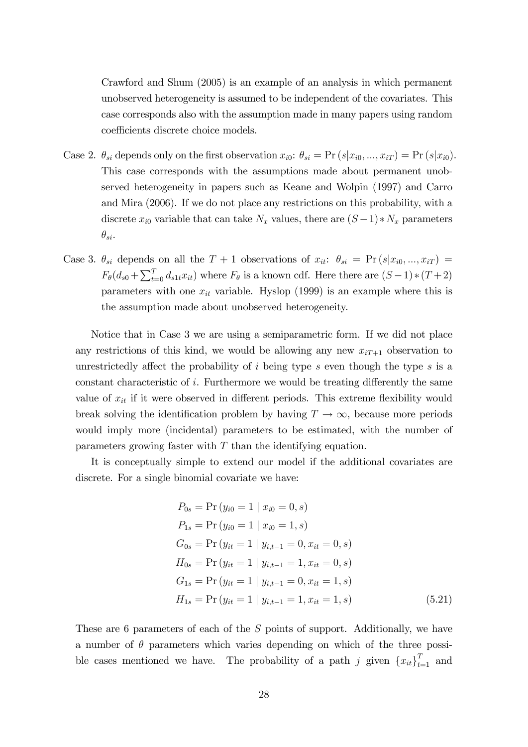Crawford and Shum (2005) is an example of an analysis in which permanent unobserved heterogeneity is assumed to be independent of the covariates. This case corresponds also with the assumption made in many papers using random coefficients discrete choice models.

Case 2. $\theta_{si}$ depends only on the first observation $x_{i0}$: $\theta_{si} = \Pr(s|x_{i0},...,x_{iT}) = \Pr(s|x_{i0})$. This case corresponds with the assumptions made about permanent unobserved heterogeneity in papers such as Keane and Wolpin (1997) and Carro and Mira (2006). If we do not place any restrictions on this probability, with a discrete $x_{i0}$ variable that can take $N_x$ values, there are $(S-1)*N_x$ parameters $\theta_{si}$.

Case 3. $\theta_{si}$ depends on all the $T+1$ observations of $x_{it}$: $\theta_{si} = \Pr(s|x_{i0},...,x_{iT}) = F_\theta(d_{s0} + \sum_{t=0}^{T} d_{s1t}x_{it})$ where $F_\theta$ is a known cdf. Here there are $(S-1)*(T+2)$ parameters with one $x_{it}$ variable. Hyslop (1999) is an example where this is the assumption made about unobserved heterogeneity.

Notice that in Case 3 we are using a semiparametric form. If we did not place any restrictions of this kind, we would be allowing any new $x_{iT+1}$ observation to unrestrictedly affect the probability of $i$ being type $s$ even though the type $s$ is a constant characteristic of $i$. Furthermore we would be treating differently the same value of $x_{it}$ if it were observed in different periods. This extreme flexibility would break solving the identification problem by having $T \to \infty$, because more periods would imply more (incidental) parameters to be estimated, with the number of parameters growing faster with $T$ than the identifying equation.

It is conceptually simple to extend our model if the additional covariates are discrete. For a single binomial covariate we have:

$$
\begin{aligned}
P_{0s} &= \Pr(y_{i0} = 1 \mid x_{i0} = 0, s) \\
P_{1s} &= \Pr(y_{i0} = 1 \mid x_{i0} = 1, s) \\
G_{0s} &= \Pr(y_{it} = 1 \mid y_{i,t-1} = 0, x_{it} = 0, s) \\
H_{0s} &= \Pr(y_{it} = 1 \mid y_{i,t-1} = 1, x_{it} = 0, s) \\
G_{1s} &= \Pr(y_{it} = 1 \mid y_{i,t-1} = 0, x_{it} = 1, s) \\
H_{1s} &= \Pr(y_{it} = 1 \mid y_{i,t-1} = 1, x_{it} = 1, s)
\end{aligned} \tag{5.21}
$$

These are 6 parameters of each of the $S$ points of support. Additionally, we have a number of $\theta$ parameters which varies depending on which of the three possible cases mentioned we have. The probability of a path $j$ given $\{x_{it}\}_{t=1}^{T}$ and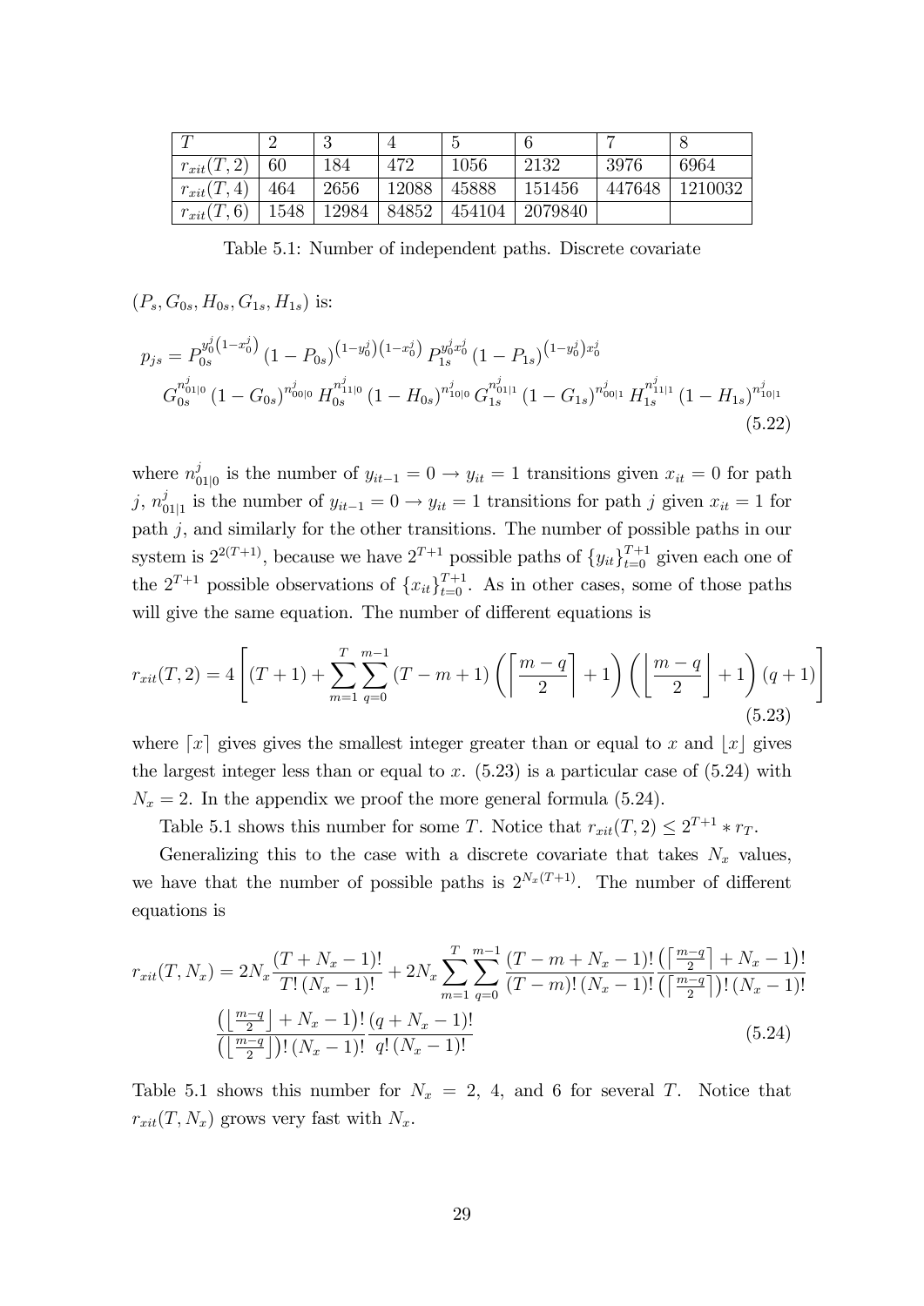| $T$ | 2 | 3 | 4 | 5 | 6 | 7 | 8 |
|---|---|---|---|---|---|---|---|
| $r_{xit}(T,2)$ | 60 | 184 | 472 | 1056 | 2132 | 3976 | 6964 |
| $r_{xit}(T,4)$ | 464 | 2656 | 12088 | 45888 | 151456 | 447648 | 1210032 |
| $r_{xit}(T,6)$ | 1548 | 12984 | 84852 | 454104 | 2079840 | | |

Table 5.1: Number of independent paths. Discrete covariate

$(P_s, G_{0s}, H_{0s}, G_{1s}, H_{1s})$ is:

$$p_{js} = P_{0s}^{y_0^j(1-x_0^j)} (1-P_{0s})^{(1-y_0^j)(1-x_0^j)} P_{1s}^{y_0^j x_0^j} (1-P_{1s})^{(1-y_0^j)x_0^j}$$
$$G_{0s}^{n_{01|0}^j} (1-G_{0s})^{n_{00|0}^j} H_{0s}^{n_{11|0}^j} (1-H_{0s})^{n_{10|0}^j} G_{1s}^{n_{01|1}^j} (1-G_{1s})^{n_{00|1}^j} H_{1s}^{n_{11|1}^j} (1-H_{1s})^{n_{10|1}^j} \tag{5.22}$$

where $n_{01|0}^j$ is the number of $y_{it-1} = 0 \rightarrow y_{it} = 1$ transitions given $x_{it} = 0$ for path $j$, $n_{01|1}^j$ is the number of $y_{it-1} = 0 \rightarrow y_{it} = 1$ transitions for path $j$ given $x_{it} = 1$ for path $j$, and similarly for the other transitions. The number of possible paths in our system is $2^{2(T+1)}$, because we have $2^{T+1}$ possible paths of $\{y_{it}\}_{t=0}^{T+1}$ given each one of the $2^{T+1}$ possible observations of $\{x_{it}\}_{t=0}^{T+1}$. As in other cases, some of those paths will give the same equation. The number of different equations is

$$r_{xit}(T,2) = 4\left[(T+1) + \sum_{m=1}^{T}\sum_{q=0}^{m-1}(T-m+1)\left(\left\lceil\frac{m-q}{2}\right\rceil + 1\right)\left(\left\lfloor\frac{m-q}{2}\right\rfloor + 1\right)(q+1)\right] \tag{5.23}$$

where $\lceil x \rceil$ gives gives the smallest integer greater than or equal to $x$ and $\lfloor x \rfloor$ gives the largest integer less than or equal to $x$. (5.23) is a particular case of (5.24) with $N_x = 2$. In the appendix we proof the more general formula (5.24).

Table 5.1 shows this number for some $T$. Notice that $r_{xit}(T,2) \leq 2^{T+1} * r_T$.

Generalizing this to the case with a discrete covariate that takes $N_x$ values, we have that the number of possible paths is $2^{N_x(T+1)}$. The number of different equations is

$$r_{xit}(T,N_x) = 2N_x\frac{(T+N_x-1)!}{T!\,(N_x-1)!} + 2N_x\sum_{m=1}^{T}\sum_{q=0}^{m-1}\frac{(T-m+N_x-1)!}{(T-m)!\,(N_x-1)!}\frac{\left(\left\lceil\frac{m-q}{2}\right\rceil + N_x - 1\right)!}{\left(\left\lceil\frac{m-q}{2}\right\rceil\right)!\,(N_x-1)!}$$
$$\frac{\left(\left\lfloor\frac{m-q}{2}\right\rfloor + N_x - 1\right)!}{\left(\left\lfloor\frac{m-q}{2}\right\rfloor\right)!\,(N_x-1)!}\frac{(q+N_x-1)!}{q!\,(N_x-1)!} \tag{5.24}$$

Table 5.1 shows this number for $N_x = 2$, 4, and 6 for several $T$. Notice that $r_{xit}(T,N_x)$ grows very fast with $N_x$.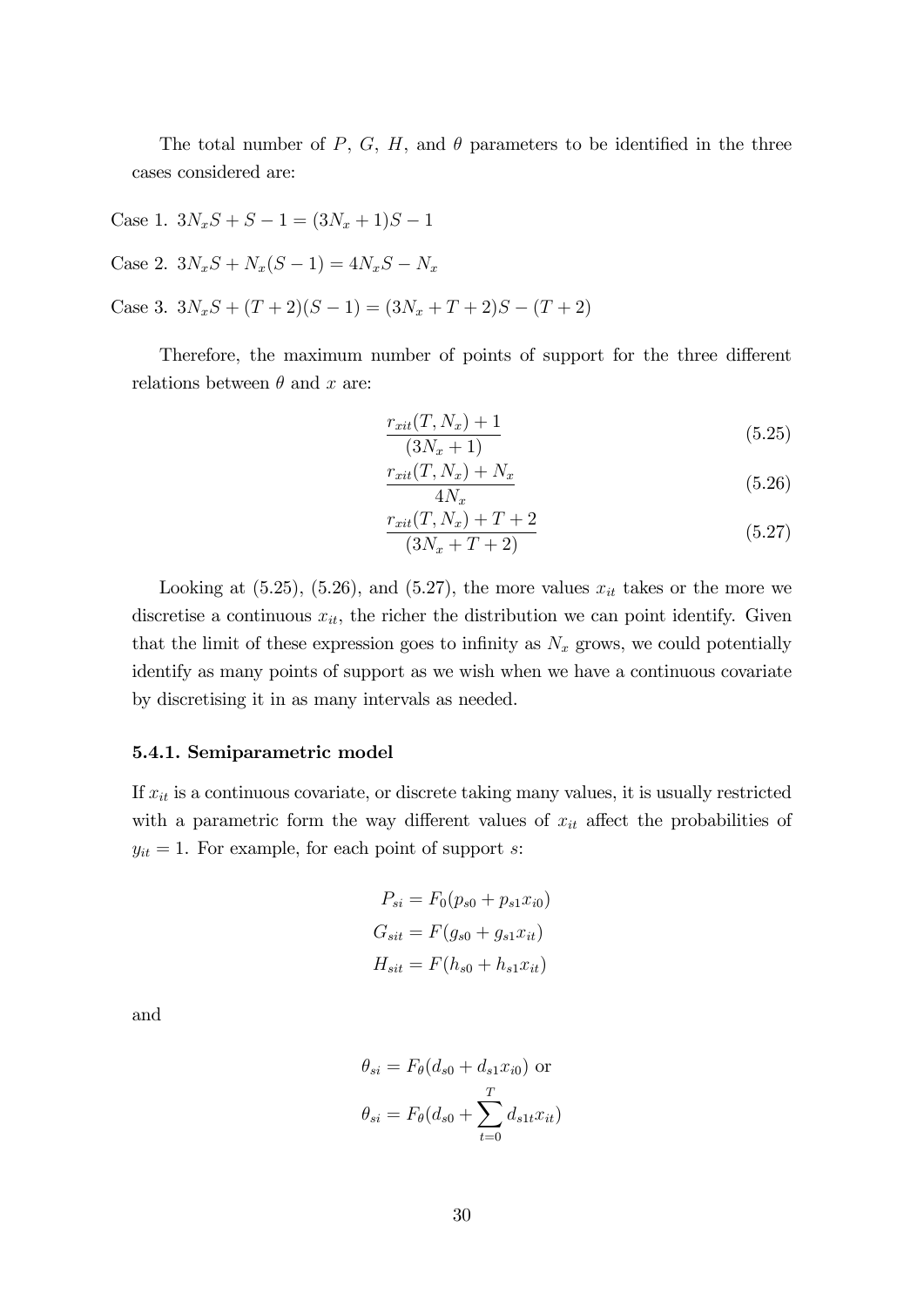The total number of $P$, $G$, $H$, and $\theta$ parameters to be identified in the three cases considered are:

Case 1. $3N_xS + S - 1 = (3N_x + 1)S - 1$

Case 2. $3N_xS + N_x(S - 1) = 4N_xS - N_x$

Case 3. $3N_xS + (T + 2)(S - 1) = (3N_x + T + 2)S - (T + 2)$

Therefore, the maximum number of points of support for the three different relations between $\theta$ and $x$ are:

$$\frac{r_{xit}(T, N_x) + 1}{(3N_x + 1)} \tag{5.25}$$

$$\frac{r_{xit}(T, N_x) + N_x}{4N_x} \tag{5.26}$$

$$\frac{r_{xit}(T, N_x) + T + 2}{(3N_x + T + 2)} \tag{5.27}$$

Looking at (5.25), (5.26), and (5.27), the more values $x_{it}$ takes or the more we discretise a continuous $x_{it}$, the richer the distribution we can point identify. Given that the limit of these expression goes to infinity as $N_x$ grows, we could potentially identify as many points of support as we wish when we have a continuous covariate by discretising it in as many intervals as needed.

### 5.4.1. Semiparametric model

If $x_{it}$ is a continuous covariate, or discrete taking many values, it is usually restricted with a parametric form the way different values of $x_{it}$ affect the probabilities of $y_{it} = 1$. For example, for each point of support $s$:

$$P_{si} = F_0(p_{s0} + p_{s1}x_{i0})$$
$$G_{sit} = F(g_{s0} + g_{s1}x_{it})$$
$$H_{sit} = F(h_{s0} + h_{s1}x_{it})$$

and

$$\theta_{si} = F_\theta(d_{s0} + d_{s1}x_{i0}) \text{ or}$$
$$\theta_{si} = F_\theta(d_{s0} + \sum_{t=0}^{T} d_{s1t}x_{it})$$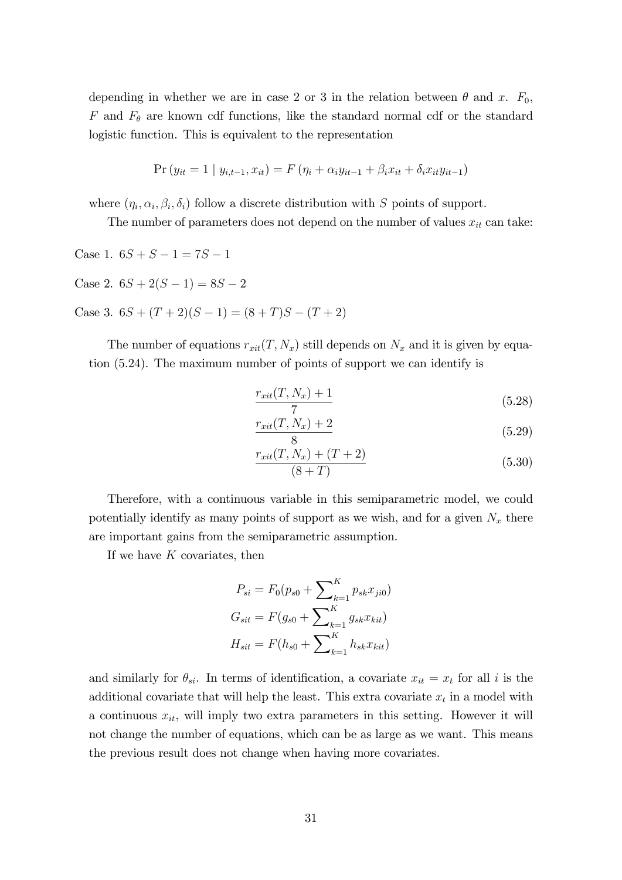depending in whether we are in case 2 or 3 in the relation between $\theta$ and $x$. $F_0$, $F$ and $F_\theta$ are known cdf functions, like the standard normal cdf or the standard logistic function. This is equivalent to the representation

$$\Pr\left(y_{it}=1 \mid y_{i,t-1},x_{it}\right)=F\left(\eta_i+\alpha_i y_{it-1}+\beta_i x_{it}+\delta_i x_{it} y_{it-1}\right)$$

where $(\eta_i,\alpha_i,\beta_i,\delta_i)$ follow a discrete distribution with $S$ points of support.

The number of parameters does not depend on the number of values $x_{it}$ can take:

Case 1. $6S+S-1=7S-1$

Case 2. $6S+2(S-1)=8S-2$

Case 3. $6S+(T+2)(S-1)=(8+T)S-(T+2)$

The number of equations $r_{xit}(T,N_x)$ still depends on $N_x$ and it is given by equation (5.24). The maximum number of points of support we can identify is

$$\frac{r_{xit}(T,N_x)+1}{7} \tag{5.28}$$

$$\frac{r_{xit}(T,N_x)+2}{8} \tag{5.29}$$

$$\frac{r_{xit}(T,N_x)+(T+2)}{(8+T)} \tag{5.30}$$

Therefore, with a continuous variable in this semiparametric model, we could potentially identify as many points of support as we wish, and for a given $N_x$ there are important gains from the semiparametric assumption.

If we have $K$ covariates, then

$$P_{si}=F_0(p_{s0}+\sum\nolimits_{k=1}^{K}p_{sk}x_{ji0})$$
$$G_{sit}=F(g_{s0}+\sum\nolimits_{k=1}^{K}g_{sk}x_{kit})$$
$$H_{sit}=F(h_{s0}+\sum\nolimits_{k=1}^{K}h_{sk}x_{kit})$$

and similarly for $\theta_{si}$. In terms of identification, a covariate $x_{it}=x_t$ for all $i$ is the additional covariate that will help the least. This extra covariate $x_t$ in a model with a continuous $x_{it}$, will imply two extra parameters in this setting. However it will not change the number of equations, which can be as large as we want. This means the previous result does not change when having more covariates.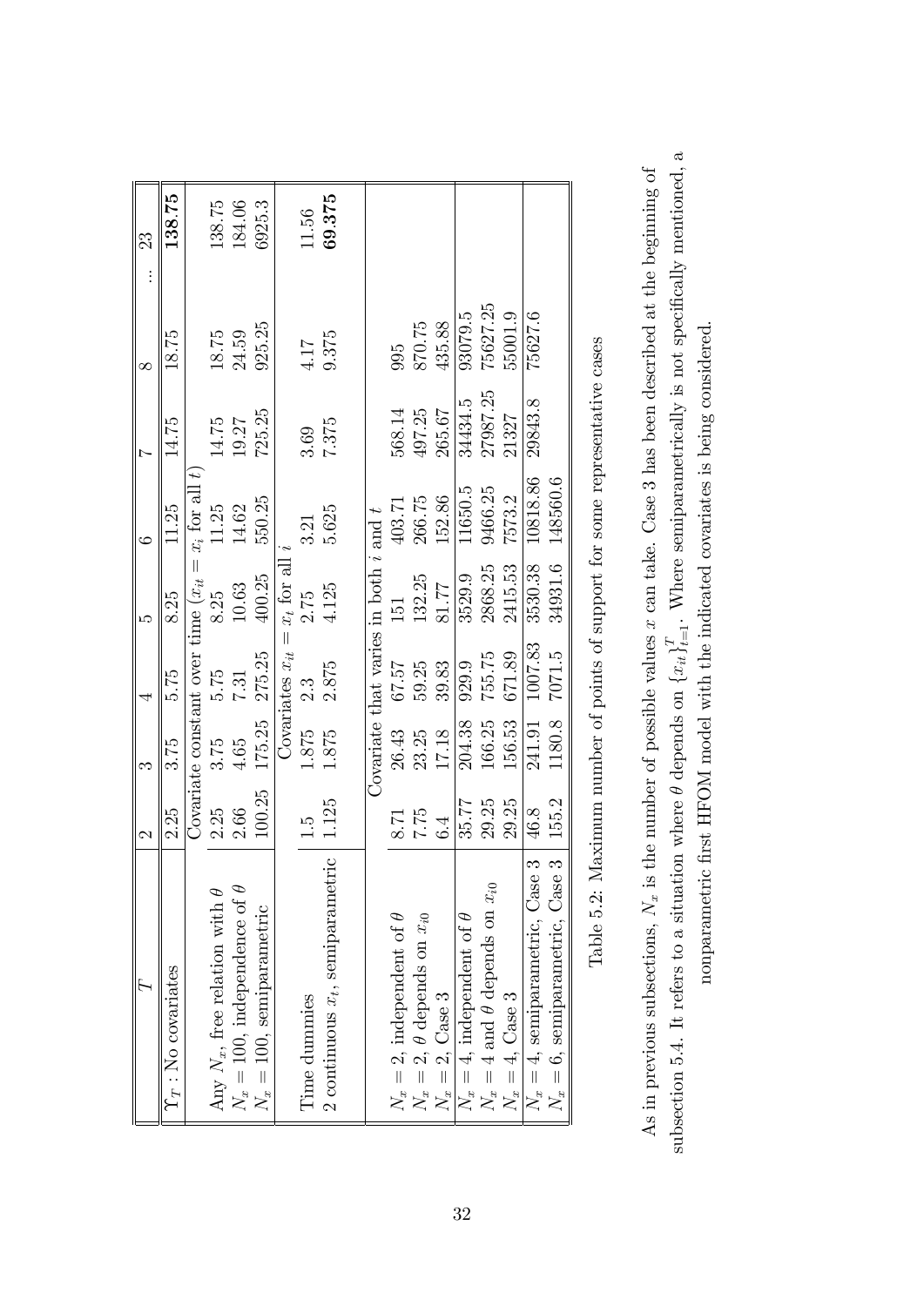| $T$ | 2 | 3 | 4 | 5 | 6 | 7 | 8 | ... | 23 |
|---|---|---|---|---|---|---|---|---|---|
| $\Upsilon_T$ : No covariates | 2.25 | 3.75 | 5.75 | 8.25 | 11.25 | 14.75 | 18.75 | | **138.75** |
| | Covariate constant over time ($x_{it} = x_i$ for all $t$) | | | | | | | | |
| Any $N_x$, free relation with $\theta$ | 2.25 | 3.75 | 5.75 | 8.25 | 11.25 | 14.75 | 18.75 | | 138.75 |
| $N_x = 100$, independence of $\theta$ | 2.66 | 4.65 | 7.31 | 10.63 | 14.62 | 19.27 | 24.59 | | 184.06 |
| $N_x = 100$, semiparametric | 100.25 | 175.25 | 275.25 | 400.25 | 550.25 | 725.25 | 925.25 | | 6925.3 |
| | Covariates $x_{it} = x_t$ for all $i$ | | | | | | | | |
| Time dummies | 1.5 | 1.875 | 2.3 | 2.75 | 3.21 | 3.69 | 4.17 | | 11.56 |
| 2 continuous $x_t$, semiparametric | 1.125 | 1.875 | 2.875 | 4.125 | 5.625 | 7.375 | 9.375 | | **69.375** |
| | Covariate that varies in both $i$ and $t$ | | | | | | | | |
| $N_x = 2$, independent of $\theta$ | 8.71 | 26.43 | 67.57 | 151 | 403.71 | 568.14 | 995 | | |
| $N_x = 2$, $\theta$ depends on $x_{i0}$ | 7.75 | 23.25 | 59.25 | 132.25 | 266.75 | 497.25 | 870.75 | | |
| $N_x = 2$, Case 3 | 6.4 | 17.18 | 39.83 | 81.77 | 152.86 | 265.67 | 435.88 | | |
| $N_x = 4$, independent of $\theta$ | 35.77 | 204.38 | 929.9 | 3529.9 | 11650.5 | 34434.5 | 93079.5 | | |
| $N_x = 4$ and $\theta$ depends on $x_{i0}$ | 29.25 | 166.25 | 755.75 | 2868.25 | 9466.25 | 27987.25 | 75627.25 | | |
| $N_x = 4$, Case 3 | 29.25 | 156.53 | 671.89 | 2415.53 | 7573.2 | 21327 | 55001.9 | | |
| $N_x = 4$, semiparametric, Case 3 | 46.8 | 241.91 | 1007.83 | 3530.38 | 10818.86 | 29843.8 | 75627.6 | | |
| $N_x = 6$, semiparametric, Case 3 | 155.2 | 1180.8 | 7071.5 | 34931.6 | 148560.6 | | | | |

Table 5.2: Maximum number of points of support for some representative cases

As in previous subsections, $N_x$ is the number of possible values $x$ can take. Case 3 has been described at the beginning of subsection 5.4. It refers to a situation where $\theta$ depends on $\{x_{it}\}_{t=1}^{T}$. Where semiparametrically is not specifically mentioned, a nonparametric first HFOM model with the indicated covariates is being considered.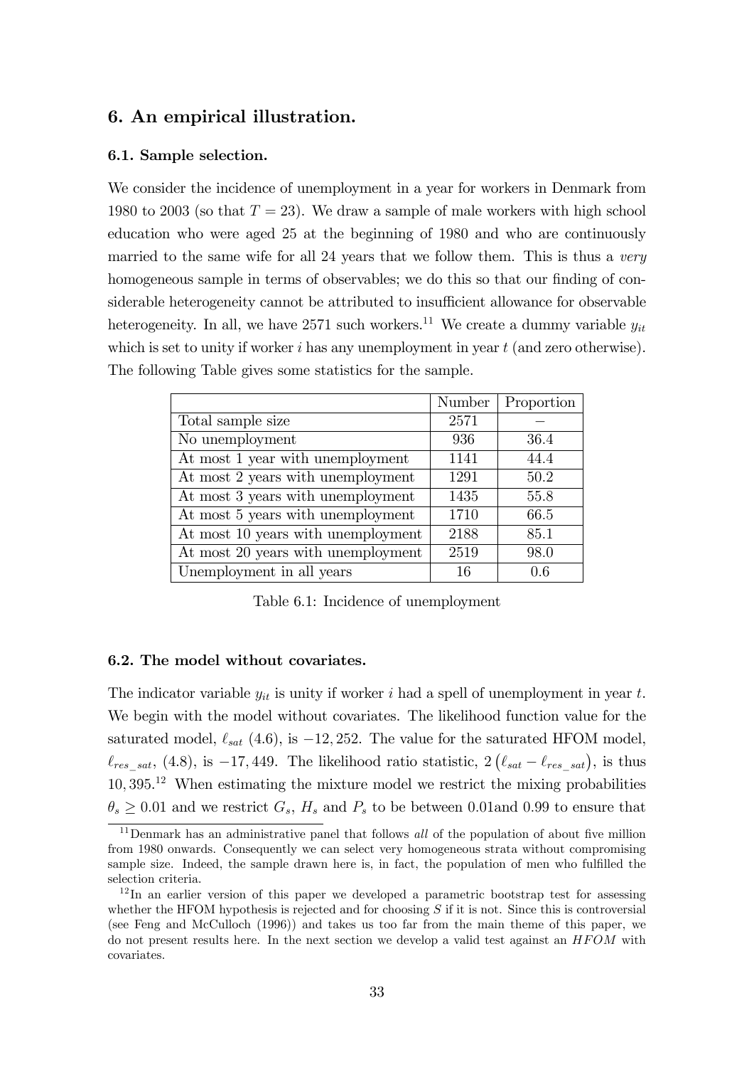## 6. An empirical illustration.

### 6.1. Sample selection.

We consider the incidence of unemployment in a year for workers in Denmark from 1980 to 2003 (so that $T = 23$). We draw a sample of male workers with high school education who were aged 25 at the beginning of 1980 and who are continuously married to the same wife for all 24 years that we follow them. This is thus a *very* homogeneous sample in terms of observables; we do this so that our finding of considerable heterogeneity cannot be attributed to insufficient allowance for observable heterogeneity. In all, we have 2571 such workers.[11] We create a dummy variable $y_{it}$ which is set to unity if worker $i$ has any unemployment in year $t$ (and zero otherwise). The following Table gives some statistics for the sample.

| | Number | Proportion |
|---|---|---|
| Total sample size | 2571 | − |
| No unemployment | 936 | 36.4 |
| At most 1 year with unemployment | 1141 | 44.4 |
| At most 2 years with unemployment | 1291 | 50.2 |
| At most 3 years with unemployment | 1435 | 55.8 |
| At most 5 years with unemployment | 1710 | 66.5 |
| At most 10 years with unemployment | 2188 | 85.1 |
| At most 20 years with unemployment | 2519 | 98.0 |
| Unemployment in all years | 16 | 0.6 |

Table 6.1: Incidence of unemployment

### 6.2. The model without covariates.

The indicator variable $y_{it}$ is unity if worker $i$ had a spell of unemployment in year $t$. We begin with the model without covariates. The likelihood function value for the saturated model, $\ell_{sat}$ (4.6), is $-12,252$. The value for the saturated HFOM model, $\ell_{res\_sat}$, (4.8), is $-17,449$. The likelihood ratio statistic, $2\left(\ell_{sat} - \ell_{res\_sat}\right)$, is thus $10,395$.[12] When estimating the mixture model we restrict the mixing probabilities $\theta_s \geq 0.01$ and we restrict $G_s$, $H_s$ and $P_s$ to be between 0.01and 0.99 to ensure that

[11] Denmark has an administrative panel that follows *all* of the population of about five million from 1980 onwards. Consequently we can select very homogeneous strata without compromising sample size. Indeed, the sample drawn here is, in fact, the population of men who fulfilled the selection criteria.

[12] In an earlier version of this paper we developed a parametric bootstrap test for assessing whether the HFOM hypothesis is rejected and for choosing $S$ if it is not. Since this is controversial (see Feng and McCulloch (1996)) and takes us too far from the main theme of this paper, we do not present results here. In the next section we develop a valid test against an $HFOM$ with covariates.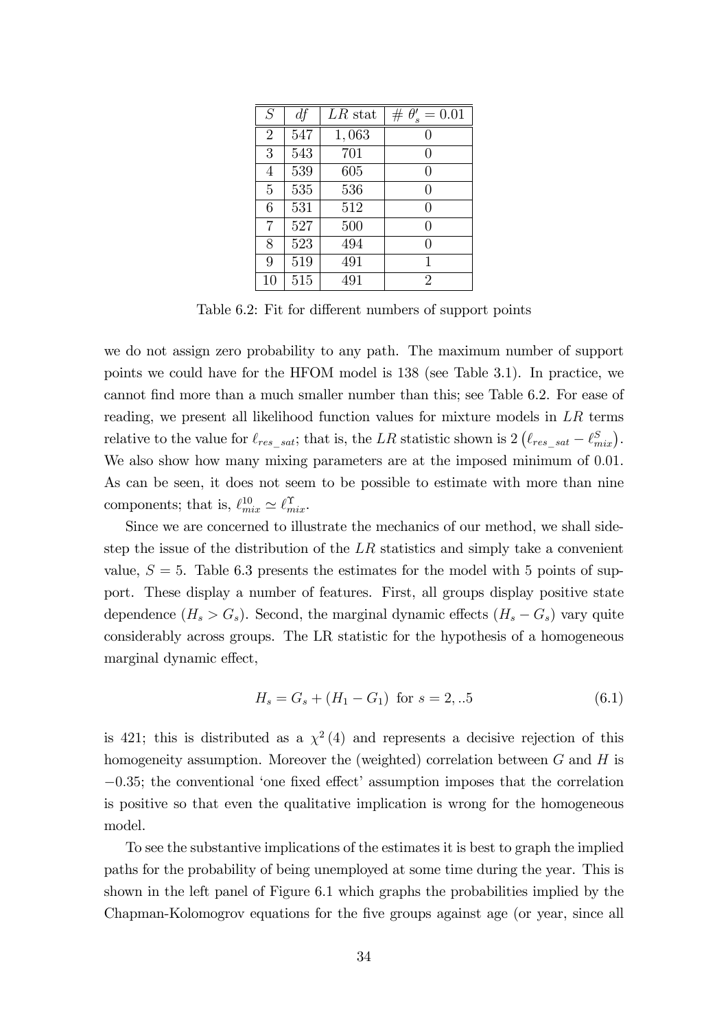| $S$ | $df$ | $LR$ stat | $\#\ \theta'_s = 0.01$ |
|---|---|---|---|
| 2 | 547 | 1,063 | 0 |
| 3 | 543 | 701 | 0 |
| 4 | 539 | 605 | 0 |
| 5 | 535 | 536 | 0 |
| 6 | 531 | 512 | 0 |
| 7 | 527 | 500 | 0 |
| 8 | 523 | 494 | 0 |
| 9 | 519 | 491 | 1 |
| 10 | 515 | 491 | 2 |

Table 6.2: Fit for different numbers of support points

we do not assign zero probability to any path. The maximum number of support points we could have for the HFOM model is 138 (see Table 3.1). In practice, we cannot find more than a much smaller number than this; see Table 6.2. For ease of reading, we present all likelihood function values for mixture models in $LR$ terms relative to the value for $\ell_{res\_sat}$; that is, the $LR$ statistic shown is $2\left(\ell_{res\_sat} - \ell^{S}_{mix}\right)$. We also show how many mixing parameters are at the imposed minimum of 0.01. As can be seen, it does not seem to be possible to estimate with more than nine components; that is, $\ell^{10}_{mix} \simeq \ell^{\Upsilon}_{mix}$.

Since we are concerned to illustrate the mechanics of our method, we shall sidestep the issue of the distribution of the $LR$ statistics and simply take a convenient value, $S = 5$. Table 6.3 presents the estimates for the model with 5 points of support. These display a number of features. First, all groups display positive state dependence ($H_s > G_s$). Second, the marginal dynamic effects ($H_s - G_s$) vary quite considerably across groups. The LR statistic for the hypothesis of a homogeneous marginal dynamic effect,

$$H_s = G_s + (H_1 - G_1) \text{ for } s = 2, ..5 \tag{6.1}$$

is 421; this is distributed as a $\chi^2(4)$ and represents a decisive rejection of this homogeneity assumption. Moreover the (weighted) correlation between $G$ and $H$ is $-0.35$; the conventional 'one fixed effect' assumption imposes that the correlation is positive so that even the qualitative implication is wrong for the homogeneous model.

To see the substantive implications of the estimates it is best to graph the implied paths for the probability of being unemployed at some time during the year. This is shown in the left panel of Figure 6.1 which graphs the probabilities implied by the Chapman-Kolomogrov equations for the five groups against age (or year, since all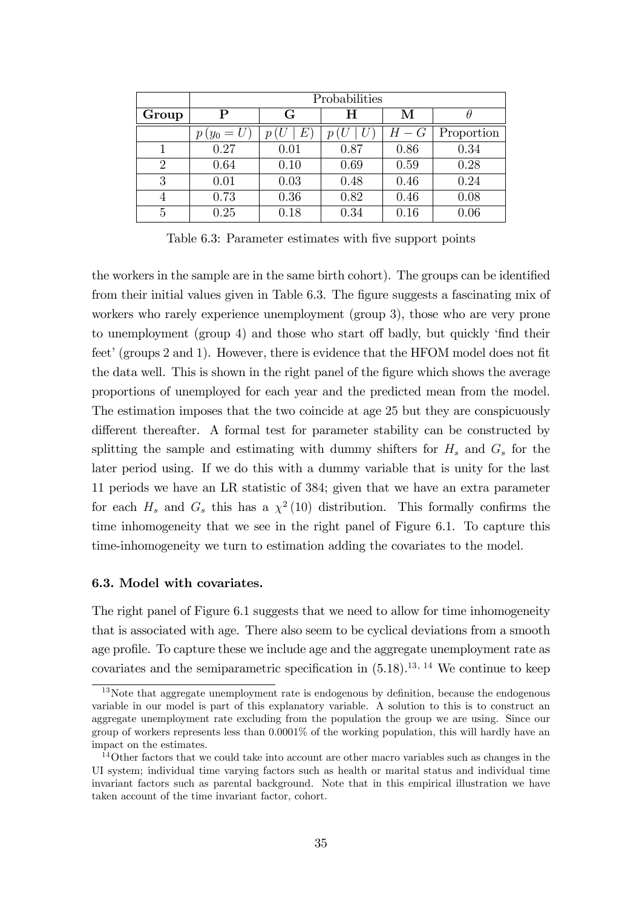| | Probabilities | | | | |
|---|---|---|---|---|---|
| **Group** | **P** | **G** | **H** | **M** | $\theta$ |
| | $p(y_0 = U)$ | $p(U \mid E)$ | $p(U \mid U)$ | $H - G$ | Proportion |
| 1 | 0.27 | 0.01 | 0.87 | 0.86 | 0.34 |
| 2 | 0.64 | 0.10 | 0.69 | 0.59 | 0.28 |
| 3 | 0.01 | 0.03 | 0.48 | 0.46 | 0.24 |
| 4 | 0.73 | 0.36 | 0.82 | 0.46 | 0.08 |
| 5 | 0.25 | 0.18 | 0.34 | 0.16 | 0.06 |

Table 6.3: Parameter estimates with five support points

the workers in the sample are in the same birth cohort). The groups can be identified from their initial values given in Table 6.3. The figure suggests a fascinating mix of workers who rarely experience unemployment (group 3), those who are very prone to unemployment (group 4) and those who start off badly, but quickly 'find their feet' (groups 2 and 1). However, there is evidence that the HFOM model does not fit the data well. This is shown in the right panel of the figure which shows the average proportions of unemployed for each year and the predicted mean from the model. The estimation imposes that the two coincide at age 25 but they are conspicuously different thereafter. A formal test for parameter stability can be constructed by splitting the sample and estimating with dummy shifters for $H_s$ and $G_s$ for the later period using. If we do this with a dummy variable that is unity for the last 11 periods we have an LR statistic of 384; given that we have an extra parameter for each $H_s$ and $G_s$ this has a $\chi^2(10)$ distribution. This formally confirms the time inhomogeneity that we see in the right panel of Figure 6.1. To capture this time-inhomogeneity we turn to estimation adding the covariates to the model.

### 6.3. Model with covariates.

The right panel of Figure 6.1 suggests that we need to allow for time inhomogeneity that is associated with age. There also seem to be cyclical deviations from a smooth age profile. To capture these we include age and the aggregate unemployment rate as covariates and the semiparametric specification in (5.18).[13, 14] We continue to keep

[13] Note that aggregate unemployment rate is endogenous by definition, because the endogenous variable in our model is part of this explanatory variable. A solution to this is to construct an aggregate unemployment rate excluding from the population the group we are using. Since our group of workers represents less than 0.0001% of the working population, this will hardly have an impact on the estimates.

[14] Other factors that we could take into account are other macro variables such as changes in the UI system; individual time varying factors such as health or marital status and individual time invariant factors such as parental background. Note that in this empirical illustration we have taken account of the time invariant factor, cohort.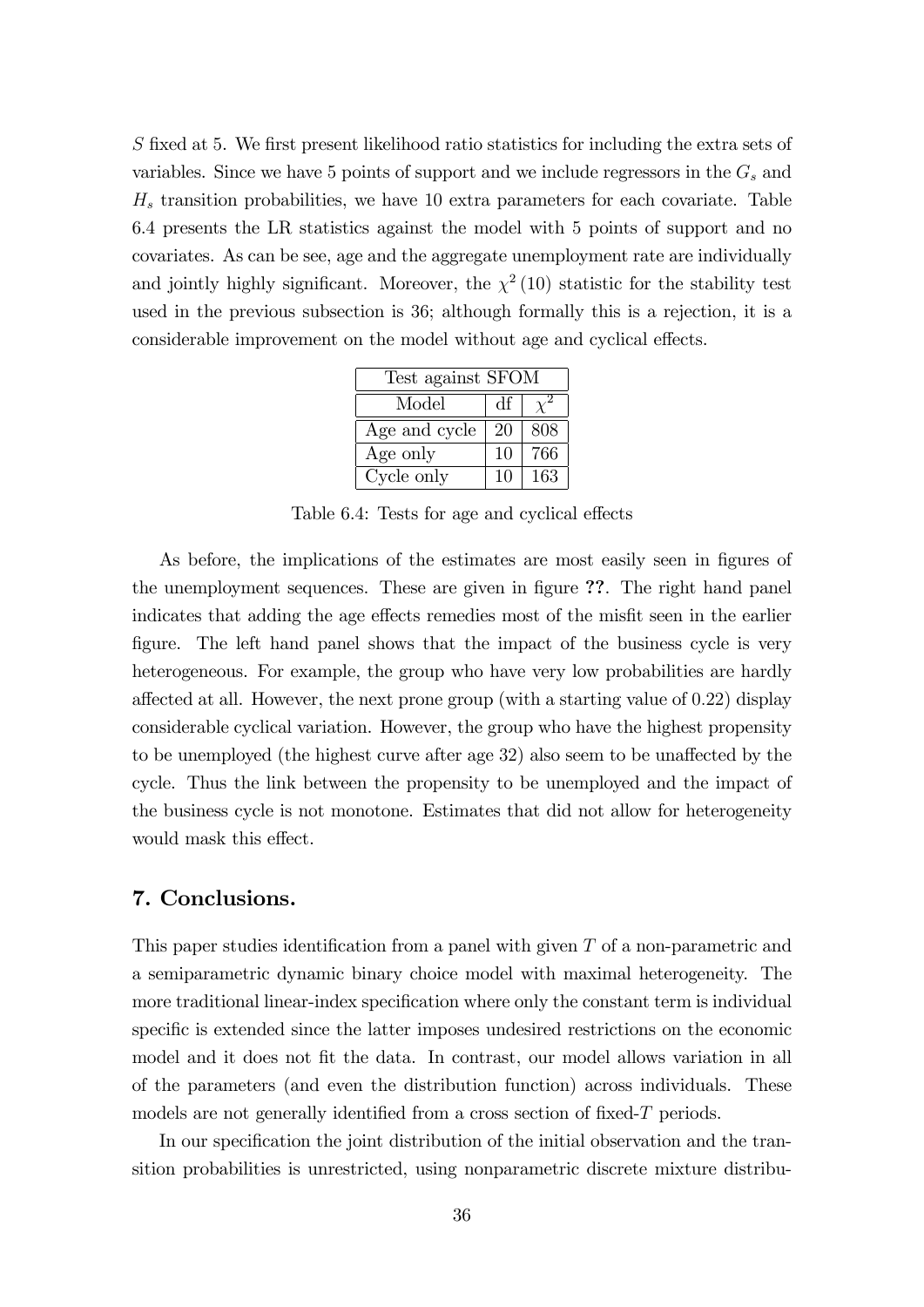$S$ fixed at 5. We first present likelihood ratio statistics for including the extra sets of variables. Since we have 5 points of support and we include regressors in the $G_s$ and $H_s$ transition probabilities, we have 10 extra parameters for each covariate. Table 6.4 presents the LR statistics against the model with 5 points of support and no covariates. As can be see, age and the aggregate unemployment rate are individually and jointly highly significant. Moreover, the $\chi^2(10)$ statistic for the stability test used in the previous subsection is 36; although formally this is a rejection, it is a considerable improvement on the model without age and cyclical effects.

| Test against SFOM | | |
|---|---|---|
| Model | df | $\chi^2$ |
| Age and cycle | 20 | 808 |
| Age only | 10 | 766 |
| Cycle only | 10 | 163 |

Table 6.4: Tests for age and cyclical effects

As before, the implications of the estimates are most easily seen in figures of the unemployment sequences. These are given in figure **??**. The right hand panel indicates that adding the age effects remedies most of the misfit seen in the earlier figure. The left hand panel shows that the impact of the business cycle is very heterogeneous. For example, the group who have very low probabilities are hardly affected at all. However, the next prone group (with a starting value of 0.22) display considerable cyclical variation. However, the group who have the highest propensity to be unemployed (the highest curve after age 32) also seem to be unaffected by the cycle. Thus the link between the propensity to be unemployed and the impact of the business cycle is not monotone. Estimates that did not allow for heterogeneity would mask this effect.

## 7. Conclusions.

This paper studies identification from a panel with given $T$ of a non-parametric and a semiparametric dynamic binary choice model with maximal heterogeneity. The more traditional linear-index specification where only the constant term is individual specific is extended since the latter imposes undesired restrictions on the economic model and it does not fit the data. In contrast, our model allows variation in all of the parameters (and even the distribution function) across individuals. These models are not generally identified from a cross section of fixed-$T$ periods.

In our specification the joint distribution of the initial observation and the transition probabilities is unrestricted, using nonparametric discrete mixture distribu-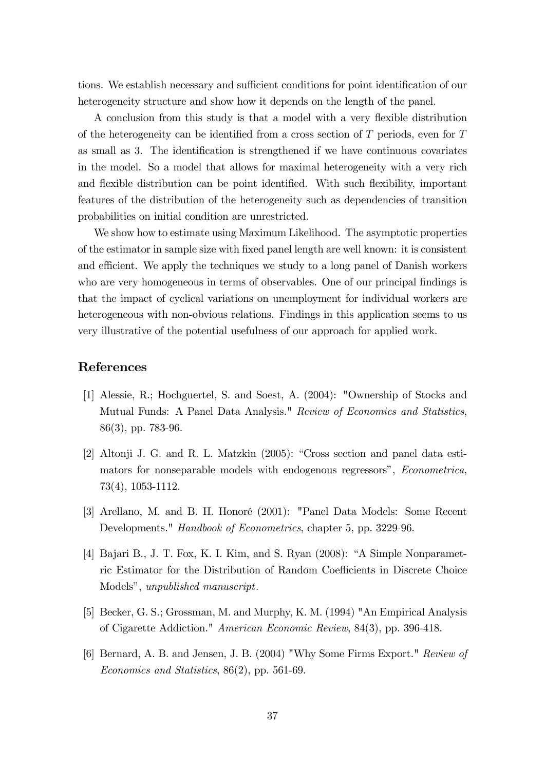tions. We establish necessary and sufficient conditions for point identification of our heterogeneity structure and show how it depends on the length of the panel.

A conclusion from this study is that a model with a very flexible distribution of the heterogeneity can be identified from a cross section of $T$ periods, even for $T$ as small as 3. The identification is strengthened if we have continuous covariates in the model. So a model that allows for maximal heterogeneity with a very rich and flexible distribution can be point identified. With such flexibility, important features of the distribution of the heterogeneity such as dependencies of transition probabilities on initial condition are unrestricted.

We show how to estimate using Maximum Likelihood. The asymptotic properties of the estimator in sample size with fixed panel length are well known: it is consistent and efficient. We apply the techniques we study to a long panel of Danish workers who are very homogeneous in terms of observables. One of our principal findings is that the impact of cyclical variations on unemployment for individual workers are heterogeneous with non-obvious relations. Findings in this application seems to us very illustrative of the potential usefulness of our approach for applied work.

## References

[1] Alessie, R.; Hochguertel, S. and Soest, A. (2004): "Ownership of Stocks and Mutual Funds: A Panel Data Analysis." *Review of Economics and Statistics*, 86(3), pp. 783-96.

[2] Altonji J. G. and R. L. Matzkin (2005): "Cross section and panel data estimators for nonseparable models with endogenous regressors", *Econometrica*, 73(4), 1053-1112.

[3] Arellano, M. and B. H. Honoré (2001): "Panel Data Models: Some Recent Developments." *Handbook of Econometrics*, chapter 5, pp. 3229-96.

[4] Bajari B., J. T. Fox, K. I. Kim, and S. Ryan (2008): "A Simple Nonparametric Estimator for the Distribution of Random Coefficients in Discrete Choice Models", *unpublished manuscript*.

[5] Becker, G. S.; Grossman, M. and Murphy, K. M. (1994) "An Empirical Analysis of Cigarette Addiction." *American Economic Review*, 84(3), pp. 396-418.

[6] Bernard, A. B. and Jensen, J. B. (2004) "Why Some Firms Export." *Review of Economics and Statistics*, 86(2), pp. 561-69.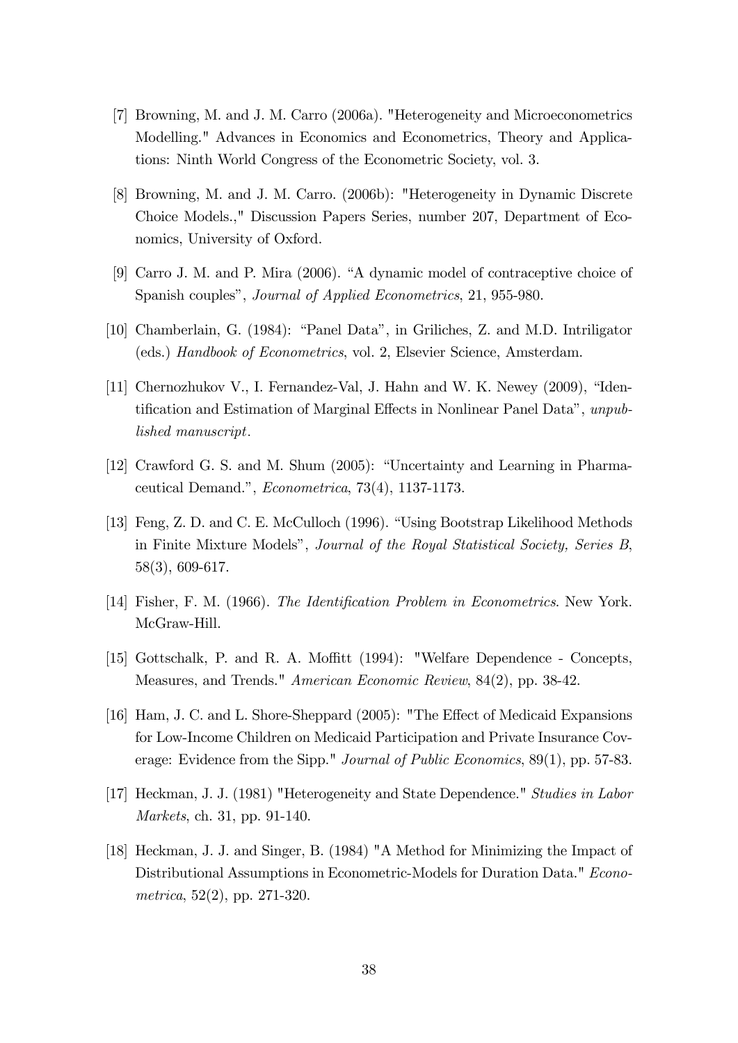[7] Browning, M. and J. M. Carro (2006a). "Heterogeneity and Microeconometrics Modelling." Advances in Economics and Econometrics, Theory and Applications: Ninth World Congress of the Econometric Society, vol. 3.

[8] Browning, M. and J. M. Carro. (2006b): "Heterogeneity in Dynamic Discrete Choice Models.," Discussion Papers Series, number 207, Department of Economics, University of Oxford.

[9] Carro J. M. and P. Mira (2006). "A dynamic model of contraceptive choice of Spanish couples", *Journal of Applied Econometrics*, 21, 955-980.

[10] Chamberlain, G. (1984): "Panel Data", in Griliches, Z. and M.D. Intriligator (eds.) *Handbook of Econometrics*, vol. 2, Elsevier Science, Amsterdam.

[11] Chernozhukov V., I. Fernandez-Val, J. Hahn and W. K. Newey (2009), "Identification and Estimation of Marginal Effects in Nonlinear Panel Data", *unpublished manuscript*.

[12] Crawford G. S. and M. Shum (2005): "Uncertainty and Learning in Pharmaceutical Demand.", *Econometrica*, 73(4), 1137-1173.

[13] Feng, Z. D. and C. E. McCulloch (1996). "Using Bootstrap Likelihood Methods in Finite Mixture Models", *Journal of the Royal Statistical Society, Series B*, 58(3), 609-617.

[14] Fisher, F. M. (1966). *The Identification Problem in Econometrics*. New York. McGraw-Hill.

[15] Gottschalk, P. and R. A. Moffitt (1994): "Welfare Dependence - Concepts, Measures, and Trends." *American Economic Review*, 84(2), pp. 38-42.

[16] Ham, J. C. and L. Shore-Sheppard (2005): "The Effect of Medicaid Expansions for Low-Income Children on Medicaid Participation and Private Insurance Coverage: Evidence from the Sipp." *Journal of Public Economics*, 89(1), pp. 57-83.

[17] Heckman, J. J. (1981) "Heterogeneity and State Dependence." *Studies in Labor Markets*, ch. 31, pp. 91-140.

[18] Heckman, J. J. and Singer, B. (1984) "A Method for Minimizing the Impact of Distributional Assumptions in Econometric-Models for Duration Data." *Econometrica*, 52(2), pp. 271-320.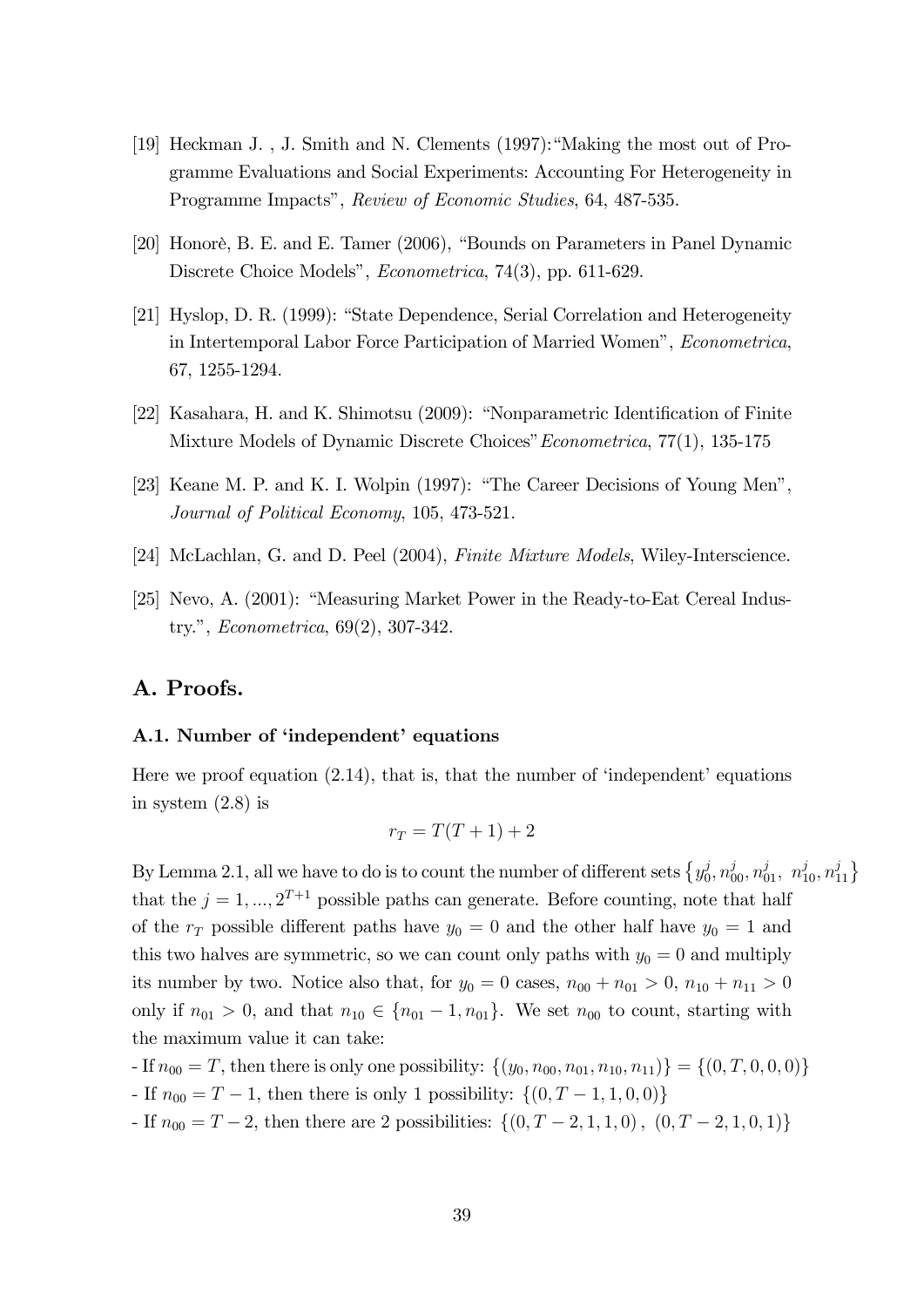[19] Heckman J. , J. Smith and N. Clements (1997):"Making the most out of Programme Evaluations and Social Experiments: Accounting For Heterogeneity in Programme Impacts", *Review of Economic Studies*, 64, 487-535.

[20] Honorè, B. E. and E. Tamer (2006), "Bounds on Parameters in Panel Dynamic Discrete Choice Models", *Econometrica*, 74(3), pp. 611-629.

[21] Hyslop, D. R. (1999): "State Dependence, Serial Correlation and Heterogeneity in Intertemporal Labor Force Participation of Married Women", *Econometrica*, 67, 1255-1294.

[22] Kasahara, H. and K. Shimotsu (2009): "Nonparametric Identification of Finite Mixture Models of Dynamic Discrete Choices"*Econometrica*, 77(1), 135-175

[23] Keane M. P. and K. I. Wolpin (1997): "The Career Decisions of Young Men", *Journal of Political Economy*, 105, 473-521.

[24] McLachlan, G. and D. Peel (2004), *Finite Mixture Models*, Wiley-Interscience.

[25] Nevo, A. (2001): "Measuring Market Power in the Ready-to-Eat Cereal Industry.", *Econometrica*, 69(2), 307-342.

## A. Proofs.

### A.1. Number of 'independent' equations

Here we proof equation (2.14), that is, that the number of 'independent' equations in system (2.8) is

$$r_T = T(T+1) + 2$$

By Lemma 2.1, all we have to do is to count the number of different sets $\left\{y_0^j, n_{00}^j, n_{01}^j,\ n_{10}^j, n_{11}^j\right\}$ that the $j = 1, ..., 2^{T+1}$ possible paths can generate. Before counting, note that half of the $r_T$ possible different paths have $y_0 = 0$ and the other half have $y_0 = 1$ and this two halves are symmetric, so we can count only paths with $y_0 = 0$ and multiply its number by two. Notice also that, for $y_0 = 0$ cases, $n_{00} + n_{01} > 0$, $n_{10} + n_{11} > 0$ only if $n_{01} > 0$, and that $n_{10} \in \{n_{01} - 1, n_{01}\}$. We set $n_{00}$ to count, starting with the maximum value it can take:

- If $n_{00} = T$, then there is only one possibility: $\{(y_0, n_{00}, n_{01}, n_{10}, n_{11})\} = \{(0, T, 0, 0, 0)\}$
- If $n_{00} = T - 1$, then there is only 1 possibility: $\{(0, T - 1, 1, 0, 0)\}$
- If $n_{00} = T - 2$, then there are 2 possibilities: $\{(0, T - 2, 1, 1, 0)\,,\ (0, T - 2, 1, 0, 1)\}$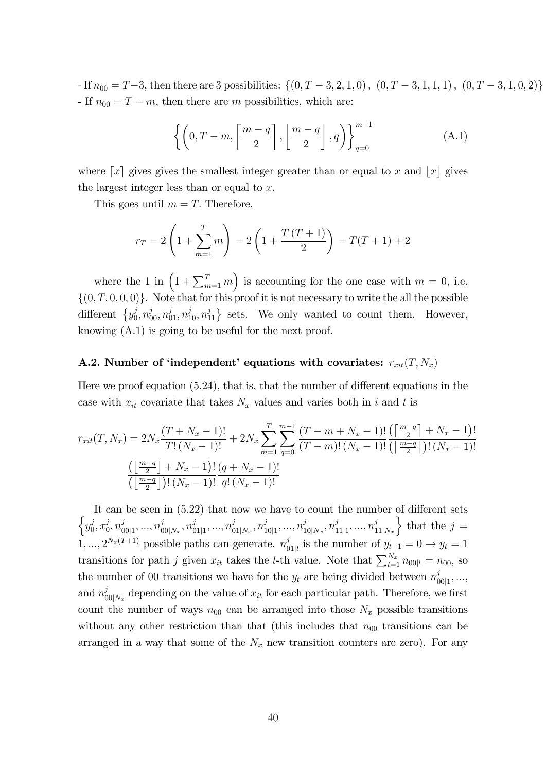- If $n_{00} = T-3$, then there are 3 possibilities: $\{(0, T-3, 2, 1, 0)\,,\ (0, T-3, 1, 1, 1)\,,\ (0, T-3, 1, 0, 2)\}$
- If $n_{00} = T - m$, then there are $m$ possibilities, which are:

$$\left\{ \left( 0, T-m, \left\lceil \frac{m-q}{2} \right\rceil, \left\lfloor \frac{m-q}{2} \right\rfloor, q \right) \right\}_{q=0}^{m-1} \tag{A.1}$$

where $\lceil x \rceil$ gives gives the smallest integer greater than or equal to $x$ and $\lfloor x \rfloor$ gives the largest integer less than or equal to $x$.

This goes until $m = T$. Therefore,

$$r_T = 2\left(1 + \sum_{m=1}^{T} m\right) = 2\left(1 + \frac{T(T+1)}{2}\right) = T(T+1) + 2$$

where the 1 in $\left(1 + \sum_{m=1}^{T} m\right)$ is accounting for the one case with $m = 0$, i.e. $\{(0, T, 0, 0, 0)\}$. Note that for this proof it is not necessary to write the all the possible different $\{y_0^j, n_{00}^j, n_{01}^j, n_{10}^j, n_{11}^j\}$ sets. We only wanted to count them. However, knowing (A.1) is going to be useful for the next proof.

### A.2. Number of 'independent' equations with covariates: $r_{xit}(T, N_x)$

Here we proof equation (5.24), that is, that the number of different equations in the case with $x_{it}$ covariate that takes $N_x$ values and varies both in $i$ and $t$ is

$$r_{xit}(T, N_x) = 2N_x \frac{(T + N_x - 1)!}{T!\,(N_x - 1)!} + 2N_x \sum_{m=1}^{T} \sum_{q=0}^{m-1} \frac{(T - m + N_x - 1)!}{(T - m)!\,(N_x - 1)!} \frac{\left(\left\lceil \frac{m-q}{2} \right\rceil + N_x - 1\right)!}{\left(\left\lceil \frac{m-q}{2} \right\rceil\right)!\,(N_x - 1)!} \frac{\left(\left\lfloor \frac{m-q}{2} \right\rfloor + N_x - 1\right)!}{\left(\left\lfloor \frac{m-q}{2} \right\rfloor\right)!\,(N_x - 1)!} \frac{(q + N_x - 1)!}{q!\,(N_x - 1)!}$$

It can be seen in (5.22) that now we have to count the number of different sets $\left\{y_0^j, x_0^j, n_{00|1}^j, ..., n_{00|N_x}^j, n_{01|1}^j, ..., n_{01|N_x}^j, n_{10|1}^j, ..., n_{10|N_x}^j, n_{11|1}^j, ..., n_{11|N_x}^j\right\}$ that the $j = 1, ..., 2^{N_x(T+1)}$ possible paths can generate. $n_{01|l}^j$ is the number of $y_{t-1} = 0 \to y_t = 1$ transitions for path $j$ given $x_{it}$ takes the $l$-th value. Note that $\sum_{l=1}^{N_x} n_{00|l} = n_{00}$, so the number of 00 transitions we have for the $y_t$ are being divided between $n_{00|1}^j, ...,$ and $n_{00|N_x}^j$ depending on the value of $x_{it}$ for each particular path. Therefore, we first count the number of ways $n_{00}$ can be arranged into those $N_x$ possible transitions without any other restriction than that (this includes that $n_{00}$ transitions can be arranged in a way that some of the $N_x$ new transition counters are zero). For any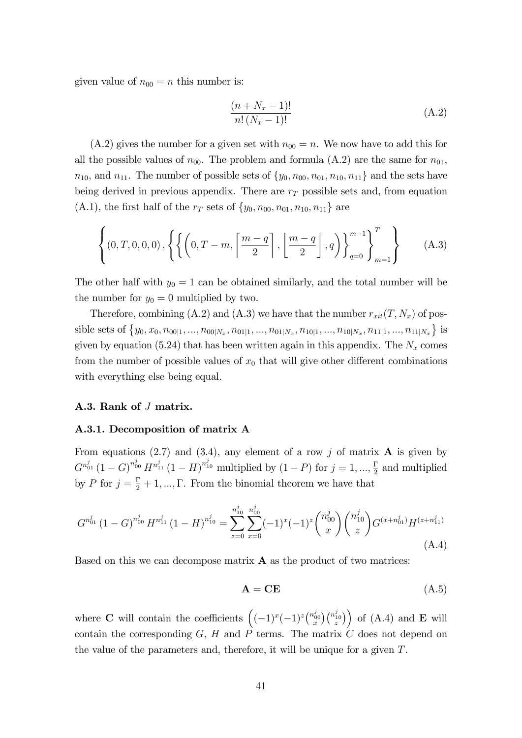given value of $n_{00} = n$ this number is:

$$\frac{(n + N_x - 1)!}{n!\,(N_x - 1)!} \tag{A.2}$$

(A.2) gives the number for a given set with $n_{00} = n$. We now have to add this for all the possible values of $n_{00}$. The problem and formula (A.2) are the same for $n_{01}$, $n_{10}$, and $n_{11}$. The number of possible sets of $\{y_0, n_{00}, n_{01}, n_{10}, n_{11}\}$ and the sets have being derived in previous appendix. There are $r_T$ possible sets and, from equation (A.1), the first half of the $r_T$ sets of $\{y_0, n_{00}, n_{01}, n_{10}, n_{11}\}$ are

$$\left\{ (0, T, 0, 0, 0)\,, \left\{ \left\{ \left( 0, T - m, \left\lceil \frac{m-q}{2} \right\rceil, \left\lfloor \frac{m-q}{2} \right\rfloor, q \right) \right\}_{q=0}^{m-1} \right\}_{m=1}^{T} \right\} \tag{A.3}$$

The other half with $y_0 = 1$ can be obtained similarly, and the total number will be the number for $y_0 = 0$ multiplied by two.

Therefore, combining (A.2) and (A.3) we have that the number $r_{xit}(T, N_x)$ of possible sets of $\left\{ y_0, x_0, n_{00|1}, ..., n_{00|N_x}, n_{01|1}, ..., n_{01|N_x}, n_{10|1}, ..., n_{10|N_x}, n_{11|1}, ..., n_{11|N_x} \right\}$ is given by equation (5.24) that has been written again in this appendix. The $N_x$ comes from the number of possible values of $x_0$ that will give other different combinations with everything else being equal.

### A.3. Rank of $J$ matrix.

#### A.3.1. Decomposition of matrix A

From equations (2.7) and (3.4), any element of a row $j$ of matrix $\mathbf{A}$ is given by $G^{n_{01}^j}(1-G)^{n_{00}^j} H^{n_{11}^j}(1-H)^{n_{10}^j}$ multiplied by $(1-P)$ for $j = 1, ..., \frac{\Gamma}{2}$ and multiplied by $P$ for $j = \frac{\Gamma}{2} + 1, ..., \Gamma$. From the binomial theorem we have that

$$G^{n_{01}^j}(1-G)^{n_{00}^j} H^{n_{11}^j}(1-H)^{n_{10}^j} = \sum_{z=0}^{n_{10}^j} \sum_{x=0}^{n_{00}^j} (-1)^x (-1)^z \binom{n_{00}^j}{x} \binom{n_{10}^j}{z} G^{(x+n_{01}^j)} H^{(z+n_{11}^j)} \tag{A.4}$$

Based on this we can decompose matrix $\mathbf{A}$ as the product of two matrices:

$$\mathbf{A} = \mathbf{CE} \tag{A.5}$$

where $\mathbf{C}$ will contain the coefficients $\left( (-1)^x (-1)^z \binom{n_{00}^j}{x} \binom{n_{10}^j}{z} \right)$ of (A.4) and $\mathbf{E}$ will contain the corresponding $G$, $H$ and $P$ terms. The matrix $C$ does not depend on the value of the parameters and, therefore, it will be unique for a given $T$.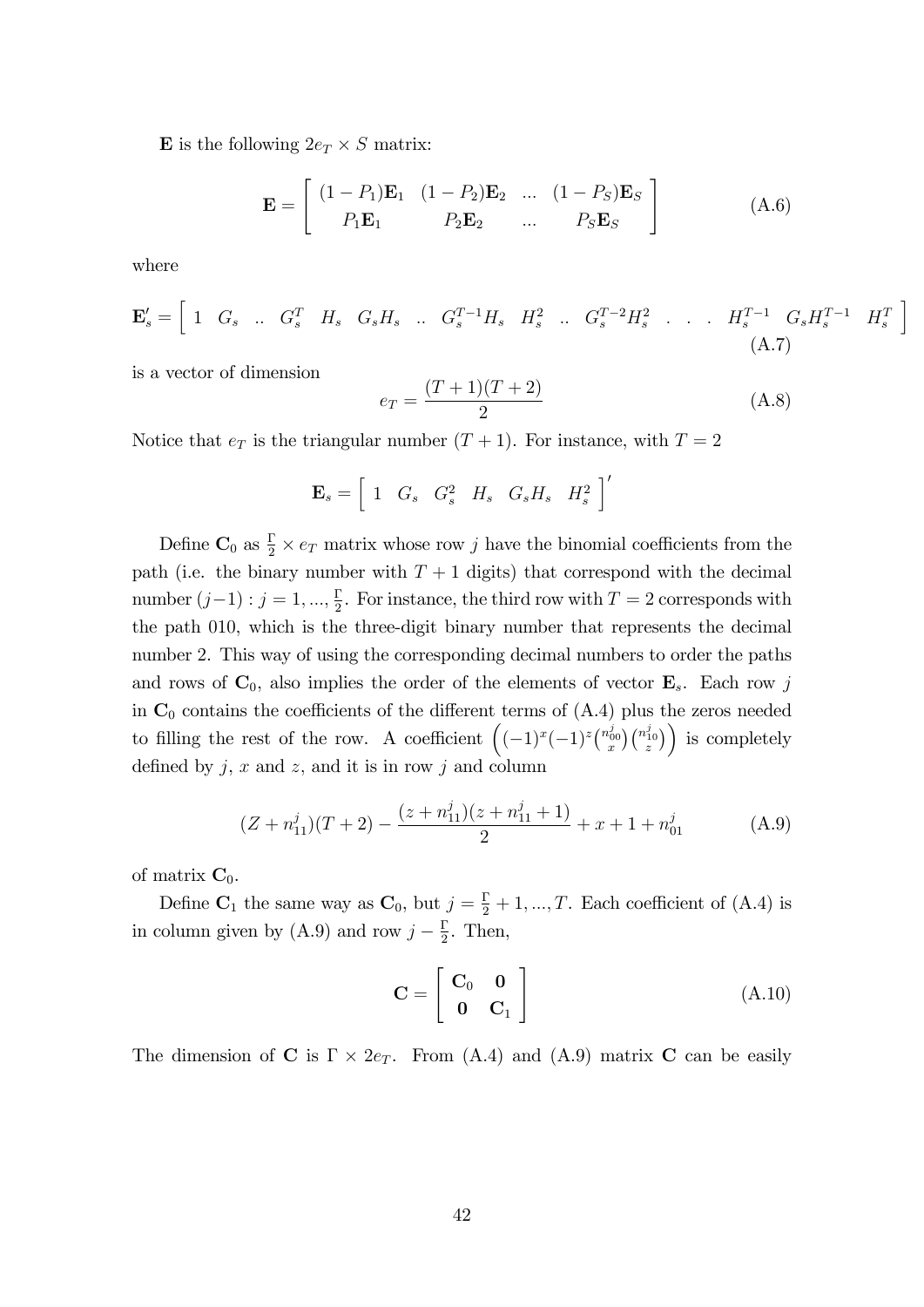$\mathbf{E}$ is the following $2e_T \times S$ matrix:

$$\mathbf{E} = \begin{bmatrix} (1-P_1)\mathbf{E}_1 & (1-P_2)\mathbf{E}_2 & ... & (1-P_S)\mathbf{E}_S \\ P_1\mathbf{E}_1 & P_2\mathbf{E}_2 & ... & P_S\mathbf{E}_S \end{bmatrix} \tag{A.6}$$

where

$$\mathbf{E}_s' = \begin{bmatrix} 1 & G_s & .. & G_s^T & H_s & G_sH_s & .. & G_s^{T-1}H_s & H_s^2 & .. & G_s^{T-2}H_s^2 & . & . & . & H_s^{T-1} & G_sH_s^{T-1} & H_s^T \end{bmatrix} \tag{A.7}$$

is a vector of dimension

$$e_T = \frac{(T+1)(T+2)}{2} \tag{A.8}$$

Notice that $e_T$ is the triangular number $(T+1)$. For instance, with $T = 2$

$$\mathbf{E}_s = \begin{bmatrix} 1 & G_s & G_s^2 & H_s & G_sH_s & H_s^2 \end{bmatrix}'$$

Define $\mathbf{C}_0$ as $\frac{\Gamma}{2} \times e_T$ matrix whose row $j$ have the binomial coefficients from the path (i.e. the binary number with $T+1$ digits) that correspond with the decimal number $(j-1) : j = 1, ..., \frac{\Gamma}{2}$. For instance, the third row with $T = 2$ corresponds with the path 010, which is the three-digit binary number that represents the decimal number 2. This way of using the corresponding decimal numbers to order the paths and rows of $\mathbf{C}_0$, also implies the order of the elements of vector $\mathbf{E}_s$. Each row $j$ in $\mathbf{C}_0$ contains the coefficients of the different terms of (A.4) plus the zeros needed to filling the rest of the row. A coefficient $\left((-1)^x(-1)^z\binom{n_{00}^j}{x}\binom{n_{10}^j}{z}\right)$ is completely defined by $j$, $x$ and $z$, and it is in row $j$ and column

$$(Z + n_{11}^j)(T+2) - \frac{(z+n_{11}^j)(z+n_{11}^j+1)}{2} + x + 1 + n_{01}^j \tag{A.9}$$

of matrix $\mathbf{C}_0$.

Define $\mathbf{C}_1$ the same way as $\mathbf{C}_0$, but $j = \frac{\Gamma}{2}+1, ..., T$. Each coefficient of (A.4) is in column given by (A.9) and row $j - \frac{\Gamma}{2}$. Then,

$$\mathbf{C} = \begin{bmatrix} \mathbf{C}_0 & \mathbf{0} \\ \mathbf{0} & \mathbf{C}_1 \end{bmatrix} \tag{A.10}$$

The dimension of $\mathbf{C}$ is $\Gamma \times 2e_T$. From (A.4) and (A.9) matrix $\mathbf{C}$ can be easily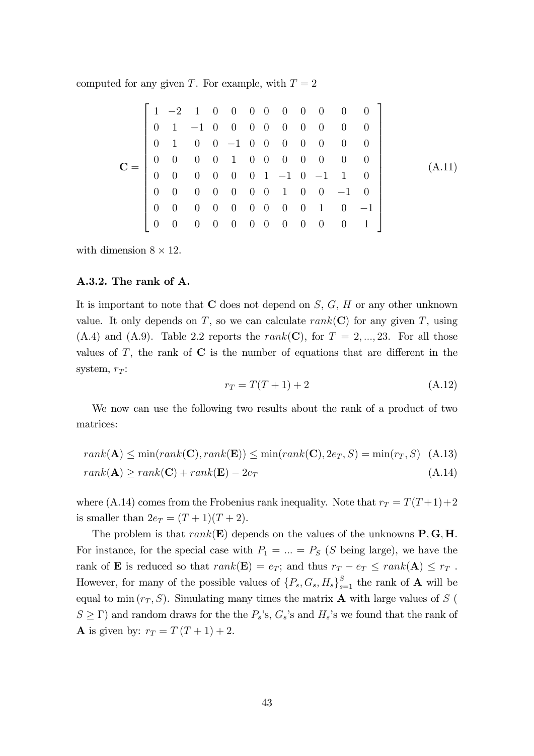computed for any given $T$. For example, with $T = 2$

$$
\mathbf{C} = \begin{bmatrix}
1 & -2 & 1 & 0 & 0 & 0 & 0 & 0 & 0 & 0 & 0 & 0 \\
0 & 1 & -1 & 0 & 0 & 0 & 0 & 0 & 0 & 0 & 0 & 0 \\
0 & 1 & 0 & 0 & -1 & 0 & 0 & 0 & 0 & 0 & 0 & 0 \\
0 & 0 & 0 & 0 & 1 & 0 & 0 & 0 & 0 & 0 & 0 & 0 \\
0 & 0 & 0 & 0 & 0 & 0 & 1 & -1 & 0 & -1 & 1 & 0 \\
0 & 0 & 0 & 0 & 0 & 0 & 0 & 1 & 0 & 0 & -1 & 0 \\
0 & 0 & 0 & 0 & 0 & 0 & 0 & 0 & 0 & 1 & 0 & -1 \\
0 & 0 & 0 & 0 & 0 & 0 & 0 & 0 & 0 & 0 & 0 & 1
\end{bmatrix} \tag{A.11}
$$

with dimension $8 \times 12$.

### A.3.2. The rank of A.

It is important to note that $\mathbf{C}$ does not depend on $S$, $G$, $H$ or any other unknown value. It only depends on $T$, so we can calculate $rank(\mathbf{C})$ for any given $T$, using (A.4) and (A.9). Table 2.2 reports the $rank(\mathbf{C})$, for $T = 2, ..., 23$. For all those values of $T$, the rank of $\mathbf{C}$ is the number of equations that are different in the system, $r_T$:

$$
r_T = T(T+1) + 2 \tag{A.12}
$$

We now can use the following two results about the rank of a product of two matrices:

$$
rank(\mathbf{A}) \leq \min(rank(\mathbf{C}), rank(\mathbf{E})) \leq \min(rank(\mathbf{C}), 2e_T, S) = \min(r_T, S) \tag{A.13}
$$

$$
rank(\mathbf{A}) \geq rank(\mathbf{C}) + rank(\mathbf{E}) - 2e_T \tag{A.14}
$$

where (A.14) comes from the Frobenius rank inequality. Note that $r_T = T(T+1)+2$ is smaller than $2e_T = (T+1)(T+2)$.

The problem is that $rank(\mathbf{E})$ depends on the values of the unknowns $\mathbf{P}, \mathbf{G}, \mathbf{H}$. For instance, for the special case with $P_1 = ... = P_S$ ($S$ being large), we have the rank of $\mathbf{E}$ is reduced so that $rank(\mathbf{E}) = e_T$; and thus $r_T - e_T \leq rank(\mathbf{A}) \leq r_T$ . However, for many of the possible values of $\{P_s, G_s, H_s\}_{s=1}^{S}$ the rank of $\mathbf{A}$ will be equal to $\min(r_T, S)$. Simulating many times the matrix $\mathbf{A}$ with large values of $S$ ( $S \geq \Gamma$) and random draws for the the $P_s$'s, $G_s$'s and $H_s$'s we found that the rank of $\mathbf{A}$ is given by: $r_T = T(T+1) + 2$.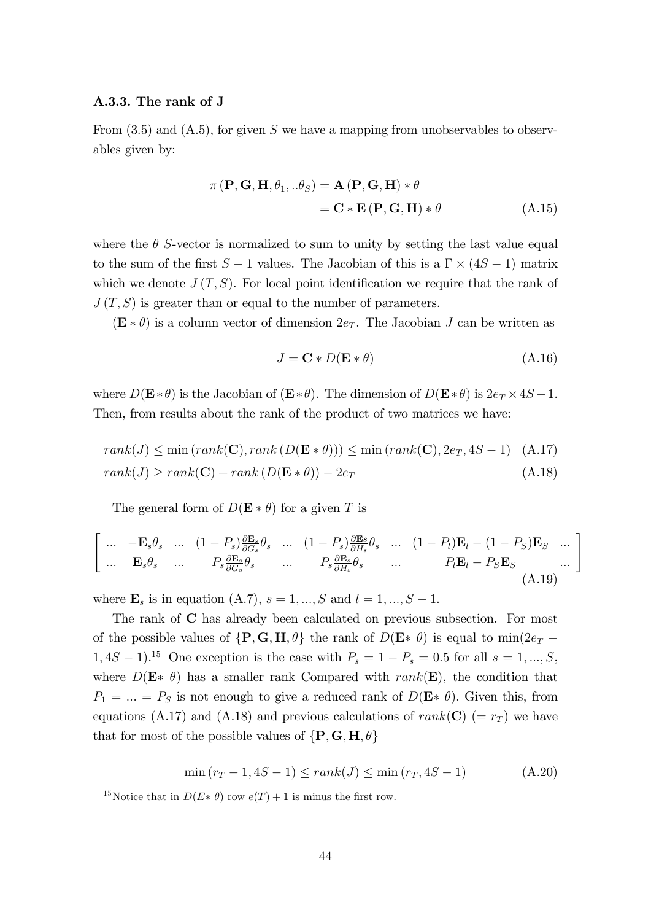### A.3.3. The rank of J

From (3.5) and (A.5), for given $S$ we have a mapping from unobservables to observables given by:

$$\pi(\mathbf{P},\mathbf{G},\mathbf{H},\theta_1,..\theta_S) = \mathbf{A}(\mathbf{P},\mathbf{G},\mathbf{H}) * \theta$$
$$= \mathbf{C} * \mathbf{E}(\mathbf{P},\mathbf{G},\mathbf{H}) * \theta \tag{A.15}$$

where the $\theta$ $S$-vector is normalized to sum to unity by setting the last value equal to the sum of the first $S-1$ values. The Jacobian of this is a $\Gamma \times (4S-1)$ matrix which we denote $J(T,S)$. For local point identification we require that the rank of $J(T,S)$ is greater than or equal to the number of parameters.

$(\mathbf{E} * \theta)$ is a column vector of dimension $2e_T$. The Jacobian $J$ can be written as

$$J = \mathbf{C} * D(\mathbf{E} * \theta) \tag{A.16}$$

where $D(\mathbf{E} * \theta)$ is the Jacobian of $(\mathbf{E} * \theta)$. The dimension of $D(\mathbf{E} * \theta)$ is $2e_T \times 4S - 1$. Then, from results about the rank of the product of two matrices we have:

$$rank(J) \leq \min(rank(\mathbf{C}), rank(D(\mathbf{E} * \theta))) \leq \min(rank(\mathbf{C}), 2e_T, 4S-1) \tag{A.17}$$
$$rank(J) \geq rank(\mathbf{C}) + rank(D(\mathbf{E} * \theta)) - 2e_T \tag{A.18}$$

The general form of $D(\mathbf{E} * \theta)$ for a given $T$ is

$$\begin{bmatrix} ... & -\mathbf{E}_s\theta_s & ... & (1-P_s)\frac{\partial \mathbf{E}_s}{\partial G_s}\theta_s & ... & (1-P_s)\frac{\partial \mathbf{E}_s}{\partial H_s}\theta_s & ... & (1-P_l)\mathbf{E}_l - (1-P_S)\mathbf{E}_S & ... \\ ... & \mathbf{E}_s\theta_s & ... & P_s\frac{\partial \mathbf{E}_s}{\partial G_s}\theta_s & ... & P_s\frac{\partial \mathbf{E}_s}{\partial H_s}\theta_s & ... & P_l\mathbf{E}_l - P_S\mathbf{E}_S & ... \end{bmatrix} \tag{A.19}$$

where $\mathbf{E}_s$ is in equation (A.7), $s = 1,...,S$ and $l = 1,...,S-1$.

The rank of $\mathbf{C}$ has already been calculated on previous subsection. For most of the possible values of $\{\mathbf{P},\mathbf{G},\mathbf{H},\theta\}$ the rank of $D(\mathbf{E}* \theta)$ is equal to $\min(2e_T - 1, 4S-1)$.[15] One exception is the case with $P_s = 1 - P_s = 0.5$ for all $s = 1,...,S$, where $D(\mathbf{E}* \theta)$ has a smaller rank Compared with $rank(\mathbf{E})$, the condition that $P_1 = ... = P_S$ is not enough to give a reduced rank of $D(\mathbf{E}* \theta)$. Given this, from equations (A.17) and (A.18) and previous calculations of $rank(\mathbf{C})$ $(= r_T)$ we have that for most of the possible values of $\{\mathbf{P},\mathbf{G},\mathbf{H},\theta\}$

$$\min(r_T - 1, 4S-1) \leq rank(J) \leq \min(r_T, 4S-1) \tag{A.20}$$

[15] Notice that in $D(E* \theta)$ row $e(T)+1$ is minus the first row.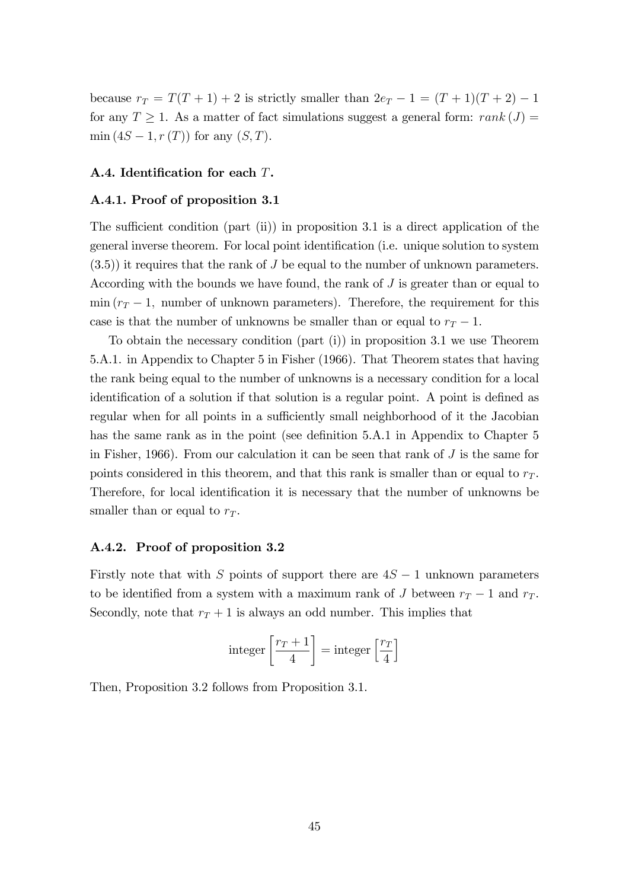because $r_T = T(T+1) + 2$ is strictly smaller than $2e_T - 1 = (T+1)(T+2) - 1$ for any $T \geq 1$. As a matter of fact simulations suggest a general form: $rank(J) = \min(4S-1, r(T))$ for any $(S, T)$.

#### A.4. Identification for each $T$.

#### A.4.1. Proof of proposition 3.1

The sufficient condition (part (ii)) in proposition 3.1 is a direct application of the general inverse theorem. For local point identification (i.e. unique solution to system (3.5)) it requires that the rank of $J$ be equal to the number of unknown parameters. According with the bounds we have found, the rank of $J$ is greater than or equal to $\min(r_T - 1,$ number of unknown parameters$)$. Therefore, the requirement for this case is that the number of unknowns be smaller than or equal to $r_T - 1$.

To obtain the necessary condition (part (i)) in proposition 3.1 we use Theorem 5.A.1. in Appendix to Chapter 5 in Fisher (1966). That Theorem states that having the rank being equal to the number of unknowns is a necessary condition for a local identification of a solution if that solution is a regular point. A point is defined as regular when for all points in a sufficiently small neighborhood of it the Jacobian has the same rank as in the point (see definition 5.A.1 in Appendix to Chapter 5 in Fisher, 1966). From our calculation it can be seen that rank of $J$ is the same for points considered in this theorem, and that this rank is smaller than or equal to $r_T$. Therefore, for local identification it is necessary that the number of unknowns be smaller than or equal to $r_T$.

#### A.4.2. Proof of proposition 3.2

Firstly note that with $S$ points of support there are $4S - 1$ unknown parameters to be identified from a system with a maximum rank of $J$ between $r_T - 1$ and $r_T$. Secondly, note that $r_T + 1$ is always an odd number. This implies that

$$\text{integer}\left[\frac{r_T + 1}{4}\right] = \text{integer}\left[\frac{r_T}{4}\right]$$

Then, Proposition 3.2 follows from Proposition 3.1.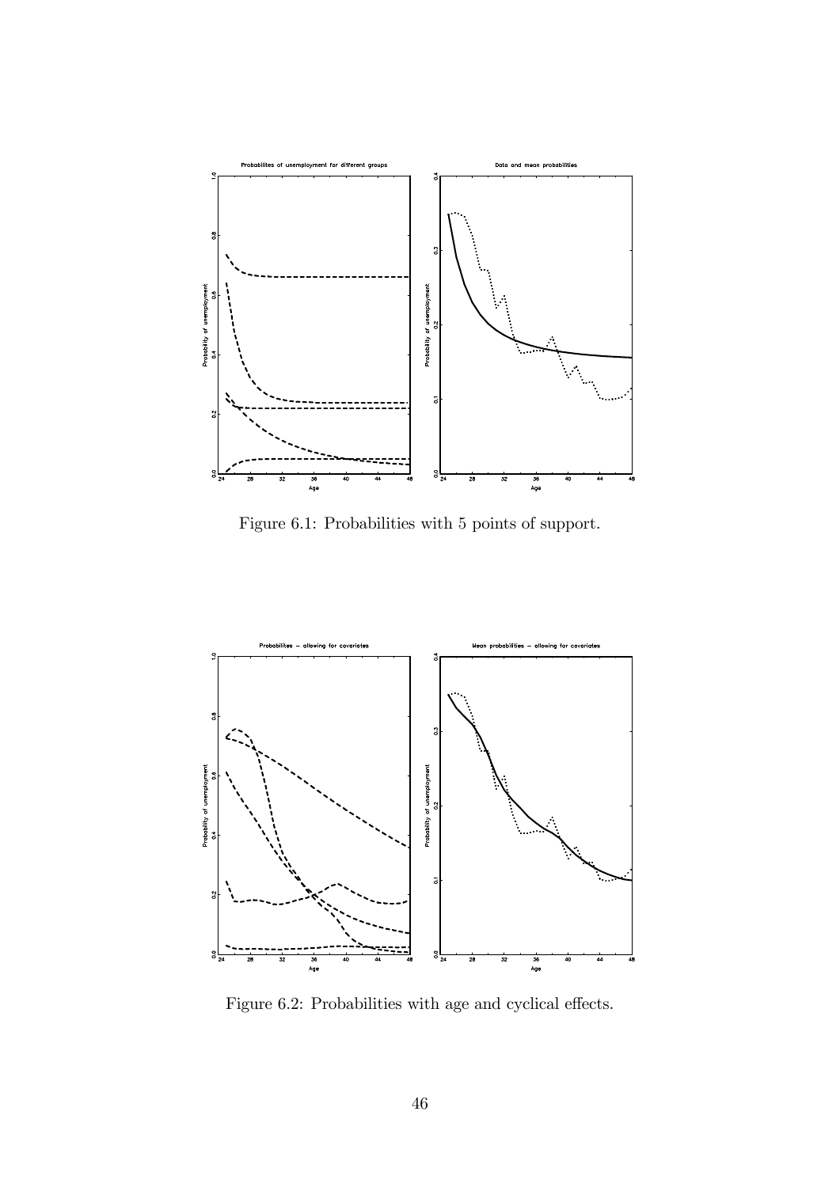Probabilites of unemployment for different groups

Probability of unemployment

0.0 0.2 0.4 0.6 0.8 1.0

24 28 32 36 40 44 48

Age

Data and mean probabilities

Probability of unemployment

0.0 0.1 0.2 0.3 0.4

24 28 32 36 40 44 48

Age

Figure 6.1: Probabilities with 5 points of support.

Probabilites – allowing for covariates

Probability of unemployment

0.0 0.2 0.4 0.6 0.8 1.0

24 28 32 36 40 44 48

Age

Mean probabilities – allowing for covariates

Probability of unemployment

0.0 0.1 0.2 0.3 0.4

24 28 32 36 40 44 48

Age

Figure 6.2: Probabilities with age and cyclical effects.